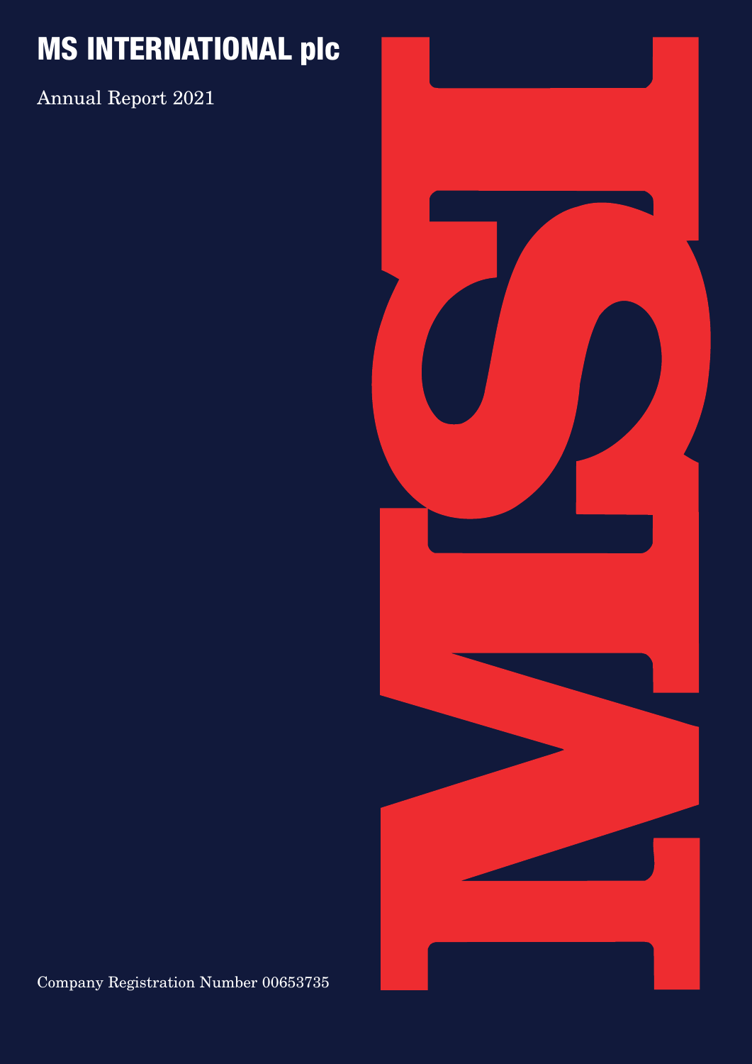# MS INTERNATIONAL plc

Annual Report 2021

MSI

Company Registration Number 00653735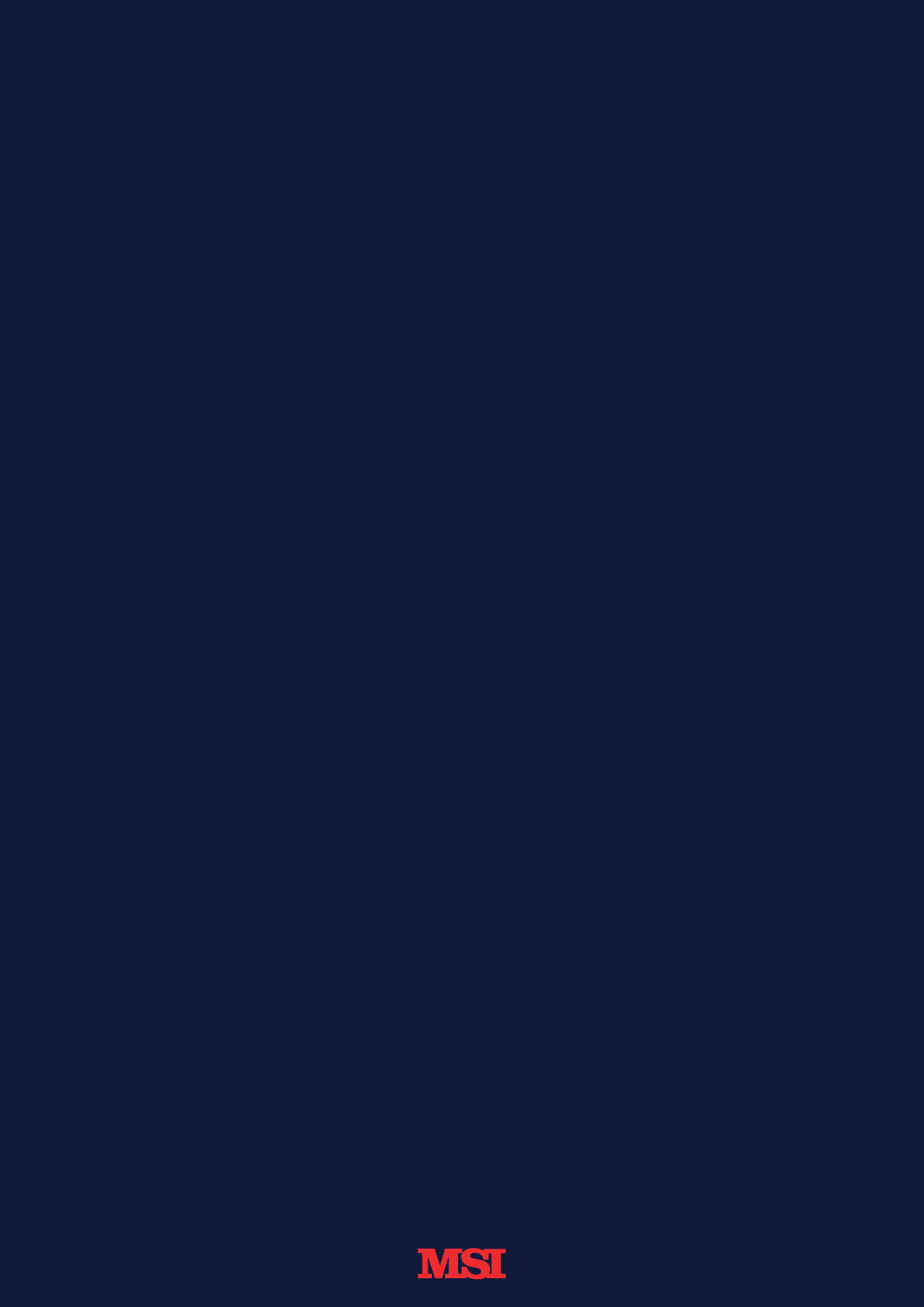MSI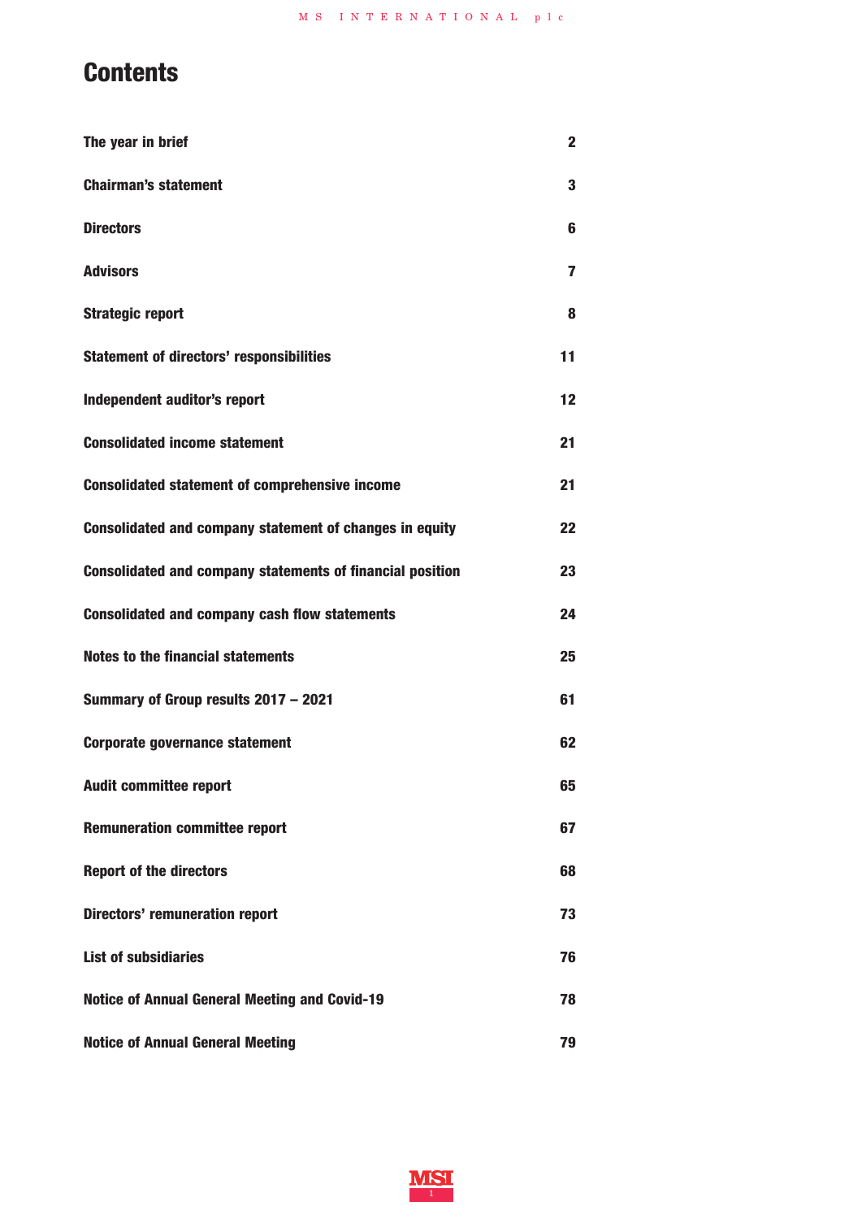# Contents

| | |
|---|---|
| **The year in brief** | **2** |
| **Chairman's statement** | **3** |
| **Directors** | **6** |
| **Advisors** | **7** |
| **Strategic report** | **8** |
| **Statement of directors' responsibilities** | **11** |
| **Independent auditor's report** | **12** |
| **Consolidated income statement** | **21** |
| **Consolidated statement of comprehensive income** | **21** |
| **Consolidated and company statement of changes in equity** | **22** |
| **Consolidated and company statements of financial position** | **23** |
| **Consolidated and company cash flow statements** | **24** |
| **Notes to the financial statements** | **25** |
| **Summary of Group results 2017 – 2021** | **61** |
| **Corporate governance statement** | **62** |
| **Audit committee report** | **65** |
| **Remuneration committee report** | **67** |
| **Report of the directors** | **68** |
| **Directors' remuneration report** | **73** |
| **List of subsidiaries** | **76** |
| **Notice of Annual General Meeting and Covid-19** | **78** |
| **Notice of Annual General Meeting** | **79** |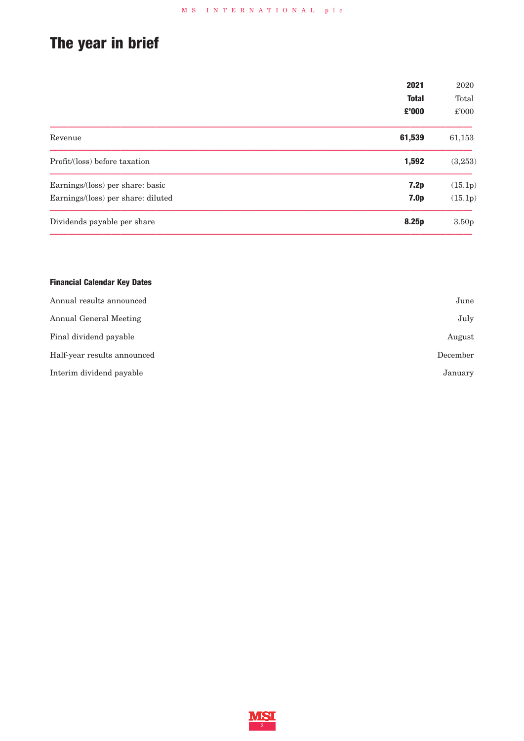# The year in brief

| | **2021 Total £'000** | 2020 Total £'000 |
|---|---|---|
| Revenue | **61,539** | 61,153 |
| Profit/(loss) before taxation | **1,592** | (3,253) |
| Earnings/(loss) per share: basic | **7.2p** | (15.1p) |
| Earnings/(loss) per share: diluted | **7.0p** | (15.1p) |
| Dividends payable per share | **8.25p** | 3.50p |

**Financial Calendar Key Dates**

| | |
|---|---|
| Annual results announced | June |
| Annual General Meeting | July |
| Final dividend payable | August |
| Half-year results announced | December |
| Interim dividend payable | January |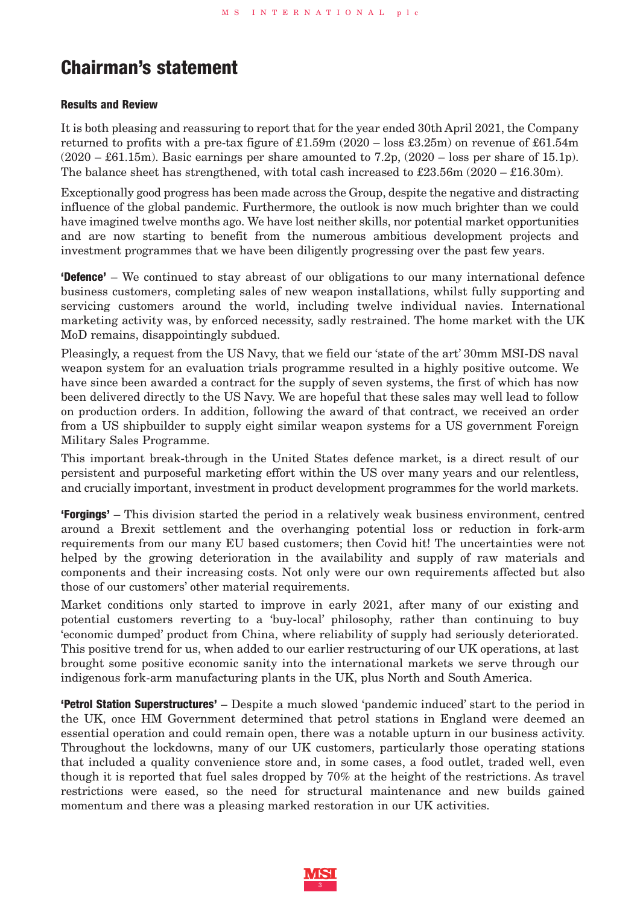# Chairman's statement

### Results and Review

It is both pleasing and reassuring to report that for the year ended 30th April 2021, the Company returned to profits with a pre-tax figure of £1.59m (2020 – loss £3.25m) on revenue of £61.54m (2020 – £61.15m). Basic earnings per share amounted to 7.2p, (2020 – loss per share of 15.1p). The balance sheet has strengthened, with total cash increased to £23.56m (2020 – £16.30m).

Exceptionally good progress has been made across the Group, despite the negative and distracting influence of the global pandemic. Furthermore, the outlook is now much brighter than we could have imagined twelve months ago. We have lost neither skills, nor potential market opportunities and are now starting to benefit from the numerous ambitious development projects and investment programmes that we have been diligently progressing over the past few years.

**'Defence'** – We continued to stay abreast of our obligations to our many international defence business customers, completing sales of new weapon installations, whilst fully supporting and servicing customers around the world, including twelve individual navies. International marketing activity was, by enforced necessity, sadly restrained. The home market with the UK MoD remains, disappointingly subdued.

Pleasingly, a request from the US Navy, that we field our 'state of the art' 30mm MSI-DS naval weapon system for an evaluation trials programme resulted in a highly positive outcome. We have since been awarded a contract for the supply of seven systems, the first of which has now been delivered directly to the US Navy. We are hopeful that these sales may well lead to follow on production orders. In addition, following the award of that contract, we received an order from a US shipbuilder to supply eight similar weapon systems for a US government Foreign Military Sales Programme.

This important break-through in the United States defence market, is a direct result of our persistent and purposeful marketing effort within the US over many years and our relentless, and crucially important, investment in product development programmes for the world markets.

**'Forgings'** – This division started the period in a relatively weak business environment, centred around a Brexit settlement and the overhanging potential loss or reduction in fork-arm requirements from our many EU based customers; then Covid hit! The uncertainties were not helped by the growing deterioration in the availability and supply of raw materials and components and their increasing costs. Not only were our own requirements affected but also those of our customers' other material requirements.

Market conditions only started to improve in early 2021, after many of our existing and potential customers reverting to a 'buy-local' philosophy, rather than continuing to buy 'economic dumped' product from China, where reliability of supply had seriously deteriorated. This positive trend for us, when added to our earlier restructuring of our UK operations, at last brought some positive economic sanity into the international markets we serve through our indigenous fork-arm manufacturing plants in the UK, plus North and South America.

**'Petrol Station Superstructures'** – Despite a much slowed 'pandemic induced' start to the period in the UK, once HM Government determined that petrol stations in England were deemed an essential operation and could remain open, there was a notable upturn in our business activity. Throughout the lockdowns, many of our UK customers, particularly those operating stations that included a quality convenience store and, in some cases, a food outlet, traded well, even though it is reported that fuel sales dropped by 70% at the height of the restrictions. As travel restrictions were eased, so the need for structural maintenance and new builds gained momentum and there was a pleasing marked restoration in our UK activities.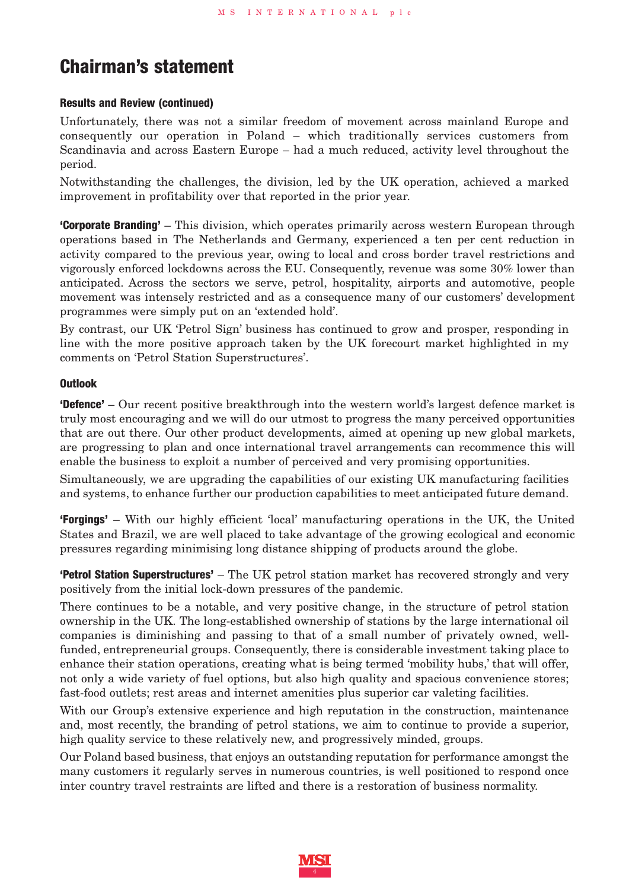# Chairman's statement

### Results and Review (continued)

Unfortunately, there was not a similar freedom of movement across mainland Europe and consequently our operation in Poland – which traditionally services customers from Scandinavia and across Eastern Europe – had a much reduced, activity level throughout the period.

Notwithstanding the challenges, the division, led by the UK operation, achieved a marked improvement in profitability over that reported in the prior year.

**'Corporate Branding'** – This division, which operates primarily across western European through operations based in The Netherlands and Germany, experienced a ten per cent reduction in activity compared to the previous year, owing to local and cross border travel restrictions and vigorously enforced lockdowns across the EU. Consequently, revenue was some 30% lower than anticipated. Across the sectors we serve, petrol, hospitality, airports and automotive, people movement was intensely restricted and as a consequence many of our customers' development programmes were simply put on an 'extended hold'.

By contrast, our UK 'Petrol Sign' business has continued to grow and prosper, responding in line with the more positive approach taken by the UK forecourt market highlighted in my comments on 'Petrol Station Superstructures'.

### Outlook

**'Defence'** – Our recent positive breakthrough into the western world's largest defence market is truly most encouraging and we will do our utmost to progress the many perceived opportunities that are out there. Our other product developments, aimed at opening up new global markets, are progressing to plan and once international travel arrangements can recommence this will enable the business to exploit a number of perceived and very promising opportunities.

Simultaneously, we are upgrading the capabilities of our existing UK manufacturing facilities and systems, to enhance further our production capabilities to meet anticipated future demand.

**'Forgings'** – With our highly efficient 'local' manufacturing operations in the UK, the United States and Brazil, we are well placed to take advantage of the growing ecological and economic pressures regarding minimising long distance shipping of products around the globe.

**'Petrol Station Superstructures'** – The UK petrol station market has recovered strongly and very positively from the initial lock-down pressures of the pandemic.

There continues to be a notable, and very positive change, in the structure of petrol station ownership in the UK. The long-established ownership of stations by the large international oil companies is diminishing and passing to that of a small number of privately owned, well-funded, entrepreneurial groups. Consequently, there is considerable investment taking place to enhance their station operations, creating what is being termed 'mobility hubs,' that will offer, not only a wide variety of fuel options, but also high quality and spacious convenience stores; fast-food outlets; rest areas and internet amenities plus superior car valeting facilities.

With our Group's extensive experience and high reputation in the construction, maintenance and, most recently, the branding of petrol stations, we aim to continue to provide a superior, high quality service to these relatively new, and progressively minded, groups.

Our Poland based business, that enjoys an outstanding reputation for performance amongst the many customers it regularly serves in numerous countries, is well positioned to respond once inter country travel restraints are lifted and there is a restoration of business normality.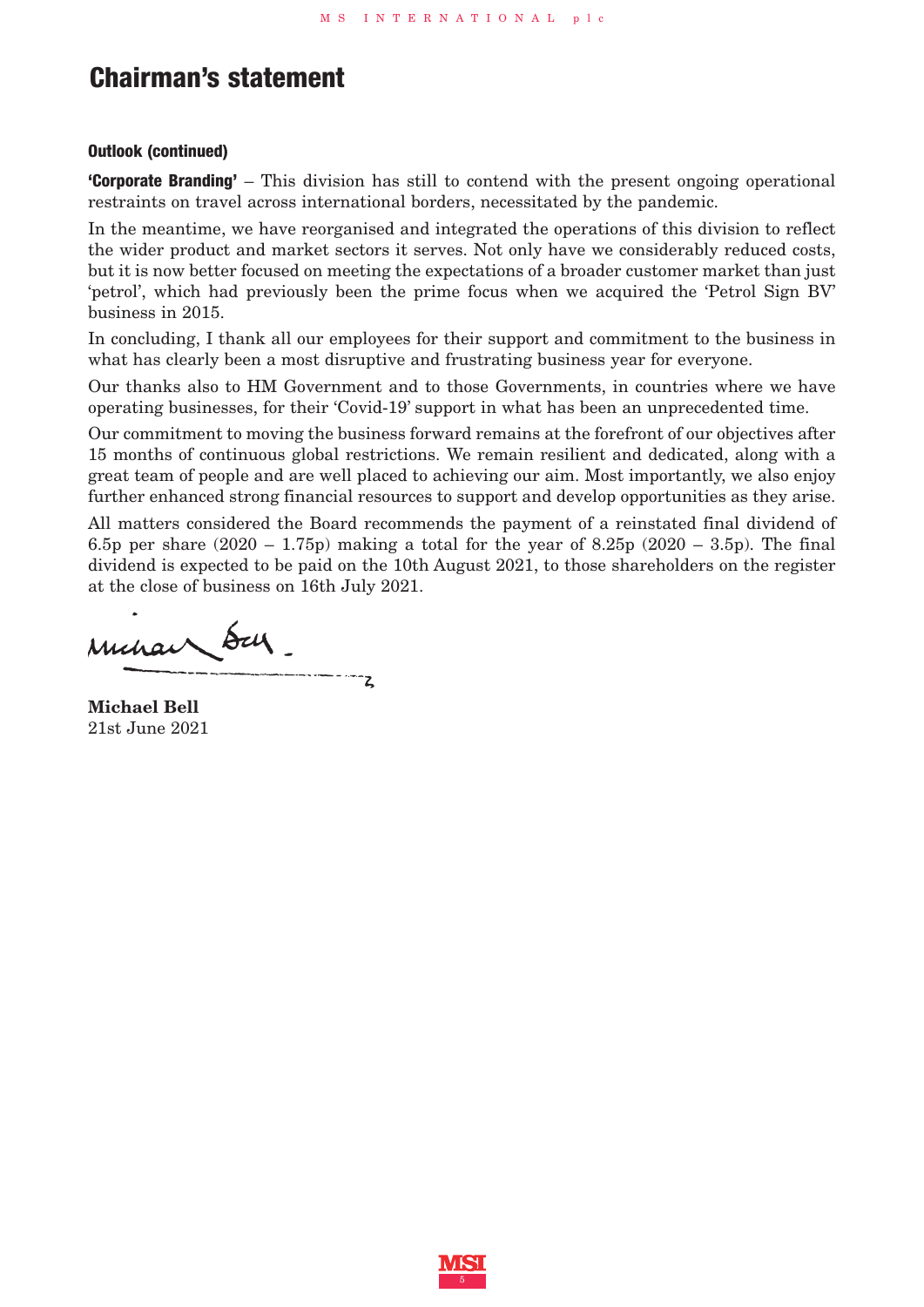# Chairman's statement

### Outlook (continued)

**'Corporate Branding'** – This division has still to contend with the present ongoing operational restraints on travel across international borders, necessitated by the pandemic.

In the meantime, we have reorganised and integrated the operations of this division to reflect the wider product and market sectors it serves. Not only have we considerably reduced costs, but it is now better focused on meeting the expectations of a broader customer market than just 'petrol', which had previously been the prime focus when we acquired the 'Petrol Sign BV' business in 2015.

In concluding, I thank all our employees for their support and commitment to the business in what has clearly been a most disruptive and frustrating business year for everyone.

Our thanks also to HM Government and to those Governments, in countries where we have operating businesses, for their 'Covid-19' support in what has been an unprecedented time.

Our commitment to moving the business forward remains at the forefront of our objectives after 15 months of continuous global restrictions. We remain resilient and dedicated, along with a great team of people and are well placed to achieving our aim. Most importantly, we also enjoy further enhanced strong financial resources to support and develop opportunities as they arise.

All matters considered the Board recommends the payment of a reinstated final dividend of 6.5p per share (2020 – 1.75p) making a total for the year of 8.25p (2020 – 3.5p). The final dividend is expected to be paid on the 10th August 2021, to those shareholders on the register at the close of business on 16th July 2021.

**Michael Bell**
21st June 2021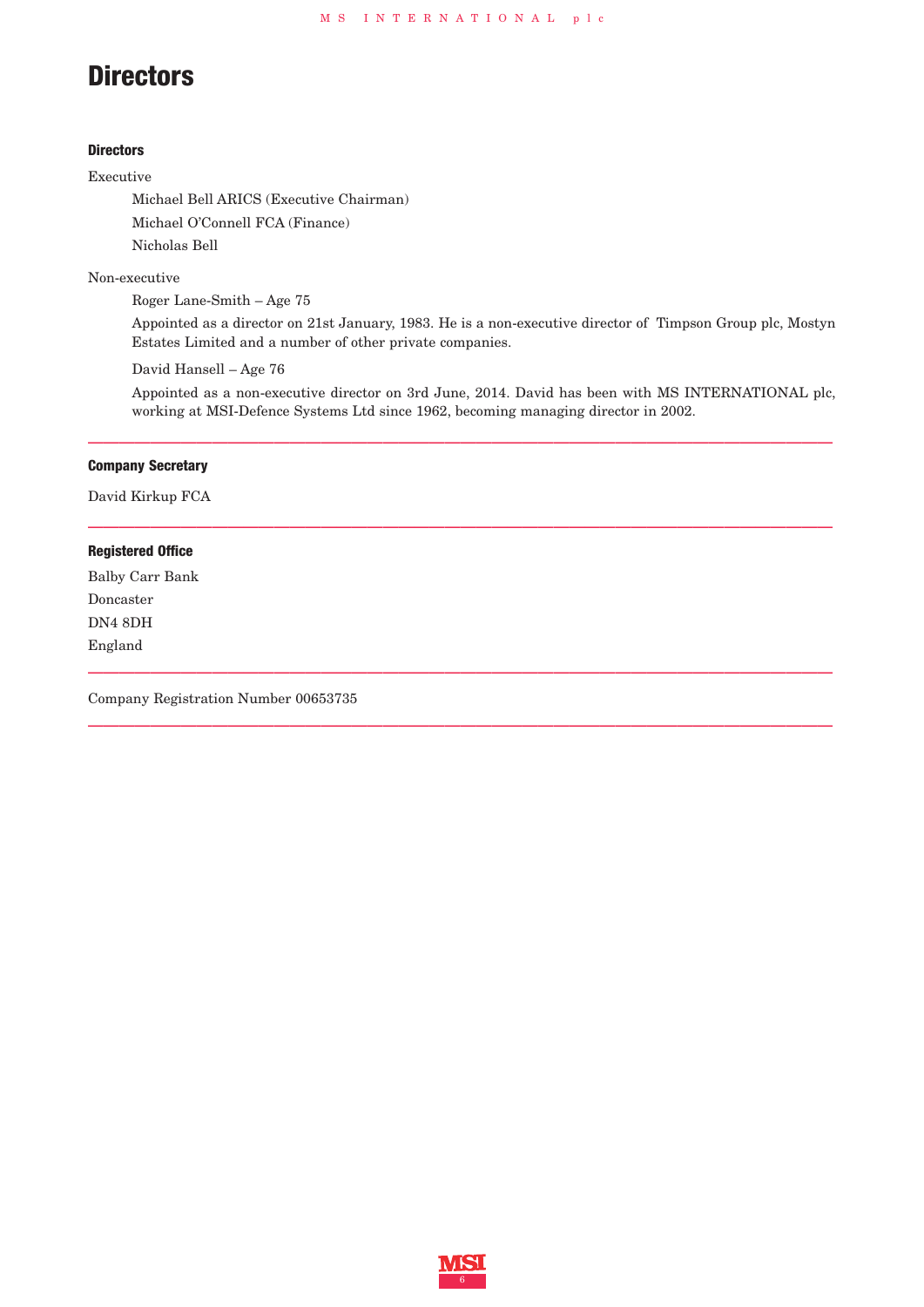# Directors

### Directors

Executive

Michael Bell ARICS (Executive Chairman)

Michael O'Connell FCA (Finance)

Nicholas Bell

Non-executive

Roger Lane-Smith – Age 75

Appointed as a director on 21st January, 1983. He is a non-executive director of Timpson Group plc, Mostyn Estates Limited and a number of other private companies.

David Hansell – Age 76

Appointed as a non-executive director on 3rd June, 2014. David has been with MS INTERNATIONAL plc, working at MSI-Defence Systems Ltd since 1962, becoming managing director in 2002.

---

### Company Secretary

David Kirkup FCA

---

### Registered Office

Balby Carr Bank
Doncaster
DN4 8DH
England

---

Company Registration Number 00653735

---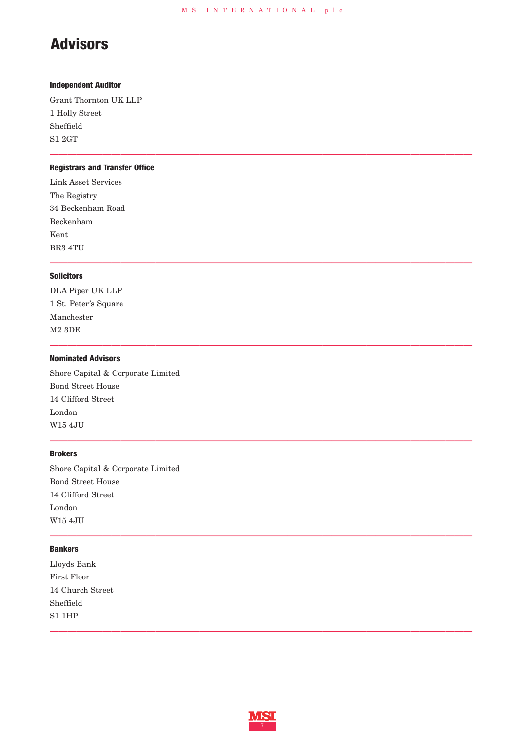# Advisors

### Independent Auditor

Grant Thornton UK LLP
1 Holly Street
Sheffield
S1 2GT

### Registrars and Transfer Office

Link Asset Services
The Registry
34 Beckenham Road
Beckenham
Kent
BR3 4TU

### Solicitors

DLA Piper UK LLP
1 St. Peter's Square
Manchester
M2 3DE

### Nominated Advisors

Shore Capital & Corporate Limited
Bond Street House
14 Clifford Street
London
W15 4JU

### Brokers

Shore Capital & Corporate Limited
Bond Street House
14 Clifford Street
London
W15 4JU

### Bankers

Lloyds Bank
First Floor
14 Church Street
Sheffield
S1 1HP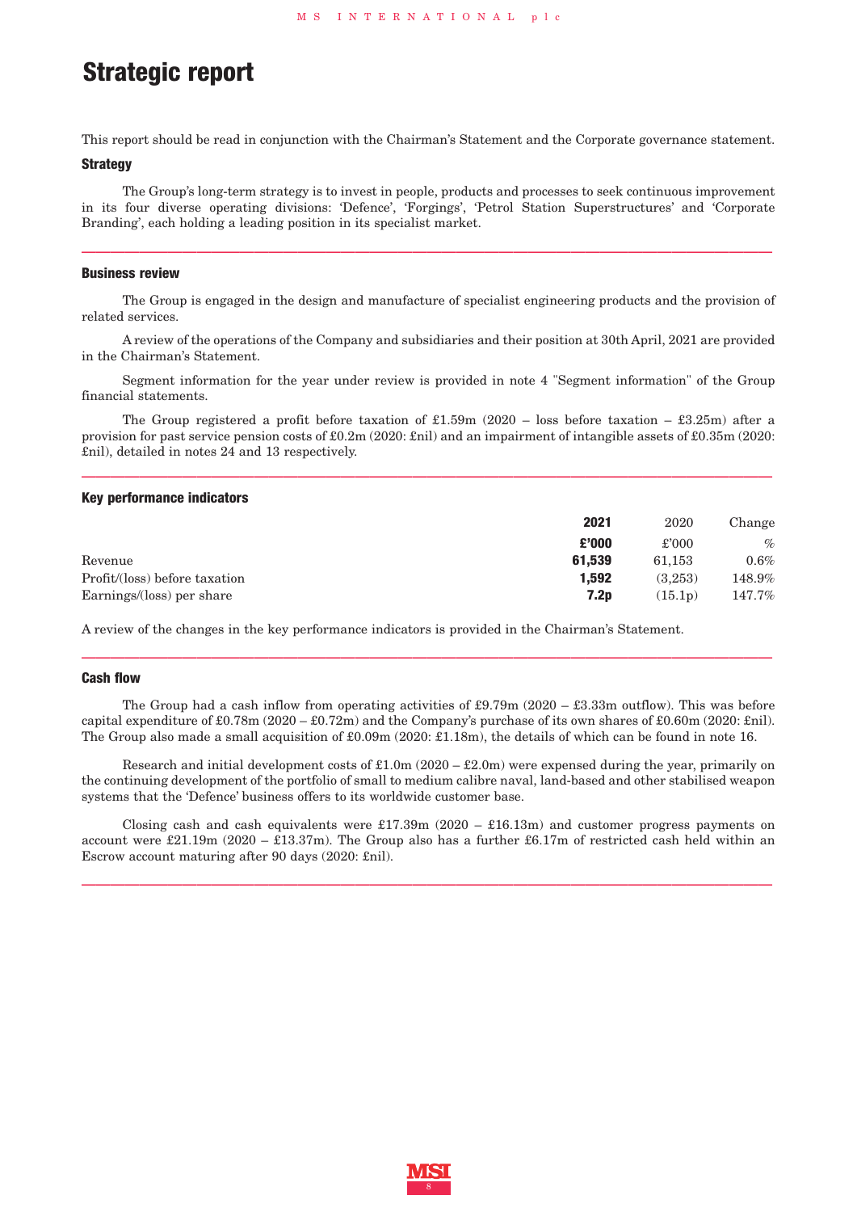# Strategic report

This report should be read in conjunction with the Chairman's Statement and the Corporate governance statement.

### Strategy

The Group's long-term strategy is to invest in people, products and processes to seek continuous improvement in its four diverse operating divisions: 'Defence', 'Forgings', 'Petrol Station Superstructures' and 'Corporate Branding', each holding a leading position in its specialist market.

### Business review

The Group is engaged in the design and manufacture of specialist engineering products and the provision of related services.

A review of the operations of the Company and subsidiaries and their position at 30th April, 2021 are provided in the Chairman's Statement.

Segment information for the year under review is provided in note 4 "Segment information" of the Group financial statements.

The Group registered a profit before taxation of £1.59m (2020 – loss before taxation – £3.25m) after a provision for past service pension costs of £0.2m (2020: £nil) and an impairment of intangible assets of £0.35m (2020: £nil), detailed in notes 24 and 13 respectively.

### Key performance indicators

| | **2021** | 2020 | Change |
|---|---|---|---|
| | **£'000** | £'000 | % |
| Revenue | **61,539** | 61,153 | 0.6% |
| Profit/(loss) before taxation | **1,592** | (3,253) | 148.9% |
| Earnings/(loss) per share | **7.2p** | (15.1p) | 147.7% |

A review of the changes in the key performance indicators is provided in the Chairman's Statement.

### Cash flow

The Group had a cash inflow from operating activities of £9.79m (2020 – £3.33m outflow). This was before capital expenditure of £0.78m (2020 – £0.72m) and the Company's purchase of its own shares of £0.60m (2020: £nil). The Group also made a small acquisition of £0.09m (2020: £1.18m), the details of which can be found in note 16.

Research and initial development costs of £1.0m (2020 – £2.0m) were expensed during the year, primarily on the continuing development of the portfolio of small to medium calibre naval, land-based and other stabilised weapon systems that the 'Defence' business offers to its worldwide customer base.

Closing cash and cash equivalents were £17.39m (2020 – £16.13m) and customer progress payments on account were £21.19m (2020 – £13.37m). The Group also has a further £6.17m of restricted cash held within an Escrow account maturing after 90 days (2020: £nil).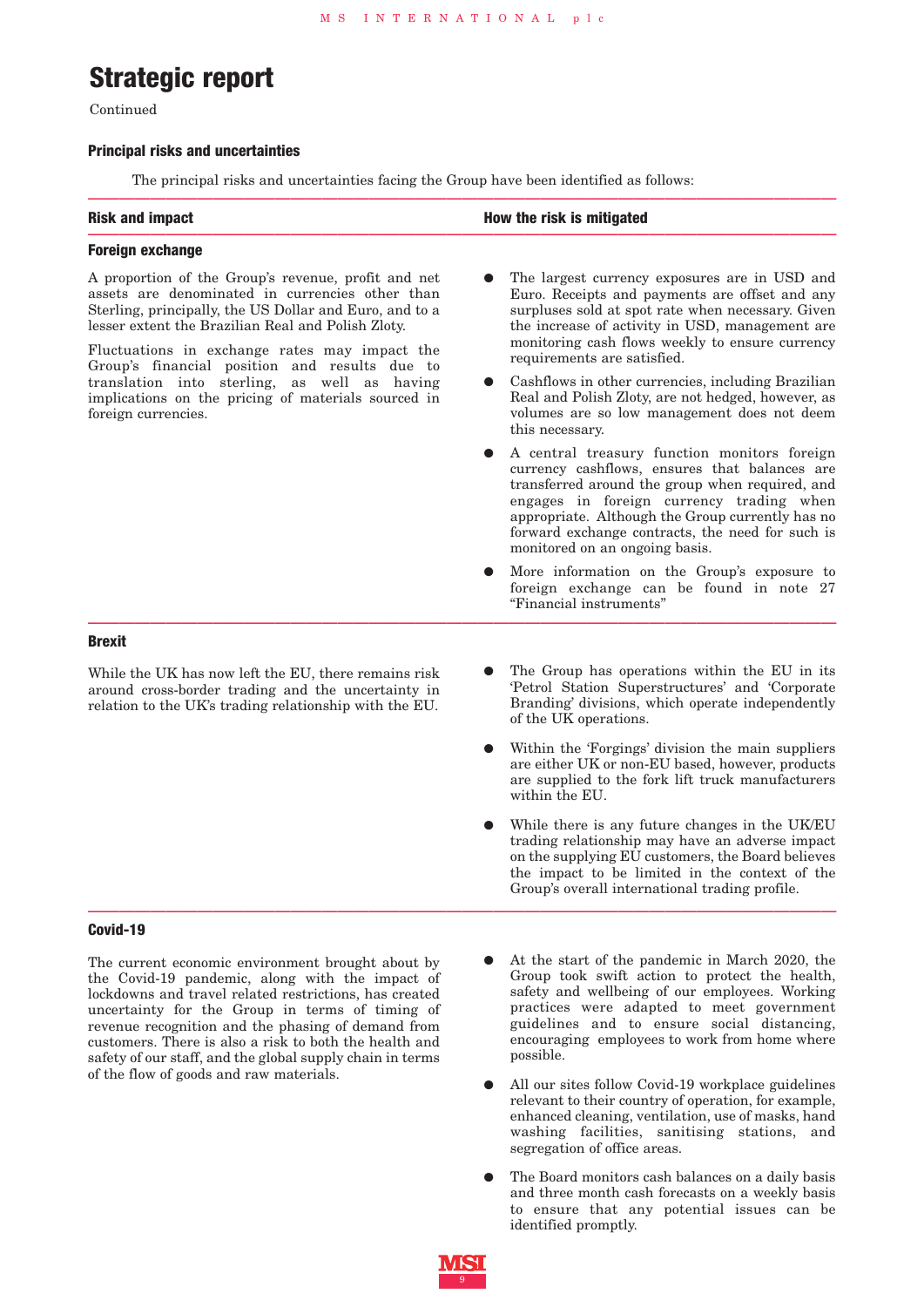# Strategic report

Continued

### Principal risks and uncertainties

The principal risks and uncertainties facing the Group have been identified as follows:

| Risk and impact | How the risk is mitigated |
|---|---|
| **Foreign exchange** | |
| A proportion of the Group's revenue, profit and net assets are denominated in currencies other than Sterling, principally, the US Dollar and Euro, and to a lesser extent the Brazilian Real and Polish Zloty.<br><br>Fluctuations in exchange rates may impact the Group's financial position and results due to translation into sterling, as well as having implications on the pricing of materials sourced in foreign currencies. | • The largest currency exposures are in USD and Euro. Receipts and payments are offset and any surpluses sold at spot rate when necessary. Given the increase of activity in USD, management are monitoring cash flows weekly to ensure currency requirements are satisfied.<br><br>• Cashflows in other currencies, including Brazilian Real and Polish Zloty, are not hedged, however, as volumes are so low management does not deem this necessary.<br><br>• A central treasury function monitors foreign currency cashflows, ensures that balances are transferred around the group when required, and engages in foreign currency trading when appropriate. Although the Group currently has no forward exchange contracts, the need for such is monitored on an ongoing basis.<br><br>• More information on the Group's exposure to foreign exchange can be found in note 27 "Financial instruments" |
| **Brexit** | |
| While the UK has now left the EU, there remains risk around cross-border trading and the uncertainty in relation to the UK's trading relationship with the EU. | • The Group has operations within the EU in its 'Petrol Station Superstructures' and 'Corporate Branding' divisions, which operate independently of the UK operations.<br><br>• Within the 'Forgings' division the main suppliers are either UK or non-EU based, however, products are supplied to the fork lift truck manufacturers within the EU.<br><br>• While there is any future changes in the UK/EU trading relationship may have an adverse impact on the supplying EU customers, the Board believes the impact to be limited in the context of the Group's overall international trading profile. |
| **Covid-19** | |
| The current economic environment brought about by the Covid-19 pandemic, along with the impact of lockdowns and travel related restrictions, has created uncertainty for the Group in terms of timing of revenue recognition and the phasing of demand from customers. There is also a risk to both the health and safety of our staff, and the global supply chain in terms of the flow of goods and raw materials. | • At the start of the pandemic in March 2020, the Group took swift action to protect the health, safety and wellbeing of our employees. Working practices were adapted to meet government guidelines and to ensure social distancing, encouraging employees to work from home where possible.<br><br>• All our sites follow Covid-19 workplace guidelines relevant to their country of operation, for example, enhanced cleaning, ventilation, use of masks, hand washing facilities, sanitising stations, and segregation of office areas.<br><br>• The Board monitors cash balances on a daily basis and three month cash forecasts on a weekly basis to ensure that any potential issues can be identified promptly. |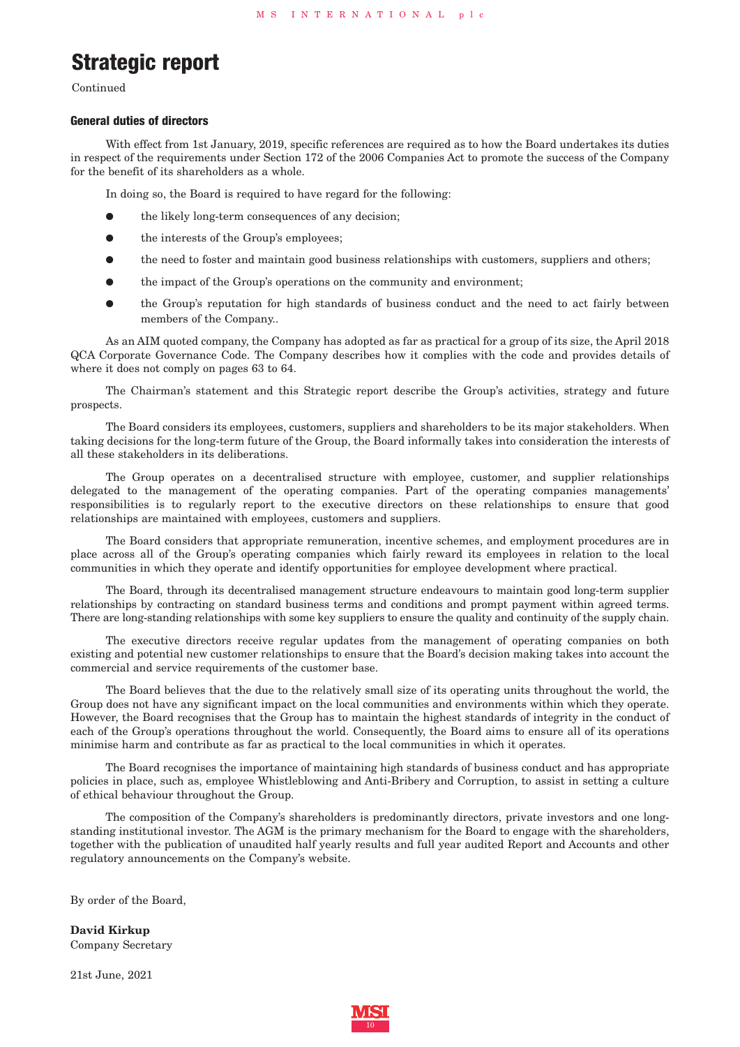# Strategic report

Continued

### General duties of directors

With effect from 1st January, 2019, specific references are required as to how the Board undertakes its duties in respect of the requirements under Section 172 of the 2006 Companies Act to promote the success of the Company for the benefit of its shareholders as a whole.

In doing so, the Board is required to have regard for the following:

- the likely long-term consequences of any decision;
- the interests of the Group's employees;
- the need to foster and maintain good business relationships with customers, suppliers and others;
- the impact of the Group's operations on the community and environment;
- the Group's reputation for high standards of business conduct and the need to act fairly between members of the Company..

As an AIM quoted company, the Company has adopted as far as practical for a group of its size, the April 2018 QCA Corporate Governance Code. The Company describes how it complies with the code and provides details of where it does not comply on pages 63 to 64.

The Chairman's statement and this Strategic report describe the Group's activities, strategy and future prospects.

The Board considers its employees, customers, suppliers and shareholders to be its major stakeholders. When taking decisions for the long-term future of the Group, the Board informally takes into consideration the interests of all these stakeholders in its deliberations.

The Group operates on a decentralised structure with employee, customer, and supplier relationships delegated to the management of the operating companies. Part of the operating companies managements' responsibilities is to regularly report to the executive directors on these relationships to ensure that good relationships are maintained with employees, customers and suppliers.

The Board considers that appropriate remuneration, incentive schemes, and employment procedures are in place across all of the Group's operating companies which fairly reward its employees in relation to the local communities in which they operate and identify opportunities for employee development where practical.

The Board, through its decentralised management structure endeavours to maintain good long-term supplier relationships by contracting on standard business terms and conditions and prompt payment within agreed terms. There are long-standing relationships with some key suppliers to ensure the quality and continuity of the supply chain.

The executive directors receive regular updates from the management of operating companies on both existing and potential new customer relationships to ensure that the Board's decision making takes into account the commercial and service requirements of the customer base.

The Board believes that the due to the relatively small size of its operating units throughout the world, the Group does not have any significant impact on the local communities and environments within which they operate. However, the Board recognises that the Group has to maintain the highest standards of integrity in the conduct of each of the Group's operations throughout the world. Consequently, the Board aims to ensure all of its operations minimise harm and contribute as far as practical to the local communities in which it operates.

The Board recognises the importance of maintaining high standards of business conduct and has appropriate policies in place, such as, employee Whistleblowing and Anti-Bribery and Corruption, to assist in setting a culture of ethical behaviour throughout the Group.

The composition of the Company's shareholders is predominantly directors, private investors and one long-standing institutional investor. The AGM is the primary mechanism for the Board to engage with the shareholders, together with the publication of unaudited half yearly results and full year audited Report and Accounts and other regulatory announcements on the Company's website.

By order of the Board,

**David Kirkup**
Company Secretary

21st June, 2021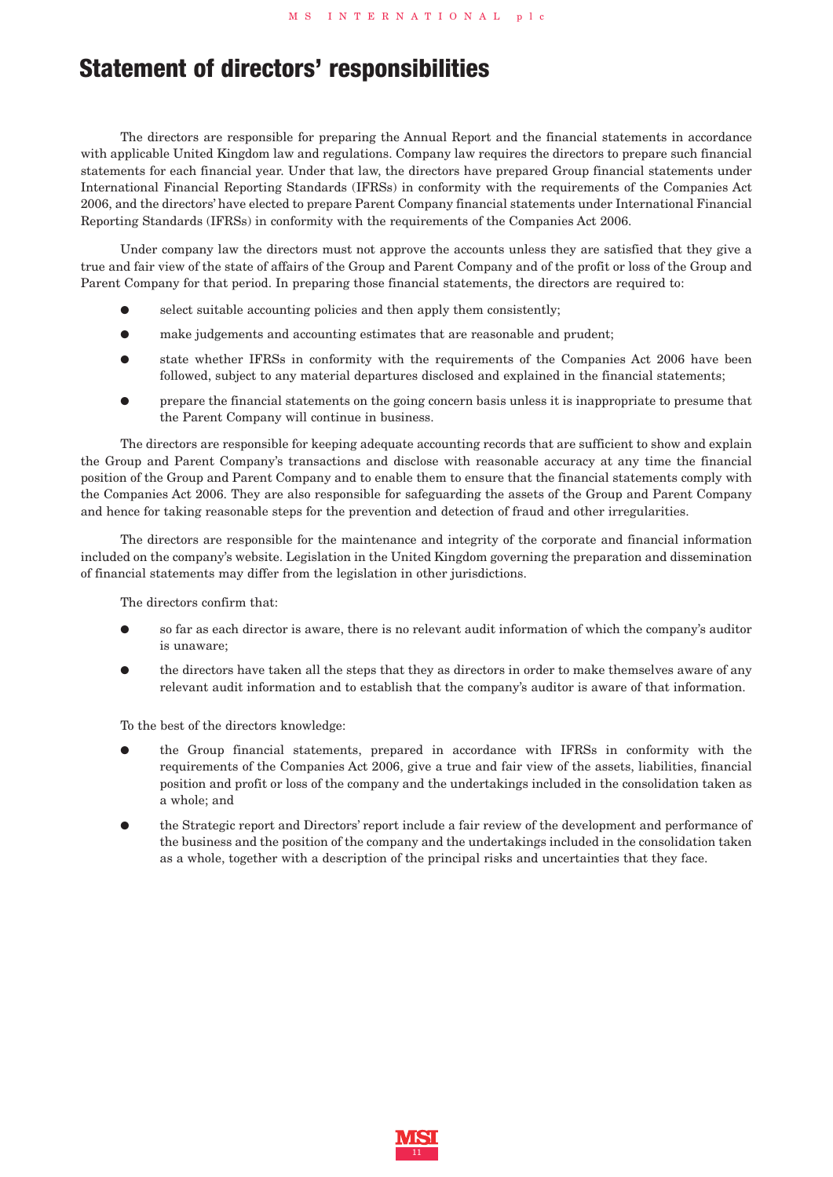# Statement of directors' responsibilities

The directors are responsible for preparing the Annual Report and the financial statements in accordance with applicable United Kingdom law and regulations. Company law requires the directors to prepare such financial statements for each financial year. Under that law, the directors have prepared Group financial statements under International Financial Reporting Standards (IFRSs) in conformity with the requirements of the Companies Act 2006, and the directors' have elected to prepare Parent Company financial statements under International Financial Reporting Standards (IFRSs) in conformity with the requirements of the Companies Act 2006.

Under company law the directors must not approve the accounts unless they are satisfied that they give a true and fair view of the state of affairs of the Group and Parent Company and of the profit or loss of the Group and Parent Company for that period. In preparing those financial statements, the directors are required to:

- select suitable accounting policies and then apply them consistently;
- make judgements and accounting estimates that are reasonable and prudent;
- state whether IFRSs in conformity with the requirements of the Companies Act 2006 have been followed, subject to any material departures disclosed and explained in the financial statements;
- prepare the financial statements on the going concern basis unless it is inappropriate to presume that the Parent Company will continue in business.

The directors are responsible for keeping adequate accounting records that are sufficient to show and explain the Group and Parent Company's transactions and disclose with reasonable accuracy at any time the financial position of the Group and Parent Company and to enable them to ensure that the financial statements comply with the Companies Act 2006. They are also responsible for safeguarding the assets of the Group and Parent Company and hence for taking reasonable steps for the prevention and detection of fraud and other irregularities.

The directors are responsible for the maintenance and integrity of the corporate and financial information included on the company's website. Legislation in the United Kingdom governing the preparation and dissemination of financial statements may differ from the legislation in other jurisdictions.

The directors confirm that:

- so far as each director is aware, there is no relevant audit information of which the company's auditor is unaware;
- the directors have taken all the steps that they as directors in order to make themselves aware of any relevant audit information and to establish that the company's auditor is aware of that information.

To the best of the directors knowledge:

- the Group financial statements, prepared in accordance with IFRSs in conformity with the requirements of the Companies Act 2006, give a true and fair view of the assets, liabilities, financial position and profit or loss of the company and the undertakings included in the consolidation taken as a whole; and
- the Strategic report and Directors' report include a fair review of the development and performance of the business and the position of the company and the undertakings included in the consolidation taken as a whole, together with a description of the principal risks and uncertainties that they face.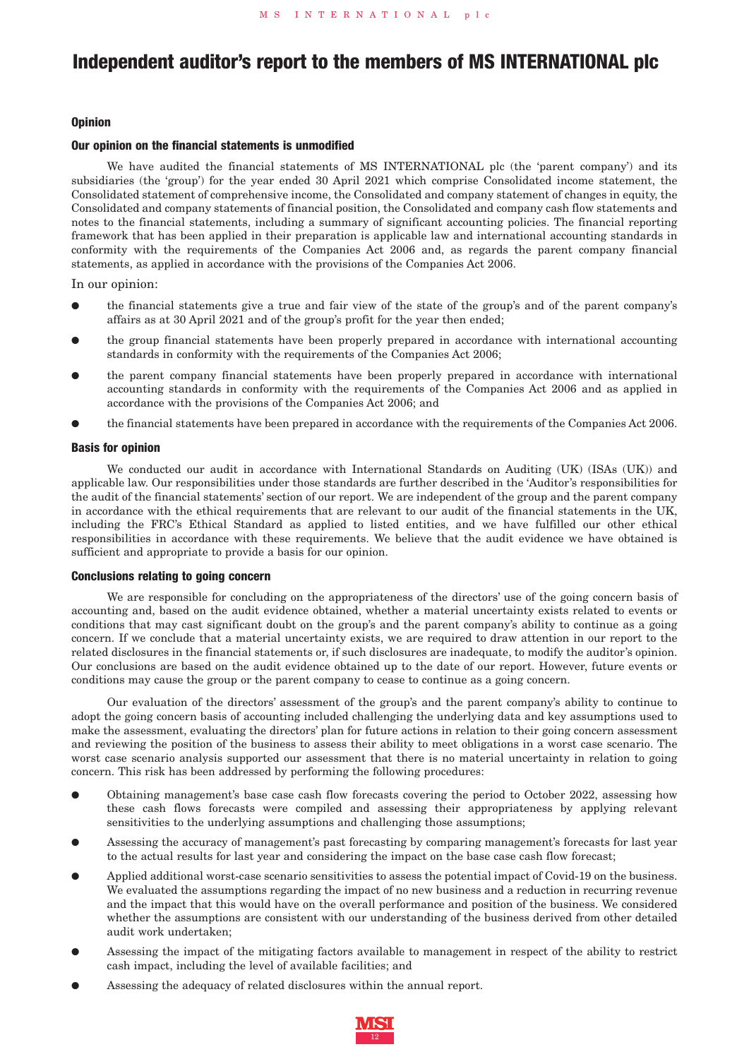# Independent auditor's report to the members of MS INTERNATIONAL plc

## Opinion

### Our opinion on the financial statements is unmodified

We have audited the financial statements of MS INTERNATIONAL plc (the 'parent company') and its subsidiaries (the 'group') for the year ended 30 April 2021 which comprise Consolidated income statement, the Consolidated statement of comprehensive income, the Consolidated and company statement of changes in equity, the Consolidated and company statements of financial position, the Consolidated and company cash flow statements and notes to the financial statements, including a summary of significant accounting policies. The financial reporting framework that has been applied in their preparation is applicable law and international accounting standards in conformity with the requirements of the Companies Act 2006 and, as regards the parent company financial statements, as applied in accordance with the provisions of the Companies Act 2006.

In our opinion:

- the financial statements give a true and fair view of the state of the group's and of the parent company's affairs as at 30 April 2021 and of the group's profit for the year then ended;
- the group financial statements have been properly prepared in accordance with international accounting standards in conformity with the requirements of the Companies Act 2006;
- the parent company financial statements have been properly prepared in accordance with international accounting standards in conformity with the requirements of the Companies Act 2006 and as applied in accordance with the provisions of the Companies Act 2006; and
- the financial statements have been prepared in accordance with the requirements of the Companies Act 2006.

## Basis for opinion

We conducted our audit in accordance with International Standards on Auditing (UK) (ISAs (UK)) and applicable law. Our responsibilities under those standards are further described in the 'Auditor's responsibilities for the audit of the financial statements' section of our report. We are independent of the group and the parent company in accordance with the ethical requirements that are relevant to our audit of the financial statements in the UK, including the FRC's Ethical Standard as applied to listed entities, and we have fulfilled our other ethical responsibilities in accordance with these requirements. We believe that the audit evidence we have obtained is sufficient and appropriate to provide a basis for our opinion.

## Conclusions relating to going concern

We are responsible for concluding on the appropriateness of the directors' use of the going concern basis of accounting and, based on the audit evidence obtained, whether a material uncertainty exists related to events or conditions that may cast significant doubt on the group's and the parent company's ability to continue as a going concern. If we conclude that a material uncertainty exists, we are required to draw attention in our report to the related disclosures in the financial statements or, if such disclosures are inadequate, to modify the auditor's opinion. Our conclusions are based on the audit evidence obtained up to the date of our report. However, future events or conditions may cause the group or the parent company to cease to continue as a going concern.

Our evaluation of the directors' assessment of the group's and the parent company's ability to continue to adopt the going concern basis of accounting included challenging the underlying data and key assumptions used to make the assessment, evaluating the directors' plan for future actions in relation to their going concern assessment and reviewing the position of the business to assess their ability to meet obligations in a worst case scenario. The worst case scenario analysis supported our assessment that there is no material uncertainty in relation to going concern. This risk has been addressed by performing the following procedures:

- Obtaining management's base case cash flow forecasts covering the period to October 2022, assessing how these cash flows forecasts were compiled and assessing their appropriateness by applying relevant sensitivities to the underlying assumptions and challenging those assumptions;
- Assessing the accuracy of management's past forecasting by comparing management's forecasts for last year to the actual results for last year and considering the impact on the base case cash flow forecast;
- Applied additional worst-case scenario sensitivities to assess the potential impact of Covid-19 on the business. We evaluated the assumptions regarding the impact of no new business and a reduction in recurring revenue and the impact that this would have on the overall performance and position of the business. We considered whether the assumptions are consistent with our understanding of the business derived from other detailed audit work undertaken;
- Assessing the impact of the mitigating factors available to management in respect of the ability to restrict cash impact, including the level of available facilities; and
- Assessing the adequacy of related disclosures within the annual report.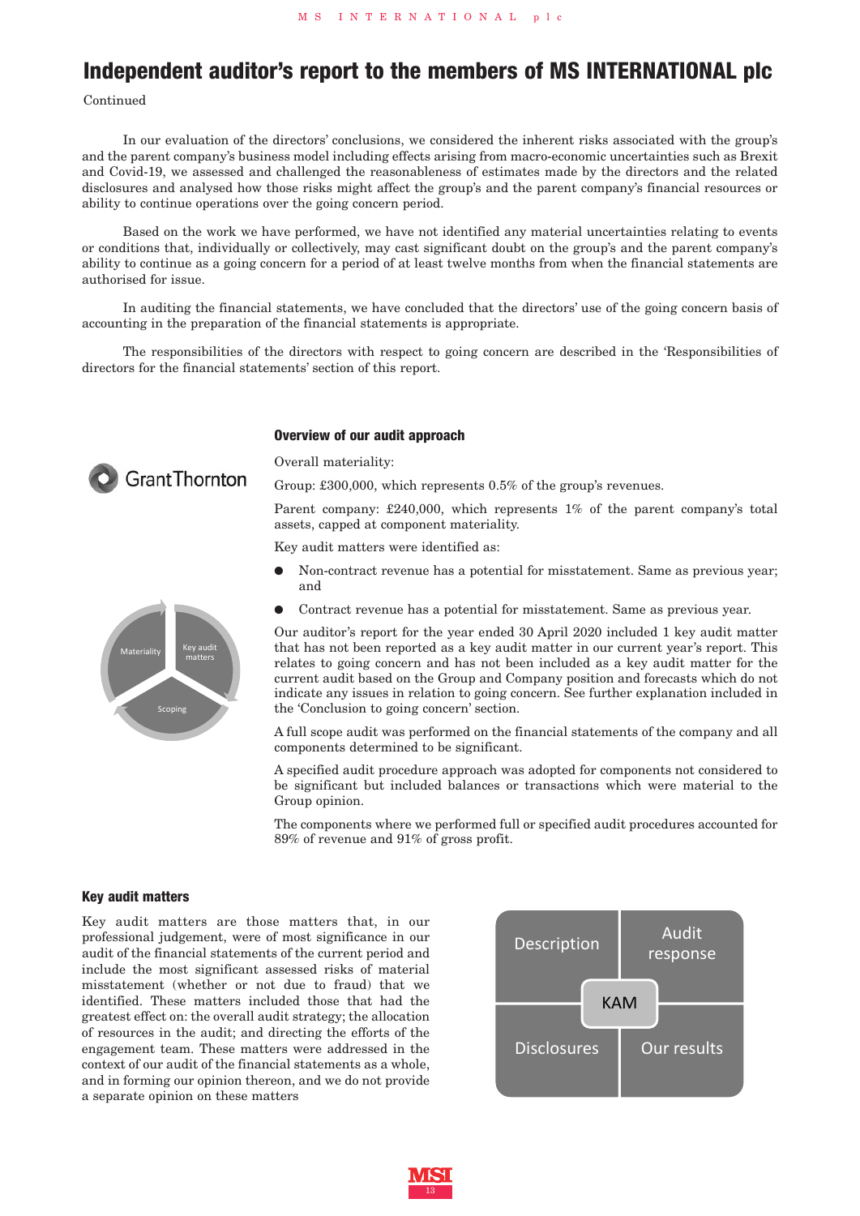# Independent auditor's report to the members of MS INTERNATIONAL plc

Continued

In our evaluation of the directors' conclusions, we considered the inherent risks associated with the group's and the parent company's business model including effects arising from macro-economic uncertainties such as Brexit and Covid-19, we assessed and challenged the reasonableness of estimates made by the directors and the related disclosures and analysed how those risks might affect the group's and the parent company's financial resources or ability to continue operations over the going concern period.

Based on the work we have performed, we have not identified any material uncertainties relating to events or conditions that, individually or collectively, may cast significant doubt on the group's and the parent company's ability to continue as a going concern for a period of at least twelve months from when the financial statements are authorised for issue.

In auditing the financial statements, we have concluded that the directors' use of the going concern basis of accounting in the preparation of the financial statements is appropriate.

The responsibilities of the directors with respect to going concern are described in the 'Responsibilities of directors for the financial statements' section of this report.

### Overview of our audit approach

GrantThornton

Materiality

Key audit matters

Scoping

Overall materiality:

Group: £300,000, which represents 0.5% of the group's revenues.

Parent company: £240,000, which represents 1% of the parent company's total assets, capped at component materiality.

Key audit matters were identified as:

- Non-contract revenue has a potential for misstatement. Same as previous year; and
- Contract revenue has a potential for misstatement. Same as previous year.

Our auditor's report for the year ended 30 April 2020 included 1 key audit matter that has not been reported as a key audit matter in our current year's report. This relates to going concern and has not been included as a key audit matter for the current audit based on the Group and Company position and forecasts which do not indicate any issues in relation to going concern. See further explanation included in the 'Conclusion to going concern' section.

A full scope audit was performed on the financial statements of the company and all components determined to be significant.

A specified audit procedure approach was adopted for components not considered to be significant but included balances or transactions which were material to the Group opinion.

The components where we performed full or specified audit procedures accounted for 89% of revenue and 91% of gross profit.

### Key audit matters

Key audit matters are those matters that, in our professional judgement, were of most significance in our audit of the financial statements of the current period and include the most significant assessed risks of material misstatement (whether or not due to fraud) that we identified. These matters included those that had the greatest effect on: the overall audit strategy; the allocation of resources in the audit; and directing the efforts of the engagement team. These matters were addressed in the context of our audit of the financial statements as a whole, and in forming our opinion thereon, and we do not provide a separate opinion on these matters

Description

Audit response

KAM

Disclosures

Our results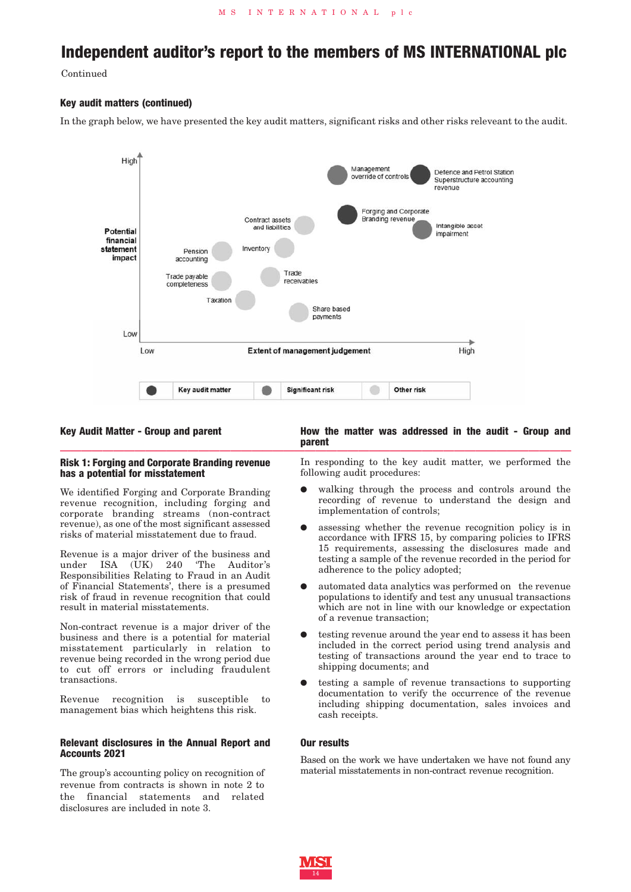# Independent auditor's report to the members of MS INTERNATIONAL plc

Continued

### Key audit matters (continued)

In the graph below, we have presented the key audit matters, significant risks and other risks releveant to the audit.

High
Potential financial statement impact
Low
Low
Extent of management judgement
High

Management override of controls
Defence and Petrol Station Superstructure accounting revenue
Forging and Corporate Branding revenue
Intangible asset impairment
Contract assets and liabilities
Inventory
Pension accounting
Trade payable completeness
Trade receivables
Taxation
Share based payments

Key audit matter
Significant risk
Other risk

### Key Audit Matter - Group and parent

#### Risk 1: Forging and Corporate Branding revenue has a potential for misstatement

We identified Forging and Corporate Branding revenue recognition, including forging and corporate branding streams (non-contract revenue), as one of the most significant assessed risks of material misstatement due to fraud.

Revenue is a major driver of the business and under ISA (UK) 240 'The Auditor's Responsibilities Relating to Fraud in an Audit of Financial Statements', there is a presumed risk of fraud in revenue recognition that could result in material misstatements.

Non-contract revenue is a major driver of the business and there is a potential for material misstatement particularly in relation to revenue being recorded in the wrong period due to cut off errors or including fraudulent transactions.

Revenue recognition is susceptible to management bias which heightens this risk.

#### Relevant disclosures in the Annual Report and Accounts 2021

The group's accounting policy on recognition of revenue from contracts is shown in note 2 to the financial statements and related disclosures are included in note 3.

### How the matter was addressed in the audit - Group and parent

In responding to the key audit matter, we performed the following audit procedures:

- walking through the process and controls around the recording of revenue to understand the design and implementation of controls;
- assessing whether the revenue recognition policy is in accordance with IFRS 15, by comparing policies to IFRS 15 requirements, assessing the disclosures made and testing a sample of the revenue recorded in the period for adherence to the policy adopted;
- automated data analytics was performed on the revenue populations to identify and test any unusual transactions which are not in line with our knowledge or expectation of a revenue transaction;
- testing revenue around the year end to assess it has been included in the correct period using trend analysis and testing of transactions around the year end to trace to shipping documents; and
- testing a sample of revenue transactions to supporting documentation to verify the occurrence of the revenue including shipping documentation, sales invoices and cash receipts.

#### Our results

Based on the work we have undertaken we have not found any material misstatements in non-contract revenue recognition.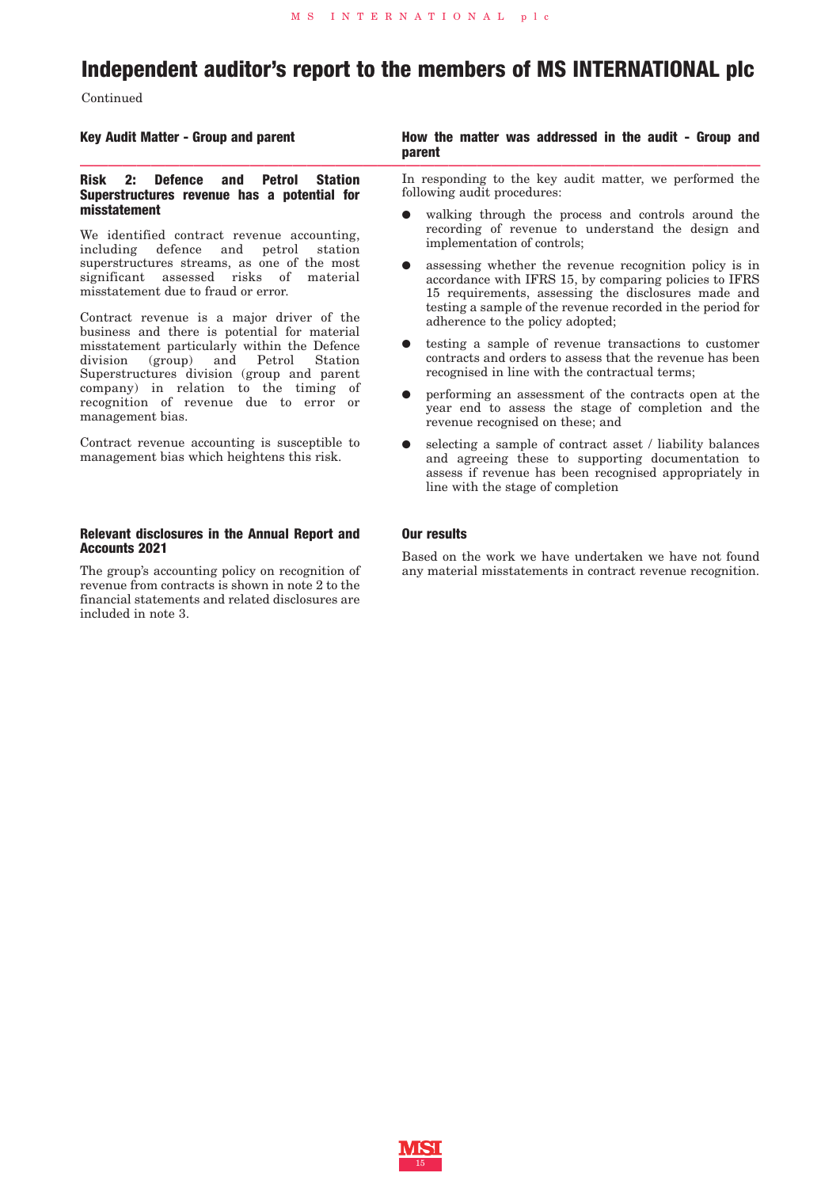# Independent auditor's report to the members of MS INTERNATIONAL plc

Continued

| Key Audit Matter - Group and parent | How the matter was addressed in the audit - Group and parent |
|---|---|
| **Risk 2: Defence and Petrol Station Superstructures revenue has a potential for misstatement**<br><br>We identified contract revenue accounting, including defence and petrol station superstructures streams, as one of the most significant assessed risks of material misstatement due to fraud or error.<br><br>Contract revenue is a major driver of the business and there is potential for material misstatement particularly within the Defence division (group) and Petrol Station Superstructures division (group and parent company) in relation to the timing of recognition of revenue due to error or management bias.<br><br>Contract revenue accounting is susceptible to management bias which heightens this risk. | In responding to the key audit matter, we performed the following audit procedures:<br><br>● walking through the process and controls around the recording of revenue to understand the design and implementation of controls;<br><br>● assessing whether the revenue recognition policy is in accordance with IFRS 15, by comparing policies to IFRS 15 requirements, assessing the disclosures made and testing a sample of the revenue recorded in the period for adherence to the policy adopted;<br><br>● testing a sample of revenue transactions to customer contracts and orders to assess that the revenue has been recognised in line with the contractual terms;<br><br>● performing an assessment of the contracts open at the year end to assess the stage of completion and the revenue recognised on these; and<br><br>● selecting a sample of contract asset / liability balances and agreeing these to supporting documentation to assess if revenue has been recognised appropriately in line with the stage of completion |
| **Relevant disclosures in the Annual Report and Accounts 2021**<br><br>The group's accounting policy on recognition of revenue from contracts is shown in note 2 to the financial statements and related disclosures are included in note 3. | **Our results**<br><br>Based on the work we have undertaken we have not found any material misstatements in contract revenue recognition. |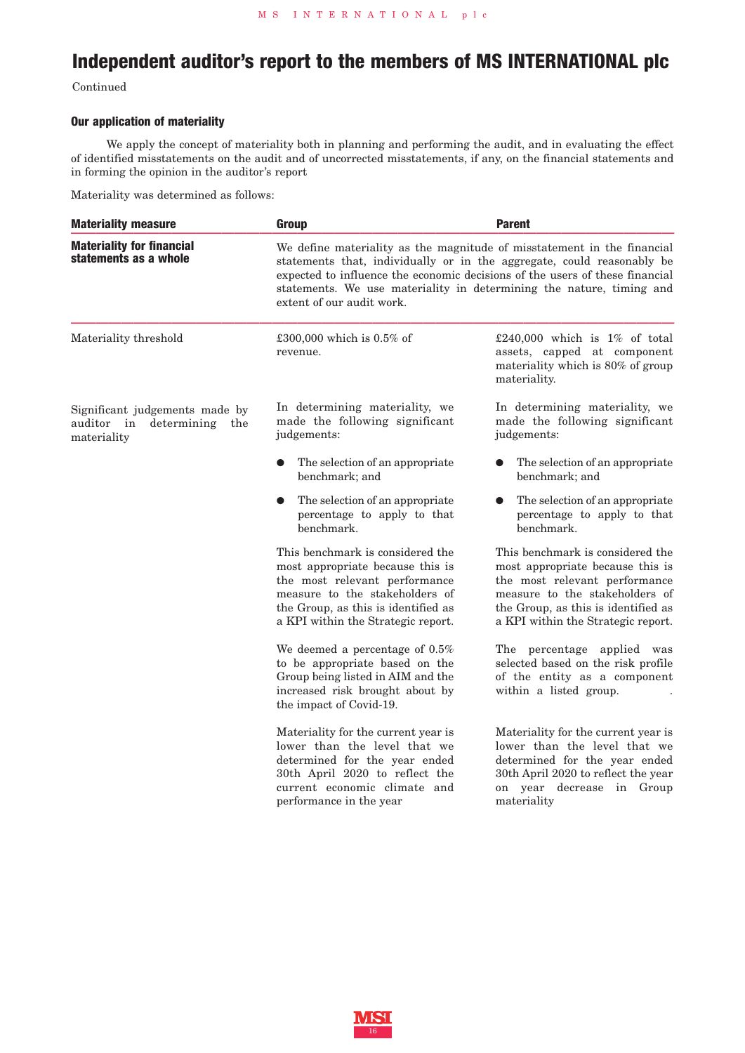# Independent auditor's report to the members of MS INTERNATIONAL plc

Continued

### Our application of materiality

We apply the concept of materiality both in planning and performing the audit, and in evaluating the effect of identified misstatements on the audit and of uncorrected misstatements, if any, on the financial statements and in forming the opinion in the auditor's report

Materiality was determined as follows:

| Materiality measure | Group | Parent |
|---|---|---|
| **Materiality for financial statements as a whole** | We define materiality as the magnitude of misstatement in the financial statements that, individually or in the aggregate, could reasonably be expected to influence the economic decisions of the users of these financial statements. We use materiality in determining the nature, timing and extent of our audit work. | |
| Materiality threshold | £300,000 which is 0.5% of revenue. | £240,000 which is 1% of total assets, capped at component materiality which is 80% of group materiality. |
| Significant judgements made by auditor in determining the materiality | In determining materiality, we made the following significant judgements:<br>● The selection of an appropriate benchmark; and<br>● The selection of an appropriate percentage to apply to that benchmark.<br><br>This benchmark is considered the most appropriate because this is the most relevant performance measure to the stakeholders of the Group, as this is identified as a KPI within the Strategic report.<br><br>We deemed a percentage of 0.5% to be appropriate based on the Group being listed in AIM and the increased risk brought about by the impact of Covid-19.<br><br>Materiality for the current year is lower than the level that we determined for the year ended 30th April 2020 to reflect the current economic climate and performance in the year | In determining materiality, we made the following significant judgements:<br>● The selection of an appropriate benchmark; and<br>● The selection of an appropriate percentage to apply to that benchmark.<br><br>This benchmark is considered the most appropriate because this is the most relevant performance measure to the stakeholders of the Group, as this is identified as a KPI within the Strategic report.<br><br>The percentage applied was selected based on the risk profile of the entity as a component within a listed group.<br><br>Materiality for the current year is lower than the level that we determined for the year ended 30th April 2020 to reflect the year on year decrease in Group materiality |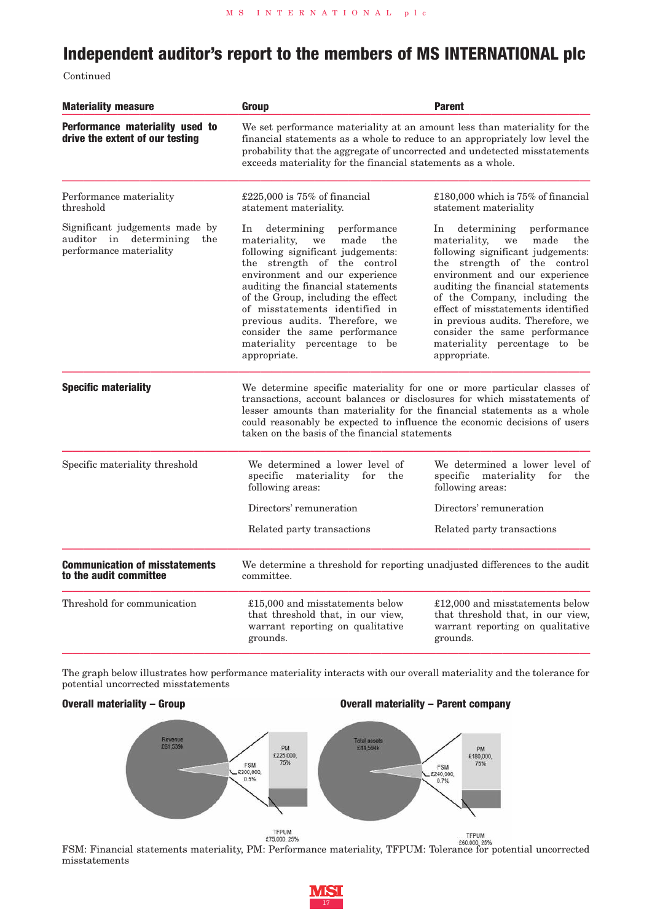# Independent auditor's report to the members of MS INTERNATIONAL plc

Continued

| Materiality measure | Group | Parent |
|---|---|---|
| **Performance materiality used to drive the extent of our testing** | We set performance materiality at an amount less than materiality for the financial statements as a whole to reduce to an appropriately low level the probability that the aggregate of uncorrected and undetected misstatements exceeds materiality for the financial statements as a whole. | |
| Performance materiality threshold | £225,000 is 75% of financial statement materiality. | £180,000 which is 75% of financial statement materiality |
| Significant judgements made by auditor in determining the performance materiality | In determining performance materiality, we made the following significant judgements: the strength of the control environment and our experience auditing the financial statements of the Group, including the effect of misstatements identified in previous audits. Therefore, we consider the same performance materiality percentage to be appropriate. | In determining performance materiality, we made the following significant judgements: the strength of the control environment and our experience auditing the financial statements of the Company, including the effect of misstatements identified in previous audits. Therefore, we consider the same performance materiality percentage to be appropriate. |
| **Specific materiality** | We determine specific materiality for one or more particular classes of transactions, account balances or disclosures for which misstatements of lesser amounts than materiality for the financial statements as a whole could reasonably be expected to influence the economic decisions of users taken on the basis of the financial statements | |
| Specific materiality threshold | We determined a lower level of specific materiality for the following areas:<br><br>Directors' remuneration<br><br>Related party transactions | We determined a lower level of specific materiality for the following areas:<br><br>Directors' remuneration<br><br>Related party transactions |
| **Communication of misstatements to the audit committee** | We determine a threshold for reporting unadjusted differences to the audit committee. | |
| Threshold for communication | £15,000 and misstatements below that threshold that, in our view, warrant reporting on qualitative grounds. | £12,000 and misstatements below that threshold that, in our view, warrant reporting on qualitative grounds. |

The graph below illustrates how performance materiality interacts with our overall materiality and the tolerance for potential uncorrected misstatements

**Overall materiality – Group**

Revenue £61,539k; FSM £300,000, 0.5%; PM £225,000, 75%; TFPUM £75,000, 25%

**Overall materiality – Parent company**

Total assets £44,594k; FSM £240,000, 0.7%; PM £180,000, 75%; TFPUM £60,000, 25%

FSM: Financial statements materiality, PM: Performance materiality, TFPUM: Tolerance for potential uncorrected misstatements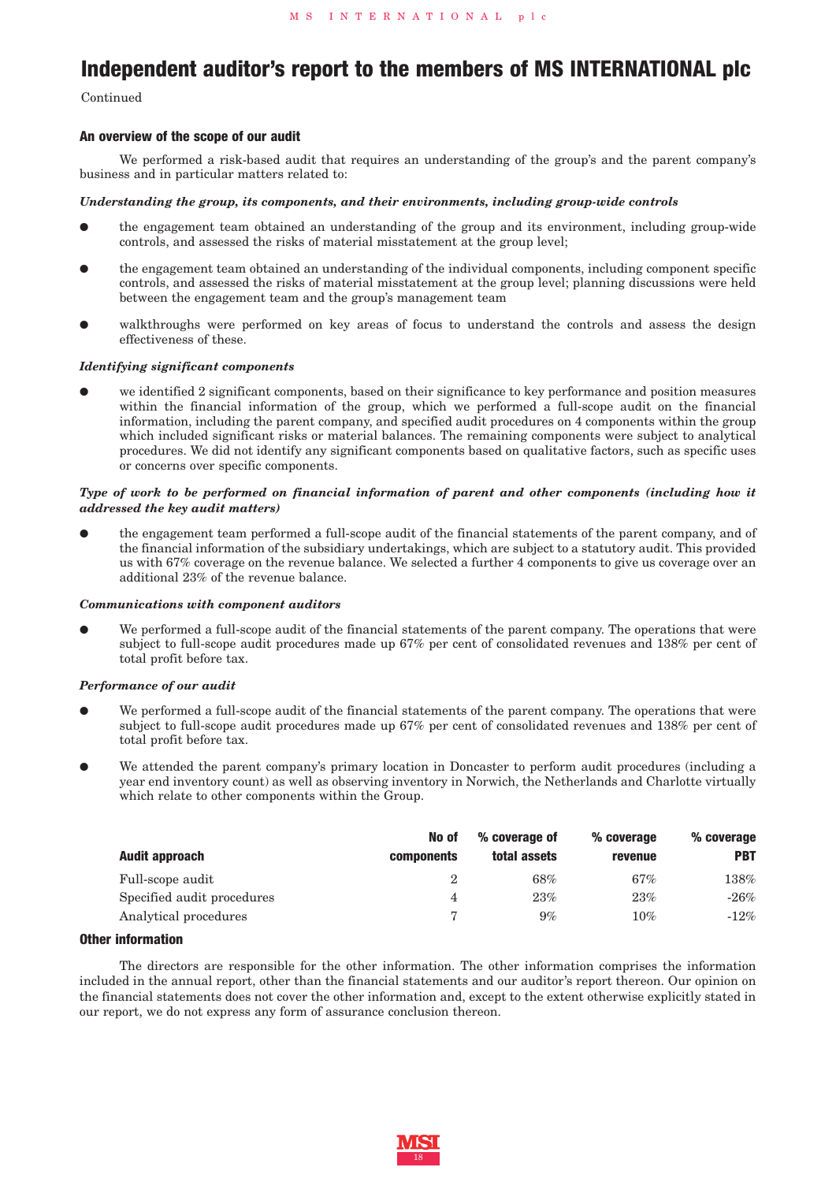# Independent auditor's report to the members of MS INTERNATIONAL plc

Continued

### An overview of the scope of our audit

We performed a risk-based audit that requires an understanding of the group's and the parent company's business and in particular matters related to:

***Understanding the group, its components, and their environments, including group-wide controls***

- the engagement team obtained an understanding of the group and its environment, including group-wide controls, and assessed the risks of material misstatement at the group level;
- the engagement team obtained an understanding of the individual components, including component specific controls, and assessed the risks of material misstatement at the group level; planning discussions were held between the engagement team and the group's management team
- walkthroughs were performed on key areas of focus to understand the controls and assess the design effectiveness of these.

***Identifying significant components***

- we identified 2 significant components, based on their significance to key performance and position measures within the financial information of the group, which we performed a full-scope audit on the financial information, including the parent company, and specified audit procedures on 4 components within the group which included significant risks or material balances. The remaining components were subject to analytical procedures. We did not identify any significant components based on qualitative factors, such as specific uses or concerns over specific components.

***Type of work to be performed on financial information of parent and other components (including how it addressed the key audit matters)***

- the engagement team performed a full-scope audit of the financial statements of the parent company, and of the financial information of the subsidiary undertakings, which are subject to a statutory audit. This provided us with 67% coverage on the revenue balance. We selected a further 4 components to give us coverage over an additional 23% of the revenue balance.

***Communications with component auditors***

- We performed a full-scope audit of the financial statements of the parent company. The operations that were subject to full-scope audit procedures made up 67% per cent of consolidated revenues and 138% per cent of total profit before tax.

***Performance of our audit***

- We performed a full-scope audit of the financial statements of the parent company. The operations that were subject to full-scope audit procedures made up 67% per cent of consolidated revenues and 138% per cent of total profit before tax.
- We attended the parent company's primary location in Doncaster to perform audit procedures (including a year end inventory count) as well as observing inventory in Norwich, the Netherlands and Charlotte virtually which relate to other components within the Group.

| Audit approach | No of components | % coverage of total assets | % coverage revenue | % coverage PBT |
|---|---|---|---|---|
| Full-scope audit | 2 | 68% | 67% | 138% |
| Specified audit procedures | 4 | 23% | 23% | -26% |
| Analytical procedures | 7 | 9% | 10% | -12% |

### Other information

The directors are responsible for the other information. The other information comprises the information included in the annual report, other than the financial statements and our auditor's report thereon. Our opinion on the financial statements does not cover the other information and, except to the extent otherwise explicitly stated in our report, we do not express any form of assurance conclusion thereon.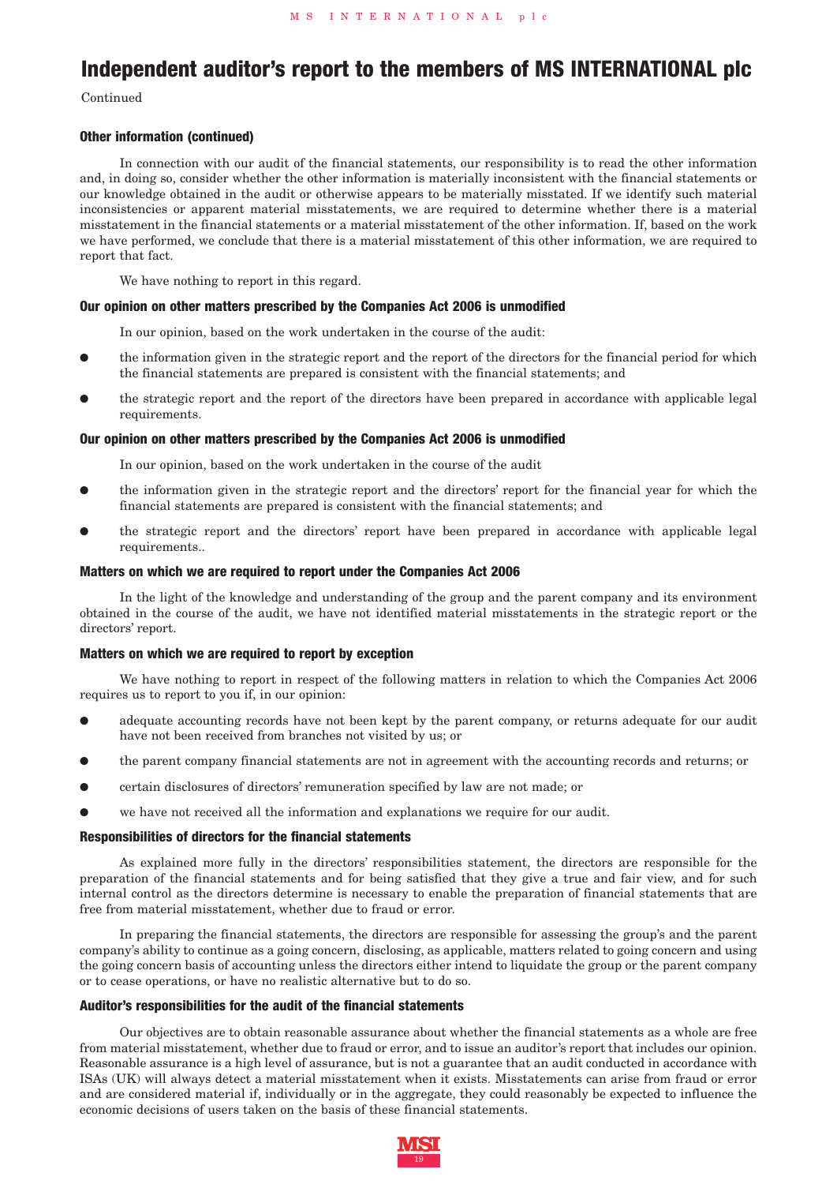# Independent auditor's report to the members of MS INTERNATIONAL plc

Continued

### Other information (continued)

In connection with our audit of the financial statements, our responsibility is to read the other information and, in doing so, consider whether the other information is materially inconsistent with the financial statements or our knowledge obtained in the audit or otherwise appears to be materially misstated. If we identify such material inconsistencies or apparent material misstatements, we are required to determine whether there is a material misstatement in the financial statements or a material misstatement of the other information. If, based on the work we have performed, we conclude that there is a material misstatement of this other information, we are required to report that fact.

We have nothing to report in this regard.

### Our opinion on other matters prescribed by the Companies Act 2006 is unmodified

In our opinion, based on the work undertaken in the course of the audit:

- the information given in the strategic report and the report of the directors for the financial period for which the financial statements are prepared is consistent with the financial statements; and
- the strategic report and the report of the directors have been prepared in accordance with applicable legal requirements.

### Our opinion on other matters prescribed by the Companies Act 2006 is unmodified

In our opinion, based on the work undertaken in the course of the audit

- the information given in the strategic report and the directors' report for the financial year for which the financial statements are prepared is consistent with the financial statements; and
- the strategic report and the directors' report have been prepared in accordance with applicable legal requirements..

### Matters on which we are required to report under the Companies Act 2006

In the light of the knowledge and understanding of the group and the parent company and its environment obtained in the course of the audit, we have not identified material misstatements in the strategic report or the directors' report.

### Matters on which we are required to report by exception

We have nothing to report in respect of the following matters in relation to which the Companies Act 2006 requires us to report to you if, in our opinion:

- adequate accounting records have not been kept by the parent company, or returns adequate for our audit have not been received from branches not visited by us; or
- the parent company financial statements are not in agreement with the accounting records and returns; or
- certain disclosures of directors' remuneration specified by law are not made; or
- we have not received all the information and explanations we require for our audit.

### Responsibilities of directors for the financial statements

As explained more fully in the directors' responsibilities statement, the directors are responsible for the preparation of the financial statements and for being satisfied that they give a true and fair view, and for such internal control as the directors determine is necessary to enable the preparation of financial statements that are free from material misstatement, whether due to fraud or error.

In preparing the financial statements, the directors are responsible for assessing the group's and the parent company's ability to continue as a going concern, disclosing, as applicable, matters related to going concern and using the going concern basis of accounting unless the directors either intend to liquidate the group or the parent company or to cease operations, or have no realistic alternative but to do so.

### Auditor's responsibilities for the audit of the financial statements

Our objectives are to obtain reasonable assurance about whether the financial statements as a whole are free from material misstatement, whether due to fraud or error, and to issue an auditor's report that includes our opinion. Reasonable assurance is a high level of assurance, but is not a guarantee that an audit conducted in accordance with ISAs (UK) will always detect a material misstatement when it exists. Misstatements can arise from fraud or error and are considered material if, individually or in the aggregate, they could reasonably be expected to influence the economic decisions of users taken on the basis of these financial statements.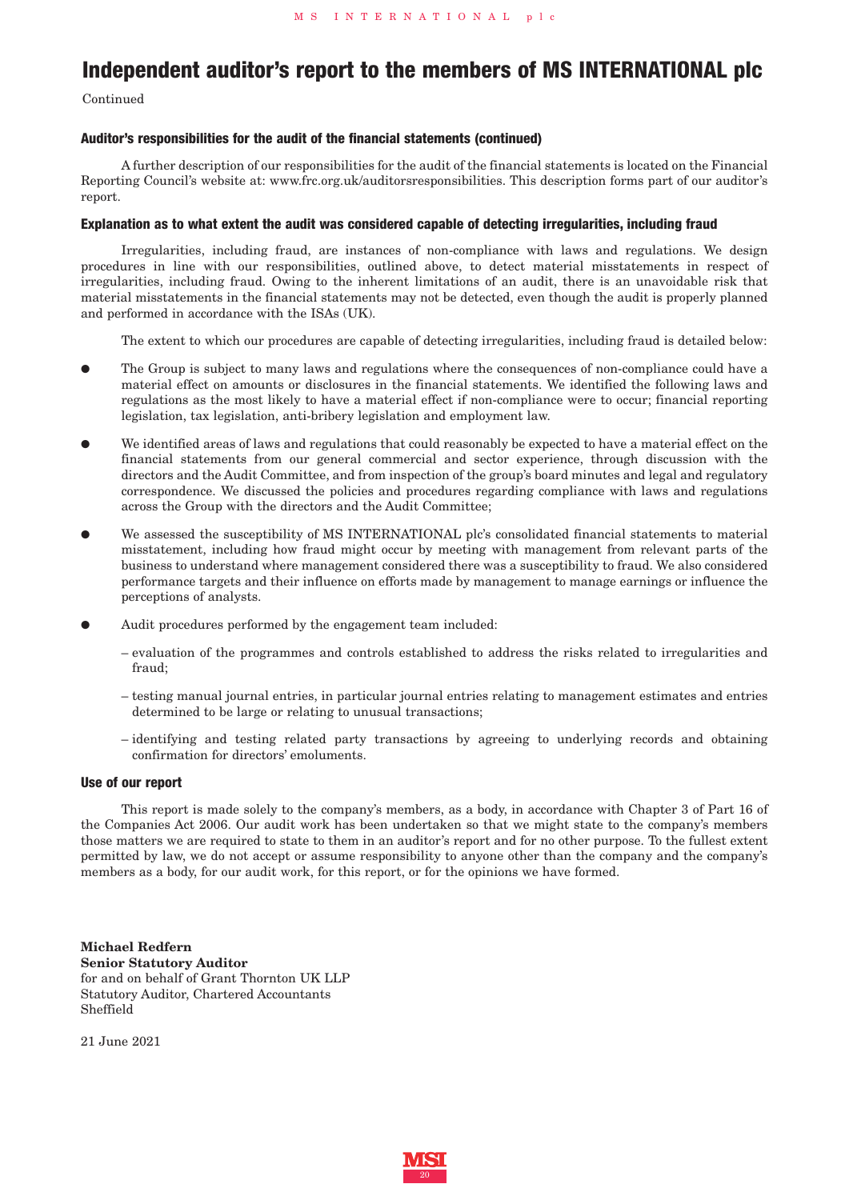# Independent auditor's report to the members of MS INTERNATIONAL plc

Continued

### Auditor's responsibilities for the audit of the financial statements (continued)

A further description of our responsibilities for the audit of the financial statements is located on the Financial Reporting Council's website at: www.frc.org.uk/auditorsresponsibilities. This description forms part of our auditor's report.

### Explanation as to what extent the audit was considered capable of detecting irregularities, including fraud

Irregularities, including fraud, are instances of non-compliance with laws and regulations. We design procedures in line with our responsibilities, outlined above, to detect material misstatements in respect of irregularities, including fraud. Owing to the inherent limitations of an audit, there is an unavoidable risk that material misstatements in the financial statements may not be detected, even though the audit is properly planned and performed in accordance with the ISAs (UK).

The extent to which our procedures are capable of detecting irregularities, including fraud is detailed below:

- The Group is subject to many laws and regulations where the consequences of non-compliance could have a material effect on amounts or disclosures in the financial statements. We identified the following laws and regulations as the most likely to have a material effect if non-compliance were to occur; financial reporting legislation, tax legislation, anti-bribery legislation and employment law.
- We identified areas of laws and regulations that could reasonably be expected to have a material effect on the financial statements from our general commercial and sector experience, through discussion with the directors and the Audit Committee, and from inspection of the group's board minutes and legal and regulatory correspondence. We discussed the policies and procedures regarding compliance with laws and regulations across the Group with the directors and the Audit Committee;
- We assessed the susceptibility of MS INTERNATIONAL plc's consolidated financial statements to material misstatement, including how fraud might occur by meeting with management from relevant parts of the business to understand where management considered there was a susceptibility to fraud. We also considered performance targets and their influence on efforts made by management to manage earnings or influence the perceptions of analysts.
- Audit procedures performed by the engagement team included:
  - evaluation of the programmes and controls established to address the risks related to irregularities and fraud;
  - testing manual journal entries, in particular journal entries relating to management estimates and entries determined to be large or relating to unusual transactions;
  - identifying and testing related party transactions by agreeing to underlying records and obtaining confirmation for directors' emoluments.

### Use of our report

This report is made solely to the company's members, as a body, in accordance with Chapter 3 of Part 16 of the Companies Act 2006. Our audit work has been undertaken so that we might state to the company's members those matters we are required to state to them in an auditor's report and for no other purpose. To the fullest extent permitted by law, we do not accept or assume responsibility to anyone other than the company and the company's members as a body, for our audit work, for this report, or for the opinions we have formed.

**Michael Redfern**
**Senior Statutory Auditor**
for and on behalf of Grant Thornton UK LLP
Statutory Auditor, Chartered Accountants
Sheffield

21 June 2021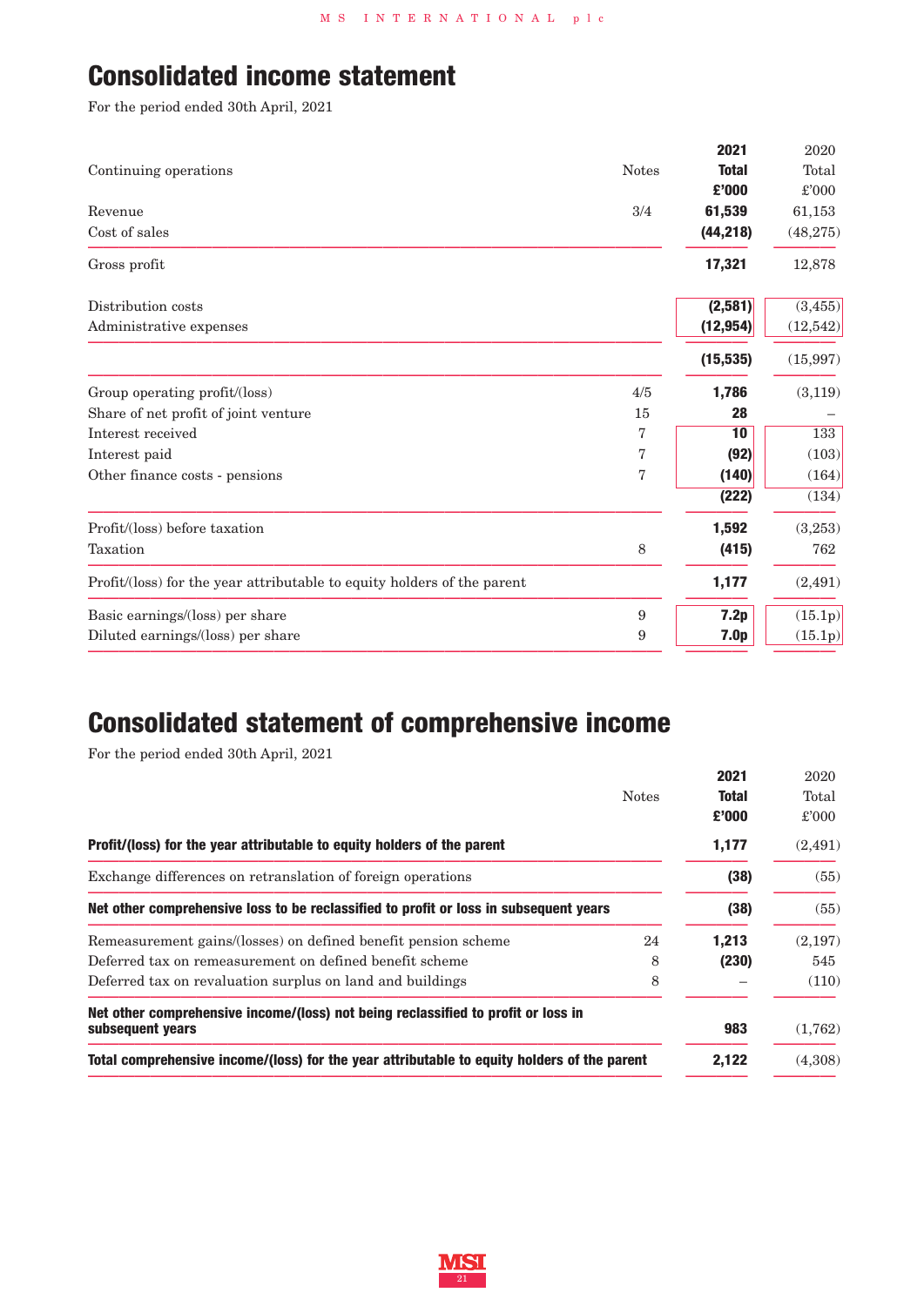# Consolidated income statement

For the period ended 30th April, 2021

| Continuing operations | Notes | **2021 Total £'000** | 2020 Total £'000 |
|---|---|---|---|
| Revenue | 3/4 | **61,539** | 61,153 |
| Cost of sales | | **(44,218)** | (48,275) |
| Gross profit | | **17,321** | 12,878 |
| Distribution costs | | **(2,581)** | (3,455) |
| Administrative expenses | | **(12,954)** | (12,542) |
| | | **(15,535)** | (15,997) |
| Group operating profit/(loss) | 4/5 | **1,786** | (3,119) |
| Share of net profit of joint venture | 15 | **28** | – |
| Interest received | 7 | **10** | 133 |
| Interest paid | 7 | **(92)** | (103) |
| Other finance costs - pensions | 7 | **(140)** | (164) |
| | | **(222)** | (134) |
| Profit/(loss) before taxation | | **1,592** | (3,253) |
| Taxation | 8 | **(415)** | 762 |
| Profit/(loss) for the year attributable to equity holders of the parent | | **1,177** | (2,491) |
| Basic earnings/(loss) per share | 9 | **7.2p** | (15.1p) |
| Diluted earnings/(loss) per share | 9 | **7.0p** | (15.1p) |

# Consolidated statement of comprehensive income

For the period ended 30th April, 2021

| | Notes | **2021 Total £'000** | 2020 Total £'000 |
|---|---|---|---|
| **Profit/(loss) for the year attributable to equity holders of the parent** | | **1,177** | (2,491) |
| Exchange differences on retranslation of foreign operations | | **(38)** | (55) |
| **Net other comprehensive loss to be reclassified to profit or loss in subsequent years** | | **(38)** | (55) |
| Remeasurement gains/(losses) on defined benefit pension scheme | 24 | **1,213** | (2,197) |
| Deferred tax on remeasurement on defined benefit scheme | 8 | **(230)** | 545 |
| Deferred tax on revaluation surplus on land and buildings | 8 | **–** | (110) |
| **Net other comprehensive income/(loss) not being reclassified to profit or loss in subsequent years** | | **983** | (1,762) |
| **Total comprehensive income/(loss) for the year attributable to equity holders of the parent** | | **2,122** | (4,308) |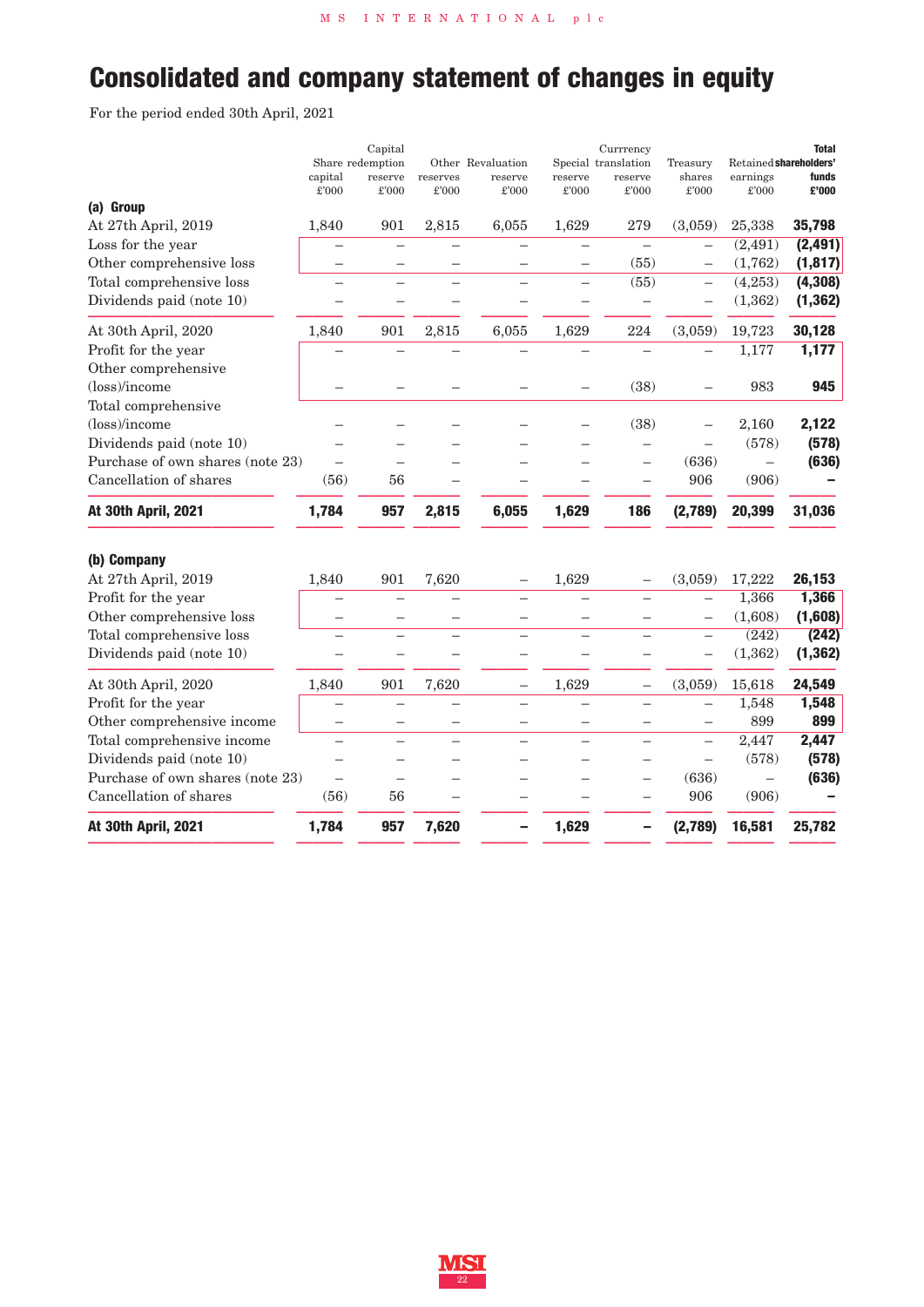# Consolidated and company statement of changes in equity

For the period ended 30th April, 2021

| | Share capital £'000 | Capital redemption reserve £'000 | Other reserves £'000 | Revaluation reserve £'000 | Special reserve £'000 | Currrency translation reserve £'000 | Treasury shares £'000 | Retained earnings £'000 | **Total shareholders' funds £'000** |
|---|---|---|---|---|---|---|---|---|---|
| **(a) Group** | | | | | | | | | |
| At 27th April, 2019 | 1,840 | 901 | 2,815 | 6,055 | 1,629 | 279 | (3,059) | 25,338 | **35,798** |
| Loss for the year | – | – | – | – | – | – | – | (2,491) | **(2,491)** |
| Other comprehensive loss | – | – | – | – | – | (55) | – | (1,762) | **(1,817)** |
| Total comprehensive loss | – | – | – | – | – | (55) | – | (4,253) | **(4,308)** |
| Dividends paid (note 10) | – | – | – | – | – | – | – | (1,362) | **(1,362)** |
| At 30th April, 2020 | 1,840 | 901 | 2,815 | 6,055 | 1,629 | 224 | (3,059) | 19,723 | **30,128** |
| Profit for the year | – | – | – | – | – | – | – | 1,177 | **1,177** |
| Other comprehensive (loss)/income | – | – | – | – | – | (38) | – | 983 | **945** |
| Total comprehensive (loss)/income | – | – | – | – | – | (38) | – | 2,160 | **2,122** |
| Dividends paid (note 10) | – | – | – | – | – | – | – | (578) | **(578)** |
| Purchase of own shares (note 23) | – | – | – | – | – | – | (636) | – | **(636)** |
| Cancellation of shares | (56) | 56 | – | – | – | – | 906 | (906) | **–** |
| **At 30th April, 2021** | **1,784** | **957** | **2,815** | **6,055** | **1,629** | **186** | **(2,789)** | **20,399** | **31,036** |
| **(b) Company** | | | | | | | | | |
| At 27th April, 2019 | 1,840 | 901 | 7,620 | – | 1,629 | – | (3,059) | 17,222 | **26,153** |
| Profit for the year | – | – | – | – | – | – | – | 1,366 | **1,366** |
| Other comprehensive loss | – | – | – | – | – | – | – | (1,608) | **(1,608)** |
| Total comprehensive loss | – | – | – | – | – | – | – | (242) | **(242)** |
| Dividends paid (note 10) | – | – | – | – | – | – | – | (1,362) | **(1,362)** |
| At 30th April, 2020 | 1,840 | 901 | 7,620 | – | 1,629 | – | (3,059) | 15,618 | **24,549** |
| Profit for the year | – | – | – | – | – | – | – | 1,548 | **1,548** |
| Other comprehensive income | – | – | – | – | – | – | – | 899 | **899** |
| Total comprehensive income | – | – | – | – | – | – | – | 2,447 | **2,447** |
| Dividends paid (note 10) | – | – | – | – | – | – | – | (578) | **(578)** |
| Purchase of own shares (note 23) | – | – | – | – | – | – | (636) | – | **(636)** |
| Cancellation of shares | (56) | 56 | – | – | – | – | 906 | (906) | **–** |
| **At 30th April, 2021** | **1,784** | **957** | **7,620** | **–** | **1,629** | **–** | **(2,789)** | **16,581** | **25,782** |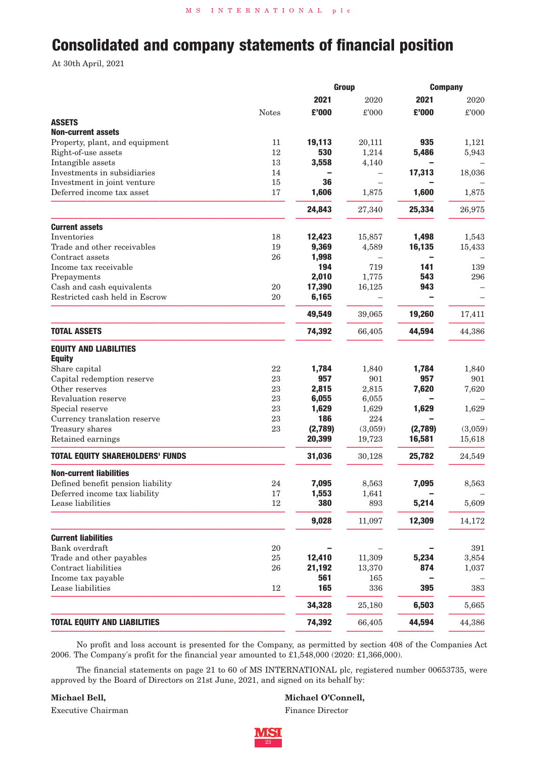# Consolidated and company statements of financial position

At 30th April, 2021

| | | Group | | Company | |
|---|---|---|---|---|---|
| | | **2021** | 2020 | **2021** | 2020 |
| | Notes | **£'000** | £'000 | **£'000** | £'000 |
| **ASSETS** | | | | | |
| **Non-current assets** | | | | | |
| Property, plant, and equipment | 11 | **19,113** | 20,111 | **935** | 1,121 |
| Right-of-use assets | 12 | **530** | 1,214 | **5,486** | 5,943 |
| Intangible assets | 13 | **3,558** | 4,140 | **–** | – |
| Investments in subsidiaries | 14 | **–** | – | **17,313** | 18,036 |
| Investment in joint venture | 15 | **36** | – | **–** | – |
| Deferred income tax asset | 17 | **1,606** | 1,875 | **1,600** | 1,875 |
| | | **24,843** | 27,340 | **25,334** | 26,975 |
| **Current assets** | | | | | |
| Inventories | 18 | **12,423** | 15,857 | **1,498** | 1,543 |
| Trade and other receivables | 19 | **9,369** | 4,589 | **16,135** | 15,433 |
| Contract assets | 26 | **1,998** | – | **–** | – |
| Income tax receivable | | **194** | 719 | **141** | 139 |
| Prepayments | | **2,010** | 1,775 | **543** | 296 |
| Cash and cash equivalents | 20 | **17,390** | 16,125 | **943** | – |
| Restricted cash held in Escrow | 20 | **6,165** | – | **–** | – |
| | | **49,549** | 39,065 | **19,260** | 17,411 |
| **TOTAL ASSETS** | | **74,392** | 66,405 | **44,594** | 44,386 |
| **EQUITY AND LIABILITIES** | | | | | |
| **Equity** | | | | | |
| Share capital | 22 | **1,784** | 1,840 | **1,784** | 1,840 |
| Capital redemption reserve | 23 | **957** | 901 | **957** | 901 |
| Other reserves | 23 | **2,815** | 2,815 | **7,620** | 7,620 |
| Revaluation reserve | 23 | **6,055** | 6,055 | **–** | – |
| Special reserve | 23 | **1,629** | 1,629 | **1,629** | 1,629 |
| Currency translation reserve | 23 | **186** | 224 | **–** | – |
| Treasury shares | 23 | **(2,789)** | (3,059) | **(2,789)** | (3,059) |
| Retained earnings | | **20,399** | 19,723 | **16,581** | 15,618 |
| **TOTAL EQUITY SHAREHOLDERS' FUNDS** | | **31,036** | 30,128 | **25,782** | 24,549 |
| **Non-current liabilities** | | | | | |
| Defined benefit pension liability | 24 | **7,095** | 8,563 | **7,095** | 8,563 |
| Deferred income tax liability | 17 | **1,553** | 1,641 | **–** | – |
| Lease liabilities | 12 | **380** | 893 | **5,214** | 5,609 |
| | | **9,028** | 11,097 | **12,309** | 14,172 |
| **Current liabilities** | | | | | |
| Bank overdraft | 20 | **–** | – | **–** | 391 |
| Trade and other payables | 25 | **12,410** | 11,309 | **5,234** | 3,854 |
| Contract liabilities | 26 | **21,192** | 13,370 | **874** | 1,037 |
| Income tax payable | | **561** | 165 | **–** | – |
| Lease liabilities | 12 | **165** | 336 | **395** | 383 |
| | | **34,328** | 25,180 | **6,503** | 5,665 |
| **TOTAL EQUITY AND LIABILITIES** | | **74,392** | 66,405 | **44,594** | 44,386 |

No profit and loss account is presented for the Company, as permitted by section 408 of the Companies Act 2006. The Company's profit for the financial year amounted to £1,548,000 (2020: £1,366,000).

The financial statements on page 21 to 60 of MS INTERNATIONAL plc, registered number 00653735, were approved by the Board of Directors on 21st June, 2021, and signed on its behalf by:

**Michael Bell,**
Executive Chairman

**Michael O'Connell,**
Finance Director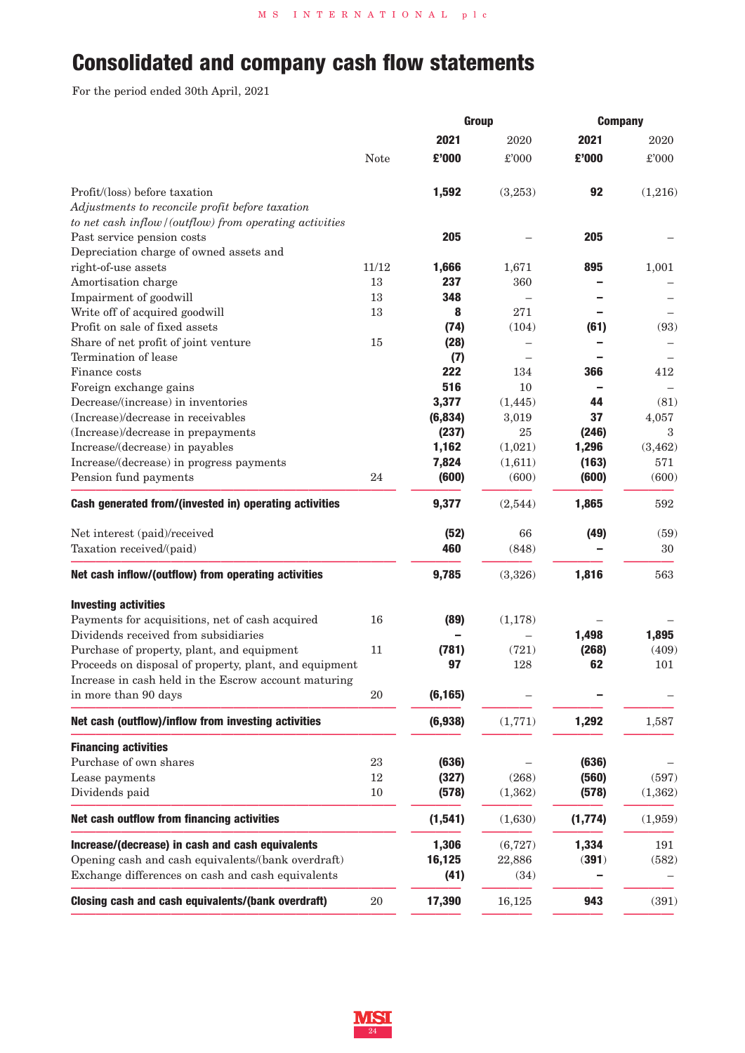# Consolidated and company cash flow statements

For the period ended 30th April, 2021

| | | Group | | Company | |
|---|---|---|---|---|---|
| | | **2021** | 2020 | **2021** | 2020 |
| | Note | **£'000** | £'000 | **£'000** | £'000 |
| Profit/(loss) before taxation | | **1,592** | (3,253) | **92** | (1,216) |
| *Adjustments to reconcile profit before taxation to net cash inflow/(outflow) from operating activities* | | | | | |
| Past service pension costs | | **205** | – | **205** | – |
| Depreciation charge of owned assets and right-of-use assets | 11/12 | **1,666** | 1,671 | **895** | 1,001 |
| Amortisation charge | 13 | **237** | 360 | **–** | – |
| Impairment of goodwill | 13 | **348** | – | **–** | – |
| Write off of acquired goodwill | 13 | **8** | 271 | **–** | – |
| Profit on sale of fixed assets | | **(74)** | (104) | **(61)** | (93) |
| Share of net profit of joint venture | 15 | **(28)** | – | **–** | – |
| Termination of lease | | **(7)** | – | **–** | – |
| Finance costs | | **222** | 134 | **366** | 412 |
| Foreign exchange gains | | **516** | 10 | **–** | – |
| Decrease/(increase) in inventories | | **3,377** | (1,445) | **44** | (81) |
| (Increase)/decrease in receivables | | **(6,834)** | 3,019 | **37** | 4,057 |
| (Increase)/decrease in prepayments | | **(237)** | 25 | **(246)** | 3 |
| Increase/(decrease) in payables | | **1,162** | (1,021) | **1,296** | (3,462) |
| Increase/(decrease) in progress payments | | **7,824** | (1,611) | **(163)** | 571 |
| Pension fund payments | 24 | **(600)** | (600) | **(600)** | (600) |
| **Cash generated from/(invested in) operating activities** | | **9,377** | (2,544) | **1,865** | 592 |
| Net interest (paid)/received | | **(52)** | 66 | **(49)** | (59) |
| Taxation received/(paid) | | **460** | (848) | **–** | 30 |
| **Net cash inflow/(outflow) from operating activities** | | **9,785** | (3,326) | **1,816** | 563 |
| **Investing activities** | | | | | |
| Payments for acquisitions, net of cash acquired | 16 | **(89)** | (1,178) | – | – |
| Dividends received from subsidiaries | | **–** | – | **1,498** | **1,895** |
| Purchase of property, plant, and equipment | 11 | **(781)** | (721) | **(268)** | (409) |
| Proceeds on disposal of property, plant, and equipment | | **97** | 128 | **62** | 101 |
| Increase in cash held in the Escrow account maturing in more than 90 days | 20 | **(6,165)** | – | **–** | – |
| **Net cash (outflow)/inflow from investing activities** | | **(6,938)** | (1,771) | **1,292** | 1,587 |
| **Financing activities** | | | | | |
| Purchase of own shares | 23 | **(636)** | – | **(636)** | – |
| Lease payments | 12 | **(327)** | (268) | **(560)** | (597) |
| Dividends paid | 10 | **(578)** | (1,362) | **(578)** | (1,362) |
| **Net cash outflow from financing activities** | | **(1,541)** | (1,630) | **(1,774)** | (1,959) |
| **Increase/(decrease) in cash and cash equivalents** | | **1,306** | (6,727) | **1,334** | 191 |
| Opening cash and cash equivalents/(bank overdraft) | | **16,125** | 22,886 | **(391)** | (582) |
| Exchange differences on cash and cash equivalents | | **(41)** | (34) | **–** | – |
| **Closing cash and cash equivalents/(bank overdraft)** | 20 | **17,390** | 16,125 | **943** | (391) |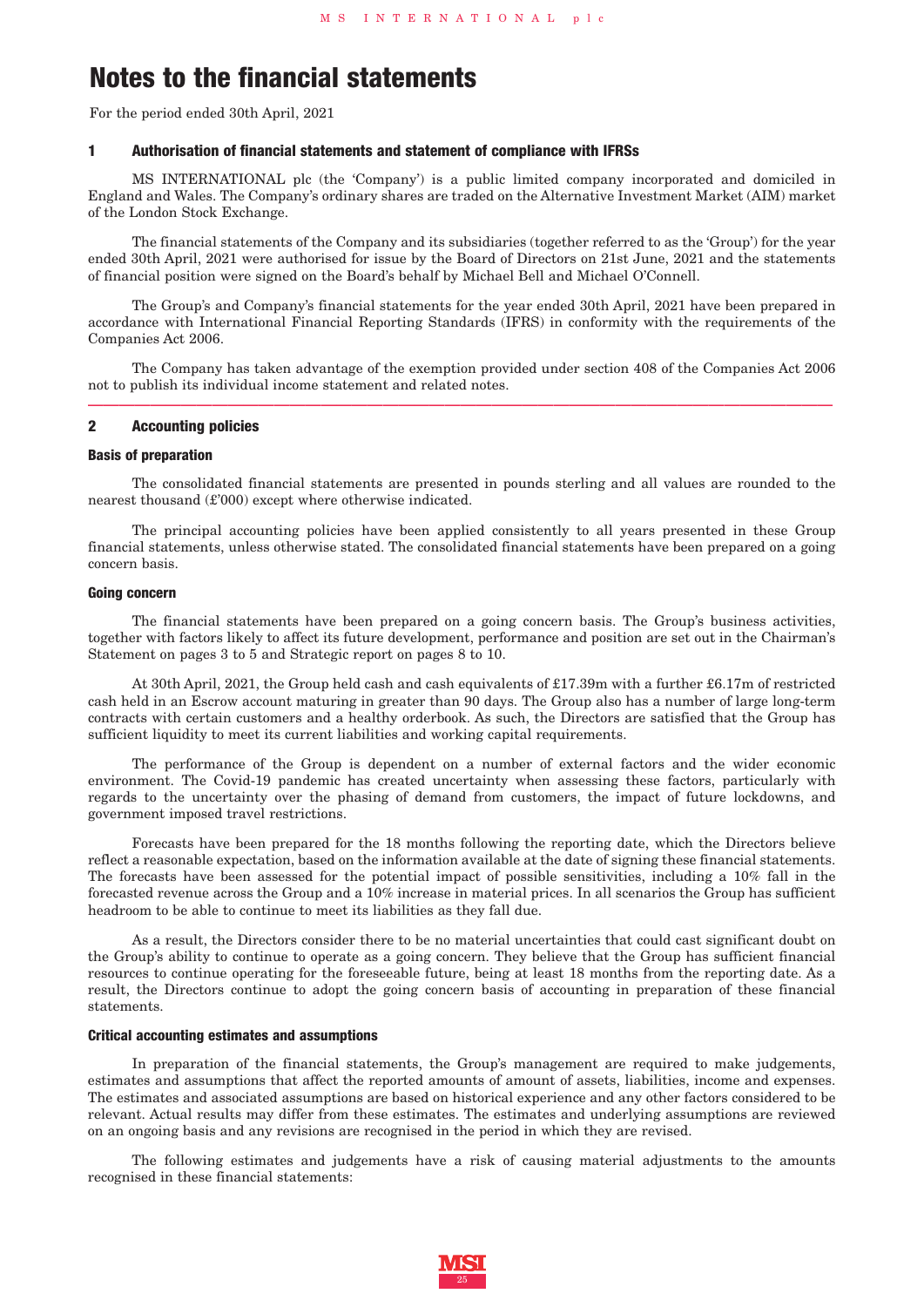# Notes to the financial statements

For the period ended 30th April, 2021

## 1 Authorisation of financial statements and statement of compliance with IFRSs

MS INTERNATIONAL plc (the 'Company') is a public limited company incorporated and domiciled in England and Wales. The Company's ordinary shares are traded on the Alternative Investment Market (AIM) market of the London Stock Exchange.

The financial statements of the Company and its subsidiaries (together referred to as the 'Group') for the year ended 30th April, 2021 were authorised for issue by the Board of Directors on 21st June, 2021 and the statements of financial position were signed on the Board's behalf by Michael Bell and Michael O'Connell.

The Group's and Company's financial statements for the year ended 30th April, 2021 have been prepared in accordance with International Financial Reporting Standards (IFRS) in conformity with the requirements of the Companies Act 2006.

The Company has taken advantage of the exemption provided under section 408 of the Companies Act 2006 not to publish its individual income statement and related notes.

## 2 Accounting policies

### Basis of preparation

The consolidated financial statements are presented in pounds sterling and all values are rounded to the nearest thousand (£'000) except where otherwise indicated.

The principal accounting policies have been applied consistently to all years presented in these Group financial statements, unless otherwise stated. The consolidated financial statements have been prepared on a going concern basis.

### Going concern

The financial statements have been prepared on a going concern basis. The Group's business activities, together with factors likely to affect its future development, performance and position are set out in the Chairman's Statement on pages 3 to 5 and Strategic report on pages 8 to 10.

At 30th April, 2021, the Group held cash and cash equivalents of £17.39m with a further £6.17m of restricted cash held in an Escrow account maturing in greater than 90 days. The Group also has a number of large long-term contracts with certain customers and a healthy orderbook. As such, the Directors are satisfied that the Group has sufficient liquidity to meet its current liabilities and working capital requirements.

The performance of the Group is dependent on a number of external factors and the wider economic environment. The Covid-19 pandemic has created uncertainty when assessing these factors, particularly with regards to the uncertainty over the phasing of demand from customers, the impact of future lockdowns, and government imposed travel restrictions.

Forecasts have been prepared for the 18 months following the reporting date, which the Directors believe reflect a reasonable expectation, based on the information available at the date of signing these financial statements. The forecasts have been assessed for the potential impact of possible sensitivities, including a 10% fall in the forecasted revenue across the Group and a 10% increase in material prices. In all scenarios the Group has sufficient headroom to be able to continue to meet its liabilities as they fall due.

As a result, the Directors consider there to be no material uncertainties that could cast significant doubt on the Group's ability to continue to operate as a going concern. They believe that the Group has sufficient financial resources to continue operating for the foreseeable future, being at least 18 months from the reporting date. As a result, the Directors continue to adopt the going concern basis of accounting in preparation of these financial statements.

### Critical accounting estimates and assumptions

In preparation of the financial statements, the Group's management are required to make judgements, estimates and assumptions that affect the reported amounts of amount of assets, liabilities, income and expenses. The estimates and associated assumptions are based on historical experience and any other factors considered to be relevant. Actual results may differ from these estimates. The estimates and underlying assumptions are reviewed on an ongoing basis and any revisions are recognised in the period in which they are revised.

The following estimates and judgements have a risk of causing material adjustments to the amounts recognised in these financial statements: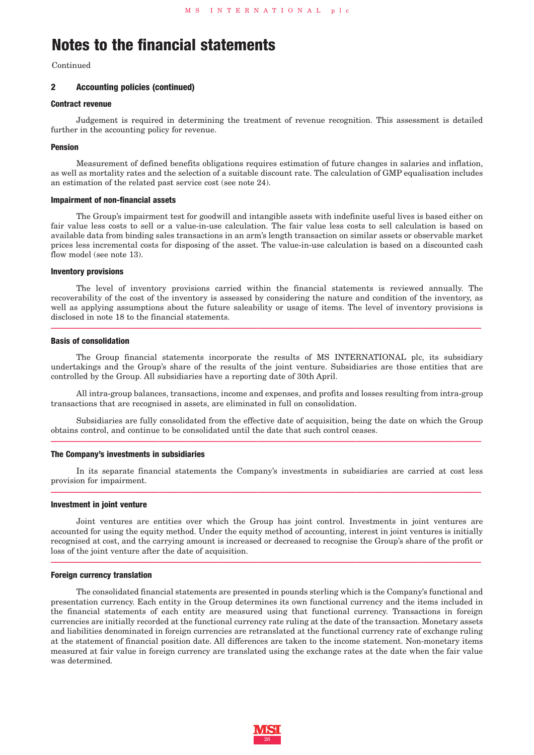# Notes to the financial statements

Continued

### 2 Accounting policies (continued)

#### Contract revenue

Judgement is required in determining the treatment of revenue recognition. This assessment is detailed further in the accounting policy for revenue.

#### Pension

Measurement of defined benefits obligations requires estimation of future changes in salaries and inflation, as well as mortality rates and the selection of a suitable discount rate. The calculation of GMP equalisation includes an estimation of the related past service cost (see note 24).

#### Impairment of non-financial assets

The Group's impairment test for goodwill and intangible assets with indefinite useful lives is based either on fair value less costs to sell or a value-in-use calculation. The fair value less costs to sell calculation is based on available data from binding sales transactions in an arm's length transaction on similar assets or observable market prices less incremental costs for disposing of the asset. The value-in-use calculation is based on a discounted cash flow model (see note 13).

#### Inventory provisions

The level of inventory provisions carried within the financial statements is reviewed annually. The recoverability of the cost of the inventory is assessed by considering the nature and condition of the inventory, as well as applying assumptions about the future saleability or usage of items. The level of inventory provisions is disclosed in note 18 to the financial statements.

#### Basis of consolidation

The Group financial statements incorporate the results of MS INTERNATIONAL plc, its subsidiary undertakings and the Group's share of the results of the joint venture. Subsidiaries are those entities that are controlled by the Group. All subsidiaries have a reporting date of 30th April.

All intra-group balances, transactions, income and expenses, and profits and losses resulting from intra-group transactions that are recognised in assets, are eliminated in full on consolidation.

Subsidiaries are fully consolidated from the effective date of acquisition, being the date on which the Group obtains control, and continue to be consolidated until the date that such control ceases.

#### The Company's investments in subsidiaries

In its separate financial statements the Company's investments in subsidiaries are carried at cost less provision for impairment.

#### Investment in joint venture

Joint ventures are entities over which the Group has joint control. Investments in joint ventures are accounted for using the equity method. Under the equity method of accounting, interest in joint ventures is initially recognised at cost, and the carrying amount is increased or decreased to recognise the Group's share of the profit or loss of the joint venture after the date of acquisition.

#### Foreign currency translation

The consolidated financial statements are presented in pounds sterling which is the Company's functional and presentation currency. Each entity in the Group determines its own functional currency and the items included in the financial statements of each entity are measured using that functional currency. Transactions in foreign currencies are initially recorded at the functional currency rate ruling at the date of the transaction. Monetary assets and liabilities denominated in foreign currencies are retranslated at the functional currency rate of exchange ruling at the statement of financial position date. All differences are taken to the income statement. Non-monetary items measured at fair value in foreign currency are translated using the exchange rates at the date when the fair value was determined.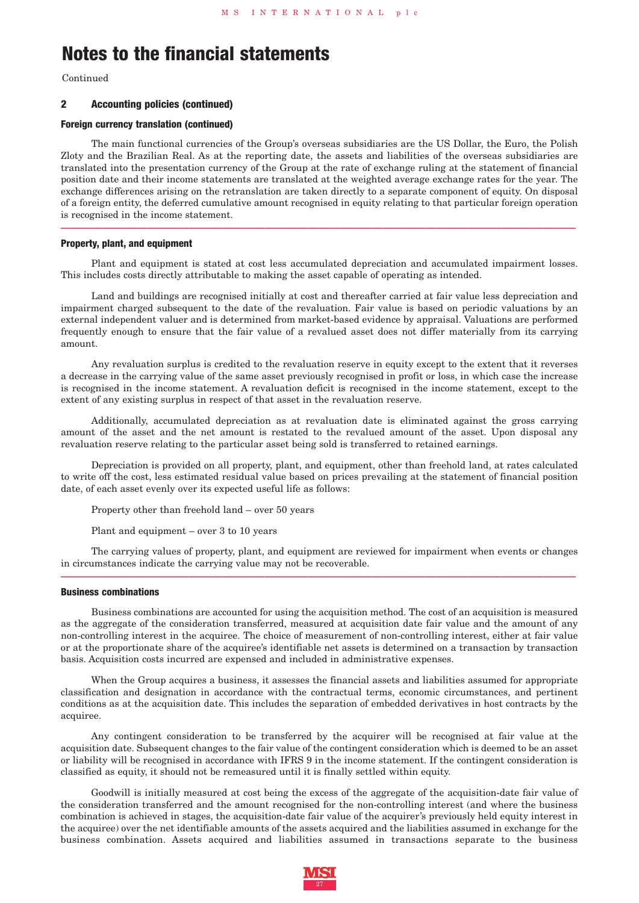# Notes to the financial statements

Continued

## 2 Accounting policies (continued)

### Foreign currency translation (continued)

The main functional currencies of the Group's overseas subsidiaries are the US Dollar, the Euro, the Polish Zloty and the Brazilian Real. As at the reporting date, the assets and liabilities of the overseas subsidiaries are translated into the presentation currency of the Group at the rate of exchange ruling at the statement of financial position date and their income statements are translated at the weighted average exchange rates for the year. The exchange differences arising on the retranslation are taken directly to a separate component of equity. On disposal of a foreign entity, the deferred cumulative amount recognised in equity relating to that particular foreign operation is recognised in the income statement.

### Property, plant, and equipment

Plant and equipment is stated at cost less accumulated depreciation and accumulated impairment losses. This includes costs directly attributable to making the asset capable of operating as intended.

Land and buildings are recognised initially at cost and thereafter carried at fair value less depreciation and impairment charged subsequent to the date of the revaluation. Fair value is based on periodic valuations by an external independent valuer and is determined from market-based evidence by appraisal. Valuations are performed frequently enough to ensure that the fair value of a revalued asset does not differ materially from its carrying amount.

Any revaluation surplus is credited to the revaluation reserve in equity except to the extent that it reverses a decrease in the carrying value of the same asset previously recognised in profit or loss, in which case the increase is recognised in the income statement. A revaluation deficit is recognised in the income statement, except to the extent of any existing surplus in respect of that asset in the revaluation reserve.

Additionally, accumulated depreciation as at revaluation date is eliminated against the gross carrying amount of the asset and the net amount is restated to the revalued amount of the asset. Upon disposal any revaluation reserve relating to the particular asset being sold is transferred to retained earnings.

Depreciation is provided on all property, plant, and equipment, other than freehold land, at rates calculated to write off the cost, less estimated residual value based on prices prevailing at the statement of financial position date, of each asset evenly over its expected useful life as follows:

Property other than freehold land – over 50 years

Plant and equipment – over 3 to 10 years

The carrying values of property, plant, and equipment are reviewed for impairment when events or changes in circumstances indicate the carrying value may not be recoverable.

### Business combinations

Business combinations are accounted for using the acquisition method. The cost of an acquisition is measured as the aggregate of the consideration transferred, measured at acquisition date fair value and the amount of any non-controlling interest in the acquiree. The choice of measurement of non-controlling interest, either at fair value or at the proportionate share of the acquiree's identifiable net assets is determined on a transaction by transaction basis. Acquisition costs incurred are expensed and included in administrative expenses.

When the Group acquires a business, it assesses the financial assets and liabilities assumed for appropriate classification and designation in accordance with the contractual terms, economic circumstances, and pertinent conditions as at the acquisition date. This includes the separation of embedded derivatives in host contracts by the acquiree.

Any contingent consideration to be transferred by the acquirer will be recognised at fair value at the acquisition date. Subsequent changes to the fair value of the contingent consideration which is deemed to be an asset or liability will be recognised in accordance with IFRS 9 in the income statement. If the contingent consideration is classified as equity, it should not be remeasured until it is finally settled within equity.

Goodwill is initially measured at cost being the excess of the aggregate of the acquisition-date fair value of the consideration transferred and the amount recognised for the non-controlling interest (and where the business combination is achieved in stages, the acquisition-date fair value of the acquirer's previously held equity interest in the acquiree) over the net identifiable amounts of the assets acquired and the liabilities assumed in exchange for the business combination. Assets acquired and liabilities assumed in transactions separate to the business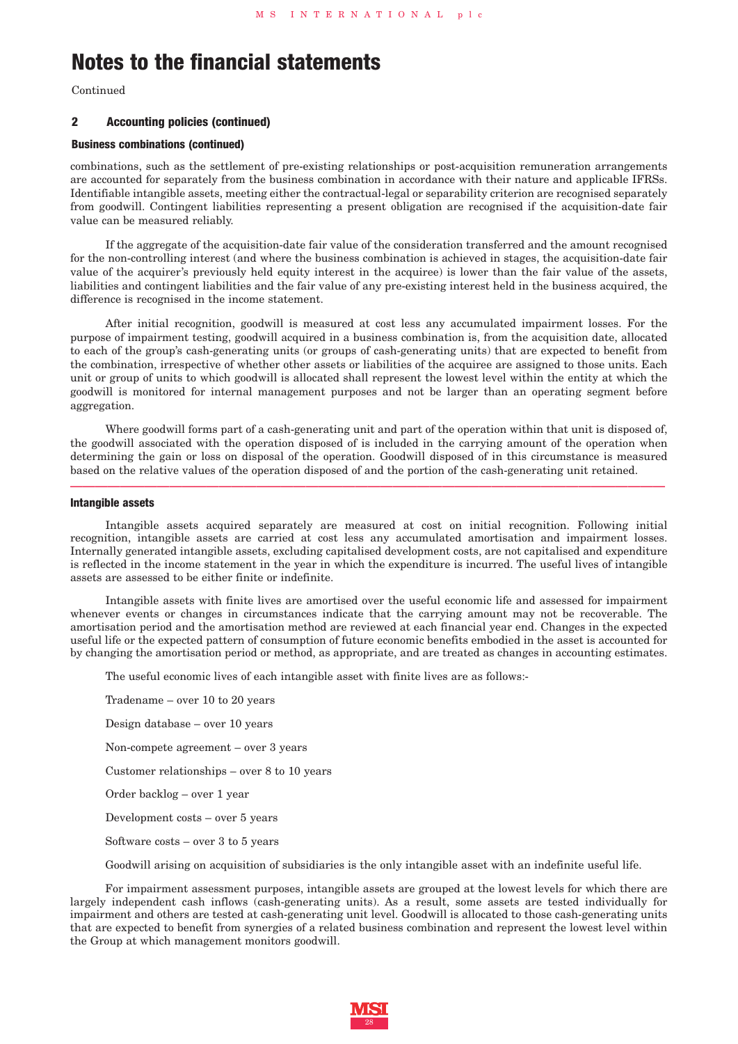# Notes to the financial statements

Continued

### 2 Accounting policies (continued)

#### Business combinations (continued)

combinations, such as the settlement of pre-existing relationships or post-acquisition remuneration arrangements are accounted for separately from the business combination in accordance with their nature and applicable IFRSs. Identifiable intangible assets, meeting either the contractual-legal or separability criterion are recognised separately from goodwill. Contingent liabilities representing a present obligation are recognised if the acquisition-date fair value can be measured reliably.

If the aggregate of the acquisition-date fair value of the consideration transferred and the amount recognised for the non-controlling interest (and where the business combination is achieved in stages, the acquisition-date fair value of the acquirer's previously held equity interest in the acquiree) is lower than the fair value of the assets, liabilities and contingent liabilities and the fair value of any pre-existing interest held in the business acquired, the difference is recognised in the income statement.

After initial recognition, goodwill is measured at cost less any accumulated impairment losses. For the purpose of impairment testing, goodwill acquired in a business combination is, from the acquisition date, allocated to each of the group's cash-generating units (or groups of cash-generating units) that are expected to benefit from the combination, irrespective of whether other assets or liabilities of the acquiree are assigned to those units. Each unit or group of units to which goodwill is allocated shall represent the lowest level within the entity at which the goodwill is monitored for internal management purposes and not be larger than an operating segment before aggregation.

Where goodwill forms part of a cash-generating unit and part of the operation within that unit is disposed of, the goodwill associated with the operation disposed of is included in the carrying amount of the operation when determining the gain or loss on disposal of the operation. Goodwill disposed of in this circumstance is measured based on the relative values of the operation disposed of and the portion of the cash-generating unit retained.

#### Intangible assets

Intangible assets acquired separately are measured at cost on initial recognition. Following initial recognition, intangible assets are carried at cost less any accumulated amortisation and impairment losses. Internally generated intangible assets, excluding capitalised development costs, are not capitalised and expenditure is reflected in the income statement in the year in which the expenditure is incurred. The useful lives of intangible assets are assessed to be either finite or indefinite.

Intangible assets with finite lives are amortised over the useful economic life and assessed for impairment whenever events or changes in circumstances indicate that the carrying amount may not be recoverable. The amortisation period and the amortisation method are reviewed at each financial year end. Changes in the expected useful life or the expected pattern of consumption of future economic benefits embodied in the asset is accounted for by changing the amortisation period or method, as appropriate, and are treated as changes in accounting estimates.

The useful economic lives of each intangible asset with finite lives are as follows:-

Tradename – over 10 to 20 years

Design database – over 10 years

Non-compete agreement – over 3 years

Customer relationships – over 8 to 10 years

Order backlog – over 1 year

Development costs – over 5 years

Software costs – over 3 to 5 years

Goodwill arising on acquisition of subsidiaries is the only intangible asset with an indefinite useful life.

For impairment assessment purposes, intangible assets are grouped at the lowest levels for which there are largely independent cash inflows (cash-generating units). As a result, some assets are tested individually for impairment and others are tested at cash-generating unit level. Goodwill is allocated to those cash-generating units that are expected to benefit from synergies of a related business combination and represent the lowest level within the Group at which management monitors goodwill.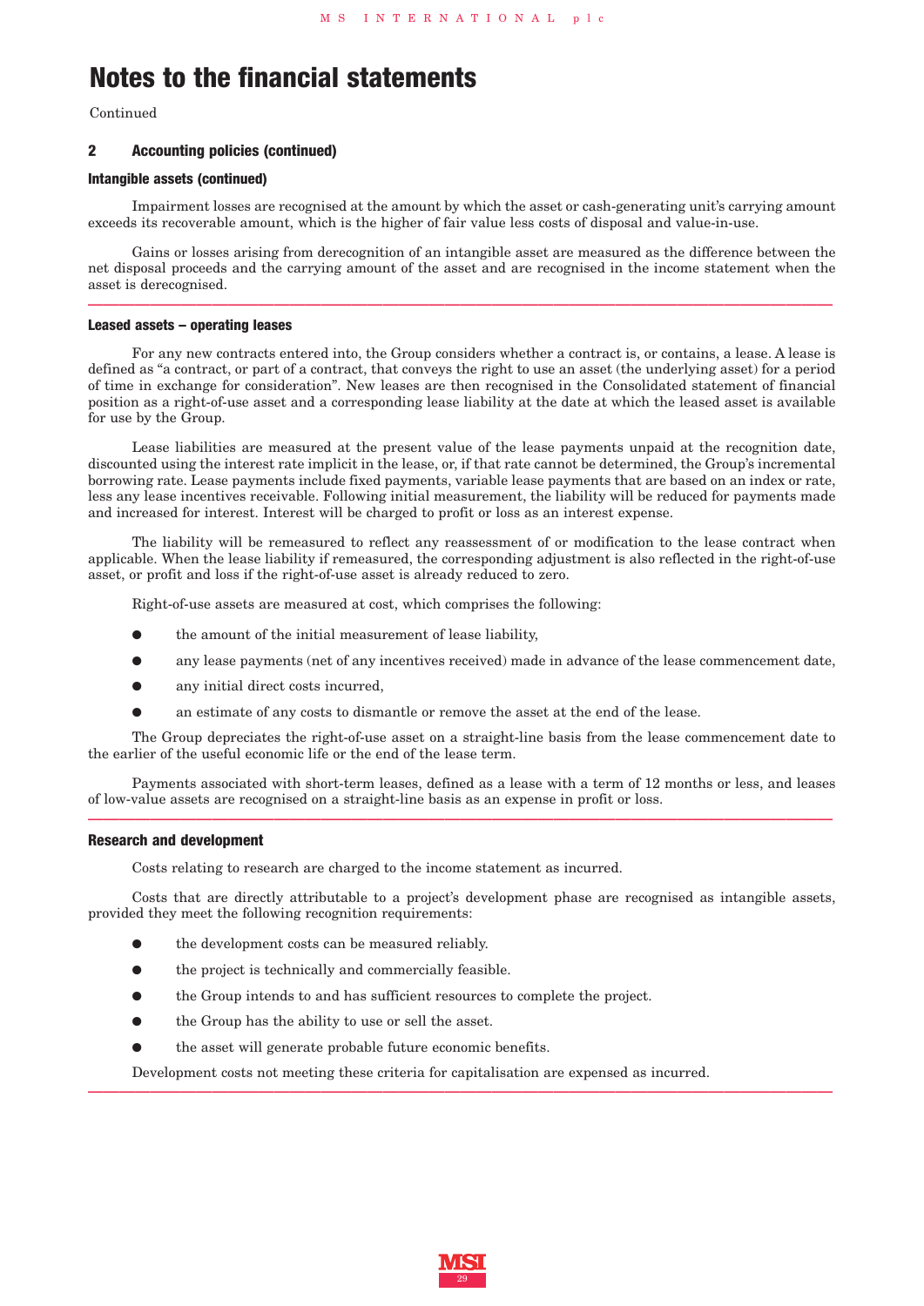# Notes to the financial statements

Continued

## 2 Accounting policies (continued)

### Intangible assets (continued)

Impairment losses are recognised at the amount by which the asset or cash-generating unit's carrying amount exceeds its recoverable amount, which is the higher of fair value less costs of disposal and value-in-use.

Gains or losses arising from derecognition of an intangible asset are measured as the difference between the net disposal proceeds and the carrying amount of the asset and are recognised in the income statement when the asset is derecognised.

### Leased assets – operating leases

For any new contracts entered into, the Group considers whether a contract is, or contains, a lease. A lease is defined as "a contract, or part of a contract, that conveys the right to use an asset (the underlying asset) for a period of time in exchange for consideration". New leases are then recognised in the Consolidated statement of financial position as a right-of-use asset and a corresponding lease liability at the date at which the leased asset is available for use by the Group.

Lease liabilities are measured at the present value of the lease payments unpaid at the recognition date, discounted using the interest rate implicit in the lease, or, if that rate cannot be determined, the Group's incremental borrowing rate. Lease payments include fixed payments, variable lease payments that are based on an index or rate, less any lease incentives receivable. Following initial measurement, the liability will be reduced for payments made and increased for interest. Interest will be charged to profit or loss as an interest expense.

The liability will be remeasured to reflect any reassessment of or modification to the lease contract when applicable. When the lease liability if remeasured, the corresponding adjustment is also reflected in the right-of-use asset, or profit and loss if the right-of-use asset is already reduced to zero.

Right-of-use assets are measured at cost, which comprises the following:

- the amount of the initial measurement of lease liability,
- any lease payments (net of any incentives received) made in advance of the lease commencement date,
- any initial direct costs incurred,
- an estimate of any costs to dismantle or remove the asset at the end of the lease.

The Group depreciates the right-of-use asset on a straight-line basis from the lease commencement date to the earlier of the useful economic life or the end of the lease term.

Payments associated with short-term leases, defined as a lease with a term of 12 months or less, and leases of low-value assets are recognised on a straight-line basis as an expense in profit or loss.

### Research and development

Costs relating to research are charged to the income statement as incurred.

Costs that are directly attributable to a project's development phase are recognised as intangible assets, provided they meet the following recognition requirements:

- the development costs can be measured reliably.
- the project is technically and commercially feasible.
- the Group intends to and has sufficient resources to complete the project.
- the Group has the ability to use or sell the asset.
- the asset will generate probable future economic benefits.

Development costs not meeting these criteria for capitalisation are expensed as incurred.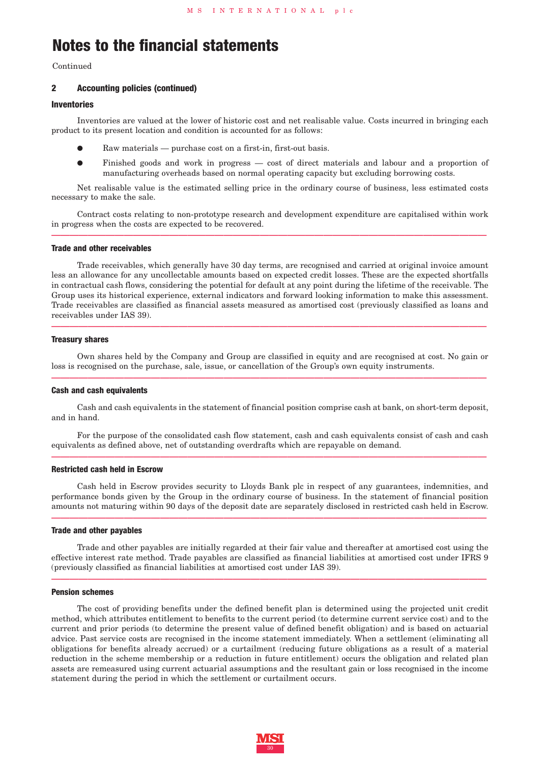# Notes to the financial statements

Continued

## 2 Accounting policies (continued)

### Inventories

Inventories are valued at the lower of historic cost and net realisable value. Costs incurred in bringing each product to its present location and condition is accounted for as follows:

- Raw materials — purchase cost on a first-in, first-out basis.
- Finished goods and work in progress — cost of direct materials and labour and a proportion of manufacturing overheads based on normal operating capacity but excluding borrowing costs.

Net realisable value is the estimated selling price in the ordinary course of business, less estimated costs necessary to make the sale.

Contract costs relating to non-prototype research and development expenditure are capitalised within work in progress when the costs are expected to be recovered.

### Trade and other receivables

Trade receivables, which generally have 30 day terms, are recognised and carried at original invoice amount less an allowance for any uncollectable amounts based on expected credit losses. These are the expected shortfalls in contractual cash flows, considering the potential for default at any point during the lifetime of the receivable. The Group uses its historical experience, external indicators and forward looking information to make this assessment. Trade receivables are classified as financial assets measured as amortised cost (previously classified as loans and receivables under IAS 39).

### Treasury shares

Own shares held by the Company and Group are classified in equity and are recognised at cost. No gain or loss is recognised on the purchase, sale, issue, or cancellation of the Group's own equity instruments.

### Cash and cash equivalents

Cash and cash equivalents in the statement of financial position comprise cash at bank, on short-term deposit, and in hand.

For the purpose of the consolidated cash flow statement, cash and cash equivalents consist of cash and cash equivalents as defined above, net of outstanding overdrafts which are repayable on demand.

### Restricted cash held in Escrow

Cash held in Escrow provides security to Lloyds Bank plc in respect of any guarantees, indemnities, and performance bonds given by the Group in the ordinary course of business. In the statement of financial position amounts not maturing within 90 days of the deposit date are separately disclosed in restricted cash held in Escrow.

### Trade and other payables

Trade and other payables are initially regarded at their fair value and thereafter at amortised cost using the effective interest rate method. Trade payables are classified as financial liabilities at amortised cost under IFRS 9 (previously classified as financial liabilities at amortised cost under IAS 39).

### Pension schemes

The cost of providing benefits under the defined benefit plan is determined using the projected unit credit method, which attributes entitlement to benefits to the current period (to determine current service cost) and to the current and prior periods (to determine the present value of defined benefit obligation) and is based on actuarial advice. Past service costs are recognised in the income statement immediately. When a settlement (eliminating all obligations for benefits already accrued) or a curtailment (reducing future obligations as a result of a material reduction in the scheme membership or a reduction in future entitlement) occurs the obligation and related plan assets are remeasured using current actuarial assumptions and the resultant gain or loss recognised in the income statement during the period in which the settlement or curtailment occurs.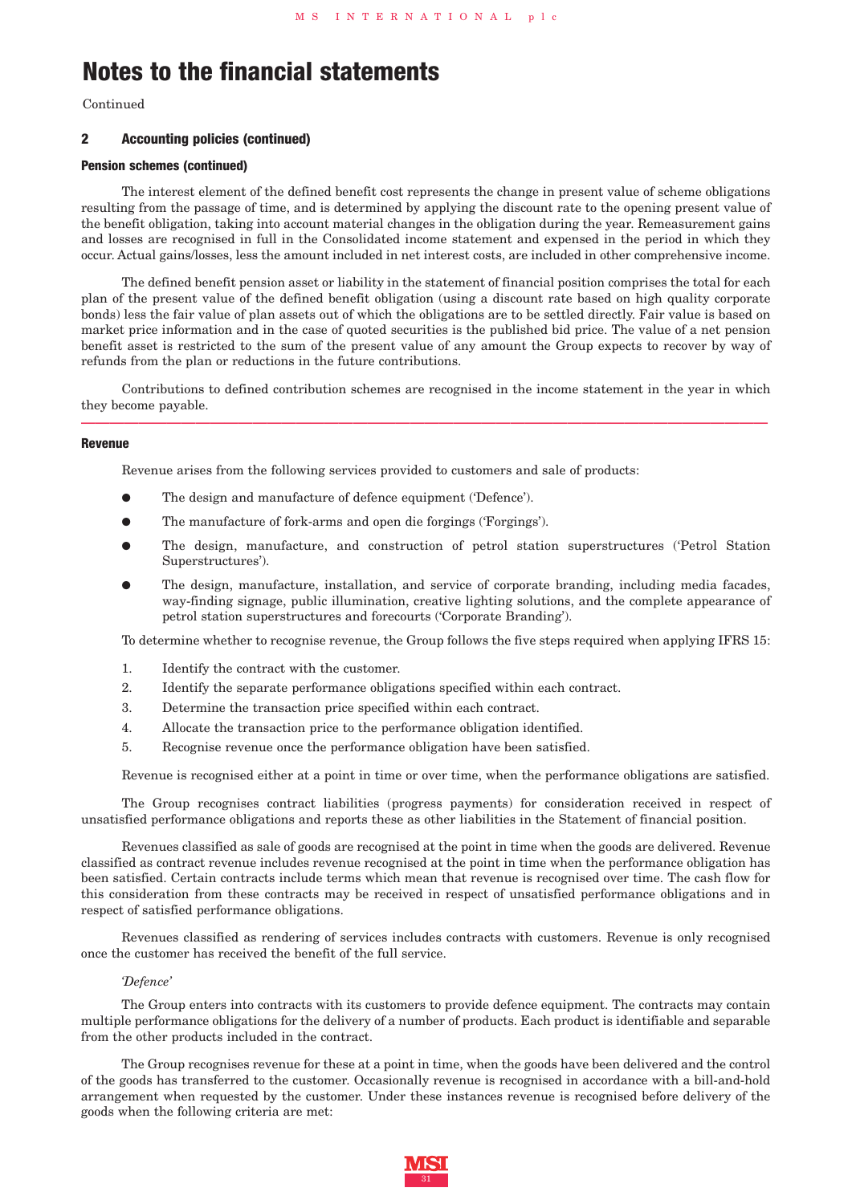# Notes to the financial statements

Continued

## 2 Accounting policies (continued)

### Pension schemes (continued)

The interest element of the defined benefit cost represents the change in present value of scheme obligations resulting from the passage of time, and is determined by applying the discount rate to the opening present value of the benefit obligation, taking into account material changes in the obligation during the year. Remeasurement gains and losses are recognised in full in the Consolidated income statement and expensed in the period in which they occur. Actual gains/losses, less the amount included in net interest costs, are included in other comprehensive income.

The defined benefit pension asset or liability in the statement of financial position comprises the total for each plan of the present value of the defined benefit obligation (using a discount rate based on high quality corporate bonds) less the fair value of plan assets out of which the obligations are to be settled directly. Fair value is based on market price information and in the case of quoted securities is the published bid price. The value of a net pension benefit asset is restricted to the sum of the present value of any amount the Group expects to recover by way of refunds from the plan or reductions in the future contributions.

Contributions to defined contribution schemes are recognised in the income statement in the year in which they become payable.

### Revenue

Revenue arises from the following services provided to customers and sale of products:

- The design and manufacture of defence equipment ('Defence').
- The manufacture of fork-arms and open die forgings ('Forgings').
- The design, manufacture, and construction of petrol station superstructures ('Petrol Station Superstructures').
- The design, manufacture, installation, and service of corporate branding, including media facades, way-finding signage, public illumination, creative lighting solutions, and the complete appearance of petrol station superstructures and forecourts ('Corporate Branding').

To determine whether to recognise revenue, the Group follows the five steps required when applying IFRS 15:

1. Identify the contract with the customer.
2. Identify the separate performance obligations specified within each contract.
3. Determine the transaction price specified within each contract.
4. Allocate the transaction price to the performance obligation identified.
5. Recognise revenue once the performance obligation have been satisfied.

Revenue is recognised either at a point in time or over time, when the performance obligations are satisfied.

The Group recognises contract liabilities (progress payments) for consideration received in respect of unsatisfied performance obligations and reports these as other liabilities in the Statement of financial position.

Revenues classified as sale of goods are recognised at the point in time when the goods are delivered. Revenue classified as contract revenue includes revenue recognised at the point in time when the performance obligation has been satisfied. Certain contracts include terms which mean that revenue is recognised over time. The cash flow for this consideration from these contracts may be received in respect of unsatisfied performance obligations and in respect of satisfied performance obligations.

Revenues classified as rendering of services includes contracts with customers. Revenue is only recognised once the customer has received the benefit of the full service.

*'Defence'*

The Group enters into contracts with its customers to provide defence equipment. The contracts may contain multiple performance obligations for the delivery of a number of products. Each product is identifiable and separable from the other products included in the contract.

The Group recognises revenue for these at a point in time, when the goods have been delivered and the control of the goods has transferred to the customer. Occasionally revenue is recognised in accordance with a bill-and-hold arrangement when requested by the customer. Under these instances revenue is recognised before delivery of the goods when the following criteria are met: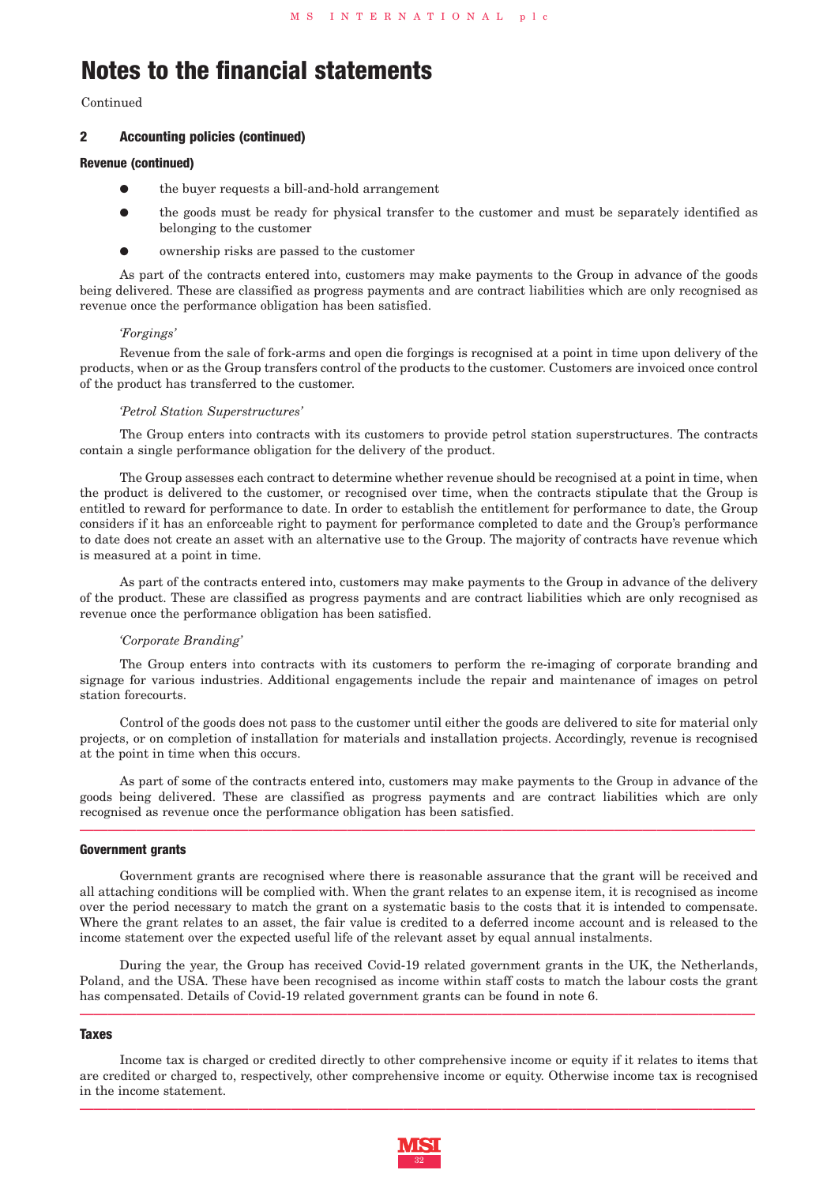# Notes to the financial statements

Continued

## 2 Accounting policies (continued)

### Revenue (continued)

- the buyer requests a bill-and-hold arrangement
- the goods must be ready for physical transfer to the customer and must be separately identified as belonging to the customer
- ownership risks are passed to the customer

As part of the contracts entered into, customers may make payments to the Group in advance of the goods being delivered. These are classified as progress payments and are contract liabilities which are only recognised as revenue once the performance obligation has been satisfied.

*'Forgings'*

Revenue from the sale of fork-arms and open die forgings is recognised at a point in time upon delivery of the products, when or as the Group transfers control of the products to the customer. Customers are invoiced once control of the product has transferred to the customer.

*'Petrol Station Superstructures'*

The Group enters into contracts with its customers to provide petrol station superstructures. The contracts contain a single performance obligation for the delivery of the product.

The Group assesses each contract to determine whether revenue should be recognised at a point in time, when the product is delivered to the customer, or recognised over time, when the contracts stipulate that the Group is entitled to reward for performance to date. In order to establish the entitlement for performance to date, the Group considers if it has an enforceable right to payment for performance completed to date and the Group's performance to date does not create an asset with an alternative use to the Group. The majority of contracts have revenue which is measured at a point in time.

As part of the contracts entered into, customers may make payments to the Group in advance of the delivery of the product. These are classified as progress payments and are contract liabilities which are only recognised as revenue once the performance obligation has been satisfied.

*'Corporate Branding'*

The Group enters into contracts with its customers to perform the re-imaging of corporate branding and signage for various industries. Additional engagements include the repair and maintenance of images on petrol station forecourts.

Control of the goods does not pass to the customer until either the goods are delivered to site for material only projects, or on completion of installation for materials and installation projects. Accordingly, revenue is recognised at the point in time when this occurs.

As part of some of the contracts entered into, customers may make payments to the Group in advance of the goods being delivered. These are classified as progress payments and are contract liabilities which are only recognised as revenue once the performance obligation has been satisfied.

### Government grants

Government grants are recognised where there is reasonable assurance that the grant will be received and all attaching conditions will be complied with. When the grant relates to an expense item, it is recognised as income over the period necessary to match the grant on a systematic basis to the costs that it is intended to compensate. Where the grant relates to an asset, the fair value is credited to a deferred income account and is released to the income statement over the expected useful life of the relevant asset by equal annual instalments.

During the year, the Group has received Covid-19 related government grants in the UK, the Netherlands, Poland, and the USA. These have been recognised as income within staff costs to match the labour costs the grant has compensated. Details of Covid-19 related government grants can be found in note 6.

### Taxes

Income tax is charged or credited directly to other comprehensive income or equity if it relates to items that are credited or charged to, respectively, other comprehensive income or equity. Otherwise income tax is recognised in the income statement.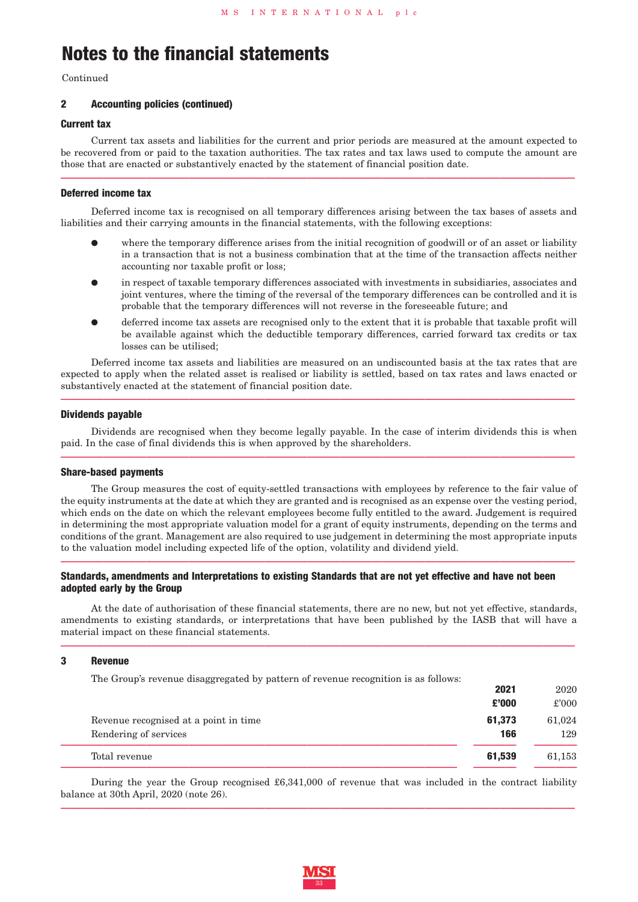# Notes to the financial statements

Continued

## 2 Accounting policies (continued)

### Current tax

Current tax assets and liabilities for the current and prior periods are measured at the amount expected to be recovered from or paid to the taxation authorities. The tax rates and tax laws used to compute the amount are those that are enacted or substantively enacted by the statement of financial position date.

### Deferred income tax

Deferred income tax is recognised on all temporary differences arising between the tax bases of assets and liabilities and their carrying amounts in the financial statements, with the following exceptions:

- where the temporary difference arises from the initial recognition of goodwill or of an asset or liability in a transaction that is not a business combination that at the time of the transaction affects neither accounting nor taxable profit or loss;
- in respect of taxable temporary differences associated with investments in subsidiaries, associates and joint ventures, where the timing of the reversal of the temporary differences can be controlled and it is probable that the temporary differences will not reverse in the foreseeable future; and
- deferred income tax assets are recognised only to the extent that it is probable that taxable profit will be available against which the deductible temporary differences, carried forward tax credits or tax losses can be utilised;

Deferred income tax assets and liabilities are measured on an undiscounted basis at the tax rates that are expected to apply when the related asset is realised or liability is settled, based on tax rates and laws enacted or substantively enacted at the statement of financial position date.

### Dividends payable

Dividends are recognised when they become legally payable. In the case of interim dividends this is when paid. In the case of final dividends this is when approved by the shareholders.

### Share-based payments

The Group measures the cost of equity-settled transactions with employees by reference to the fair value of the equity instruments at the date at which they are granted and is recognised as an expense over the vesting period, which ends on the date on which the relevant employees become fully entitled to the award. Judgement is required in determining the most appropriate valuation model for a grant of equity instruments, depending on the terms and conditions of the grant. Management are also required to use judgement in determining the most appropriate inputs to the valuation model including expected life of the option, volatility and dividend yield.

### Standards, amendments and Interpretations to existing Standards that are not yet effective and have not been adopted early by the Group

At the date of authorisation of these financial statements, there are no new, but not yet effective, standards, amendments to existing standards, or interpretations that have been published by the IASB that will have a material impact on these financial statements.

## 3 Revenue

The Group's revenue disaggregated by pattern of revenue recognition is as follows:

| | **2021** | 2020 |
|---|---|---|
| | **£'000** | £'000 |
| Revenue recognised at a point in time | **61,373** | 61,024 |
| Rendering of services | **166** | 129 |
| Total revenue | **61,539** | 61,153 |

During the year the Group recognised £6,341,000 of revenue that was included in the contract liability balance at 30th April, 2020 (note 26).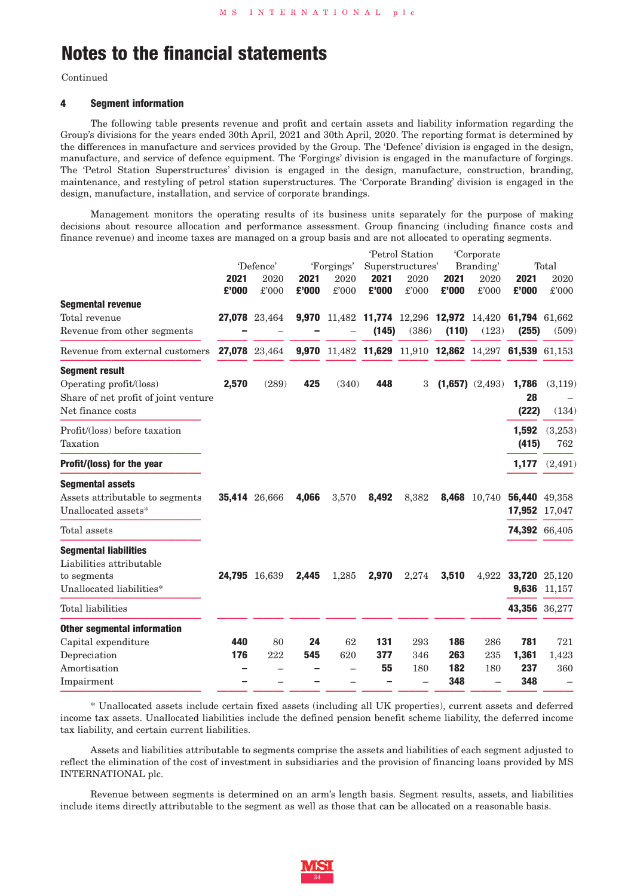# Notes to the financial statements

Continued

### 4 Segment information

The following table presents revenue and profit and certain assets and liability information regarding the Group's divisions for the years ended 30th April, 2021 and 30th April, 2020. The reporting format is determined by the differences in manufacture and services provided by the Group. The 'Defence' division is engaged in the design, manufacture, and service of defence equipment. The 'Forgings' division is engaged in the manufacture of forgings. The 'Petrol Station Superstructures' division is engaged in the design, manufacture, construction, branding, maintenance, and restyling of petrol station superstructures. The 'Corporate Branding' division is engaged in the design, manufacture, installation, and service of corporate brandings.

Management monitors the operating results of its business units separately for the purpose of making decisions about resource allocation and performance assessment. Group financing (including finance costs and finance revenue) and income taxes are managed on a group basis and are not allocated to operating segments.

| | 'Defence' | | 'Forgings' | | 'Petrol Station Superstructures' | | 'Corporate Branding' | | Total | |
|---|---|---|---|---|---|---|---|---|---|---|
| | **2021 £'000** | 2020 £'000 | **2021 £'000** | 2020 £'000 | **2021 £'000** | 2020 £'000 | **2021 £'000** | 2020 £'000 | **2021 £'000** | 2020 £'000 |
| **Segmental revenue** | | | | | | | | | | |
| Total revenue | **27,078** | 23,464 | **9,970** | 11,482 | **11,774** | 12,296 | **12,972** | 14,420 | **61,794** | 61,662 |
| Revenue from other segments | **–** | – | **–** | – | **(145)** | (386) | **(110)** | (123) | **(255)** | (509) |
| Revenue from external customers | **27,078** | 23,464 | **9,970** | 11,482 | **11,629** | 11,910 | **12,862** | 14,297 | **61,539** | 61,153 |
| **Segment result** | | | | | | | | | | |
| Operating profit/(loss) | **2,570** | (289) | **425** | (340) | **448** | 3 | **(1,657)** | (2,493) | **1,786** | (3,119) |
| Share of net profit of joint venture | | | | | | | | | **28** | – |
| Net finance costs | | | | | | | | | **(222)** | (134) |
| Profit/(loss) before taxation | | | | | | | | | **1,592** | (3,253) |
| Taxation | | | | | | | | | **(415)** | 762 |
| **Profit/(loss) for the year** | | | | | | | | | **1,177** | (2,491) |
| **Segmental assets** | | | | | | | | | | |
| Assets attributable to segments | **35,414** | 26,666 | **4,066** | 3,570 | **8,492** | 8,382 | **8,468** | 10,740 | **56,440** | 49,358 |
| Unallocated assets* | | | | | | | | | **17,952** | 17,047 |
| Total assets | | | | | | | | | **74,392** | 66,405 |
| **Segmental liabilities** | | | | | | | | | | |
| Liabilities attributable to segments | **24,795** | 16,639 | **2,445** | 1,285 | **2,970** | 2,274 | **3,510** | 4,922 | **33,720** | 25,120 |
| Unallocated liabilities* | | | | | | | | | **9,636** | 11,157 |
| Total liabilities | | | | | | | | | **43,356** | 36,277 |
| **Other segmental information** | | | | | | | | | | |
| Capital expenditure | **440** | 80 | **24** | 62 | **131** | 293 | **186** | 286 | **781** | 721 |
| Depreciation | **176** | 222 | **545** | 620 | **377** | 346 | **263** | 235 | **1,361** | 1,423 |
| Amortisation | **–** | – | **–** | – | **55** | 180 | **182** | 180 | **237** | 360 |
| Impairment | **–** | – | **–** | – | **–** | – | **348** | – | **348** | – |

\* Unallocated assets include certain fixed assets (including all UK properties), current assets and deferred income tax assets. Unallocated liabilities include the defined pension benefit scheme liability, the deferred income tax liability, and certain current liabilities.

Assets and liabilities attributable to segments comprise the assets and liabilities of each segment adjusted to reflect the elimination of the cost of investment in subsidiaries and the provision of financing loans provided by MS INTERNATIONAL plc.

Revenue between segments is determined on an arm's length basis. Segment results, assets, and liabilities include items directly attributable to the segment as well as those that can be allocated on a reasonable basis.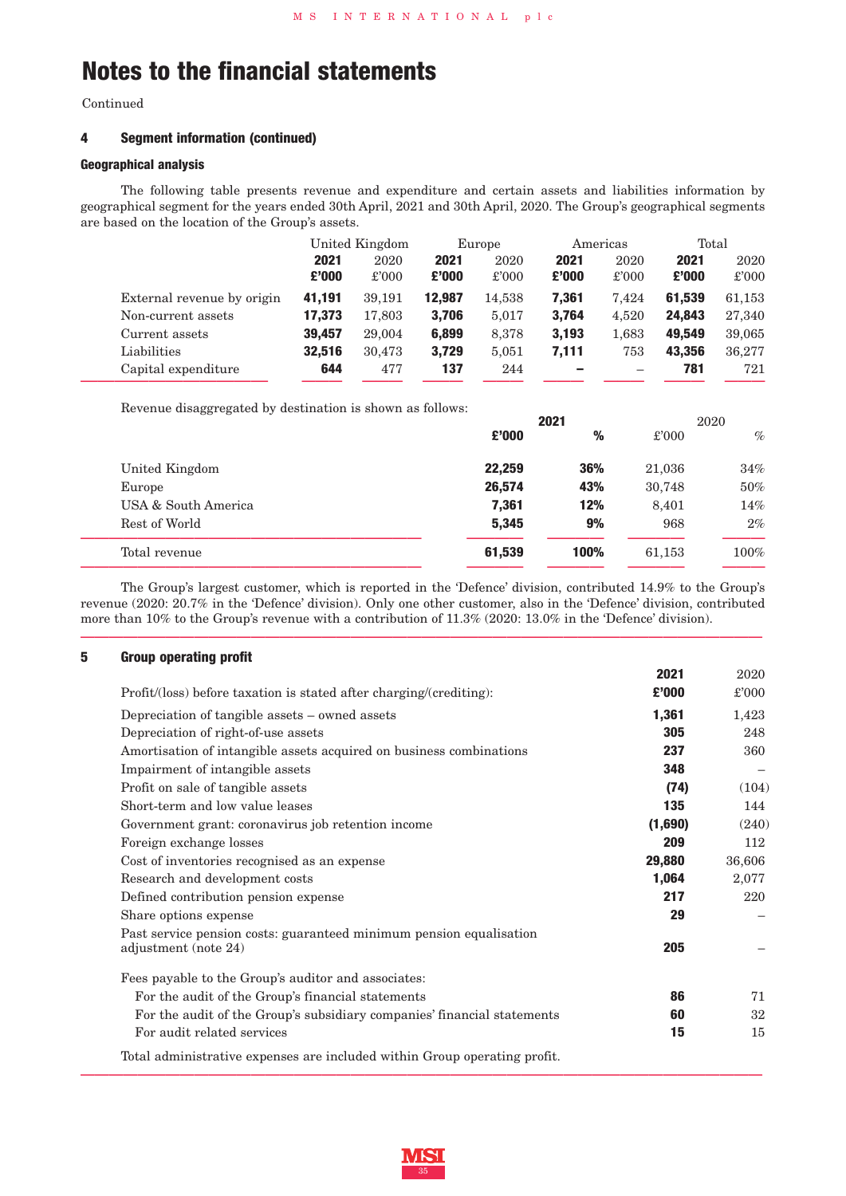# Notes to the financial statements

Continued

### 4 Segment information (continued)

#### Geographical analysis

The following table presents revenue and expenditure and certain assets and liabilities information by geographical segment for the years ended 30th April, 2021 and 30th April, 2020. The Group's geographical segments are based on the location of the Group's assets.

| | United Kingdom | | Europe | | Americas | | Total | |
|---|---|---|---|---|---|---|---|---|
| | **2021** | 2020 | **2021** | 2020 | **2021** | 2020 | **2021** | 2020 |
| | **£'000** | £'000 | **£'000** | £'000 | **£'000** | £'000 | **£'000** | £'000 |
| External revenue by origin | **41,191** | 39,191 | **12,987** | 14,538 | **7,361** | 7,424 | **61,539** | 61,153 |
| Non-current assets | **17,373** | 17,803 | **3,706** | 5,017 | **3,764** | 4,520 | **24,843** | 27,340 |
| Current assets | **39,457** | 29,004 | **6,899** | 8,378 | **3,193** | 1,683 | **49,549** | 39,065 |
| Liabilities | **32,516** | 30,473 | **3,729** | 5,051 | **7,111** | 753 | **43,356** | 36,277 |
| Capital expenditure | **644** | 477 | **137** | 244 | **–** | – | **781** | 721 |

Revenue disaggregated by destination is shown as follows:

| | **2021** | | 2020 | |
|---|---|---|---|---|
| | **£'000** | **%** | £'000 | % |
| United Kingdom | **22,259** | **36%** | 21,036 | 34% |
| Europe | **26,574** | **43%** | 30,748 | 50% |
| USA & South America | **7,361** | **12%** | 8,401 | 14% |
| Rest of World | **5,345** | **9%** | 968 | 2% |
| Total revenue | **61,539** | **100%** | 61,153 | 100% |

The Group's largest customer, which is reported in the 'Defence' division, contributed 14.9% to the Group's revenue (2020: 20.7% in the 'Defence' division). Only one other customer, also in the 'Defence' division, contributed more than 10% to the Group's revenue with a contribution of 11.3% (2020: 13.0% in the 'Defence' division).

### 5 Group operating profit

| | **2021** | 2020 |
|---|---|---|
| Profit/(loss) before taxation is stated after charging/(crediting): | **£'000** | £'000 |
| Depreciation of tangible assets – owned assets | **1,361** | 1,423 |
| Depreciation of right-of-use assets | **305** | 248 |
| Amortisation of intangible assets acquired on business combinations | **237** | 360 |
| Impairment of intangible assets | **348** | – |
| Profit on sale of tangible assets | **(74)** | (104) |
| Short-term and low value leases | **135** | 144 |
| Government grant: coronavirus job retention income | **(1,690)** | (240) |
| Foreign exchange losses | **209** | 112 |
| Cost of inventories recognised as an expense | **29,880** | 36,606 |
| Research and development costs | **1,064** | 2,077 |
| Defined contribution pension expense | **217** | 220 |
| Share options expense | **29** | – |
| Past service pension costs: guaranteed minimum pension equalisation adjustment (note 24) | **205** | – |
| Fees payable to the Group's auditor and associates: | | |
| For the audit of the Group's financial statements | **86** | 71 |
| For the audit of the Group's subsidiary companies' financial statements | **60** | 32 |
| For audit related services | **15** | 15 |

Total administrative expenses are included within Group operating profit.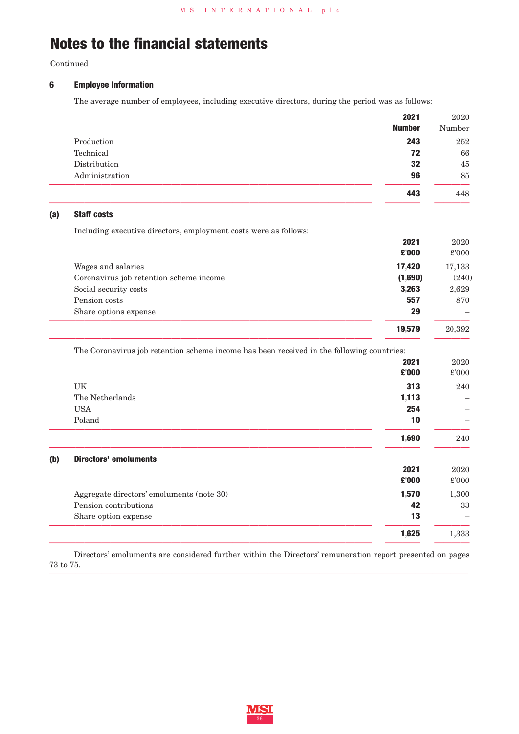# Notes to the financial statements

Continued

## 6 Employee Information

The average number of employees, including executive directors, during the period was as follows:

| | 2021 Number | 2020 Number |
|---|---|---|
| Production | **243** | 252 |
| Technical | **72** | 66 |
| Distribution | **32** | 45 |
| Administration | **96** | 85 |
| | **443** | 448 |

### (a) Staff costs

Including executive directors, employment costs were as follows:

| | 2021 £'000 | 2020 £'000 |
|---|---|---|
| Wages and salaries | **17,420** | 17,133 |
| Coronavirus job retention scheme income | **(1,690)** | (240) |
| Social security costs | **3,263** | 2,629 |
| Pension costs | **557** | 870 |
| Share options expense | **29** | – |
| | **19,579** | 20,392 |

The Coronavirus job retention scheme income has been received in the following countries:

| | 2021 £'000 | 2020 £'000 |
|---|---|---|
| UK | **313** | 240 |
| The Netherlands | **1,113** | – |
| USA | **254** | – |
| Poland | **10** | – |
| | **1,690** | 240 |

### (b) Directors' emoluments

| | 2021 £'000 | 2020 £'000 |
|---|---|---|
| Aggregate directors' emoluments (note 30) | **1,570** | 1,300 |
| Pension contributions | **42** | 33 |
| Share option expense | **13** | – |
| | **1,625** | 1,333 |

Directors' emoluments are considered further within the Directors' remuneration report presented on pages 73 to 75.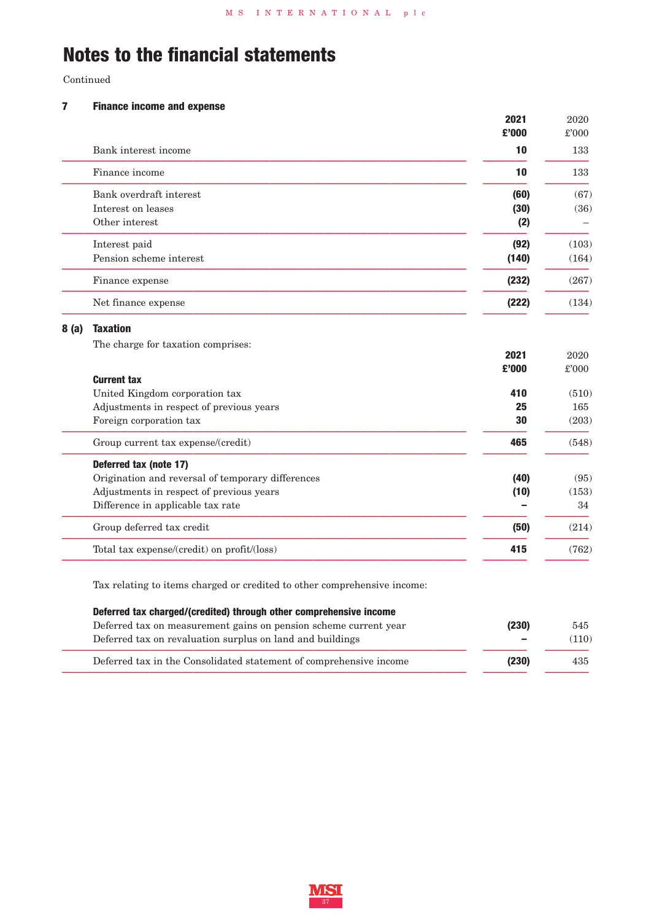# Notes to the financial statements

Continued

## 7 Finance income and expense

| | **2021 £'000** | 2020 £'000 |
|---|---|---|
| Bank interest income | **10** | 133 |
| Finance income | **10** | 133 |
| Bank overdraft interest | **(60)** | (67) |
| Interest on leases | **(30)** | (36) |
| Other interest | **(2)** | – |
| Interest paid | **(92)** | (103) |
| Pension scheme interest | **(140)** | (164) |
| Finance expense | **(232)** | (267) |
| Net finance expense | **(222)** | (134) |

## 8 (a) Taxation

The charge for taxation comprises:

| | **2021 £'000** | 2020 £'000 |
|---|---|---|
| **Current tax** | | |
| United Kingdom corporation tax | **410** | (510) |
| Adjustments in respect of previous years | **25** | 165 |
| Foreign corporation tax | **30** | (203) |
| Group current tax expense/(credit) | **465** | (548) |
| **Deferred tax (note 17)** | | |
| Origination and reversal of temporary differences | **(40)** | (95) |
| Adjustments in respect of previous years | **(10)** | (153) |
| Difference in applicable tax rate | **–** | 34 |
| Group deferred tax credit | **(50)** | (214) |
| Total tax expense/(credit) on profit/(loss) | **415** | (762) |

Tax relating to items charged or credited to other comprehensive income:

| | **2021 £'000** | 2020 £'000 |
|---|---|---|
| **Deferred tax charged/(credited) through other comprehensive income** | | |
| Deferred tax on measurement gains on pension scheme current year | **(230)** | 545 |
| Deferred tax on revaluation surplus on land and buildings | **–** | (110) |
| Deferred tax in the Consolidated statement of comprehensive income | **(230)** | 435 |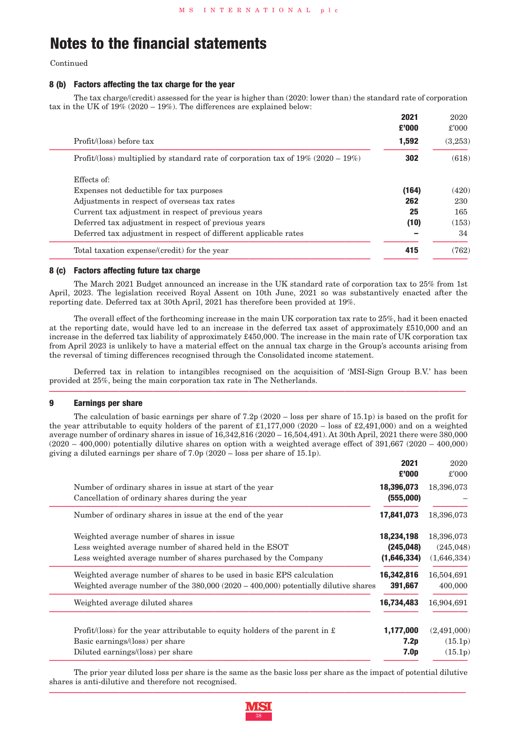# Notes to the financial statements

Continued

### 8 (b) Factors affecting the tax charge for the year

The tax charge/(credit) assessed for the year is higher than (2020: lower than) the standard rate of corporation tax in the UK of 19% (2020 – 19%). The differences are explained below:

| | **2021** **£'000** | 2020 £'000 |
|---|---|---|
| Profit/(loss) before tax | **1,592** | (3,253) |
| Profit/(loss) multiplied by standard rate of corporation tax of 19% (2020 – 19%) | **302** | (618) |
| Effects of: | | |
| Expenses not deductible for tax purposes | **(164)** | (420) |
| Adjustments in respect of overseas tax rates | **262** | 230 |
| Current tax adjustment in respect of previous years | **25** | 165 |
| Deferred tax adjustment in respect of previous years | **(10)** | (153) |
| Deferred tax adjustment in respect of different applicable rates | **–** | 34 |
| Total taxation expense/(credit) for the year | **415** | (762) |

### 8 (c) Factors affecting future tax charge

The March 2021 Budget announced an increase in the UK standard rate of corporation tax to 25% from 1st April, 2023. The legislation received Royal Assent on 10th June, 2021 so was substantively enacted after the reporting date. Deferred tax at 30th April, 2021 has therefore been provided at 19%.

The overall effect of the forthcoming increase in the main UK corporation tax rate to 25%, had it been enacted at the reporting date, would have led to an increase in the deferred tax asset of approximately £510,000 and an increase in the deferred tax liability of approximately £450,000. The increase in the main rate of UK corporation tax from April 2023 is unlikely to have a material effect on the annual tax charge in the Group's accounts arising from the reversal of timing differences recognised through the Consolidated income statement.

Deferred tax in relation to intangibles recognised on the acquisition of 'MSI-Sign Group B.V.' has been provided at 25%, being the main corporation tax rate in The Netherlands.

### 9 Earnings per share

The calculation of basic earnings per share of 7.2p (2020 – loss per share of 15.1p) is based on the profit for the year attributable to equity holders of the parent of £1,177,000 (2020 – loss of £2,491,000) and on a weighted average number of ordinary shares in issue of 16,342,816 (2020 – 16,504,491). At 30th April, 2021 there were 380,000 (2020 – 400,000) potentially dilutive shares on option with a weighted average effect of 391,667 (2020 – 400,000) giving a diluted earnings per share of 7.0p (2020 – loss per share of 15.1p).

| | **2021** **£'000** | 2020 £'000 |
|---|---|---|
| Number of ordinary shares in issue at start of the year | **18,396,073** | 18,396,073 |
| Cancellation of ordinary shares during the year | **(555,000)** | – |
| Number of ordinary shares in issue at the end of the year | **17,841,073** | 18,396,073 |
| Weighted average number of shares in issue | **18,234,198** | 18,396,073 |
| Less weighted average number of shared held in the ESOT | **(245,048)** | (245,048) |
| Less weighted average number of shares purchased by the Company | **(1,646,334)** | (1,646,334) |
| Weighted average number of shares to be used in basic EPS calculation | **16,342,816** | 16,504,691 |
| Weighted average number of the 380,000 (2020 – 400,000) potentially dilutive shares | **391,667** | 400,000 |
| Weighted average diluted shares | **16,734,483** | 16,904,691 |
| Profit/(loss) for the year attributable to equity holders of the parent in £ | **1,177,000** | (2,491,000) |
| Basic earnings/(loss) per share | **7.2p** | (15.1p) |
| Diluted earnings/(loss) per share | **7.0p** | (15.1p) |

The prior year diluted loss per share is the same as the basic loss per share as the impact of potential dilutive shares is anti-dilutive and therefore not recognised.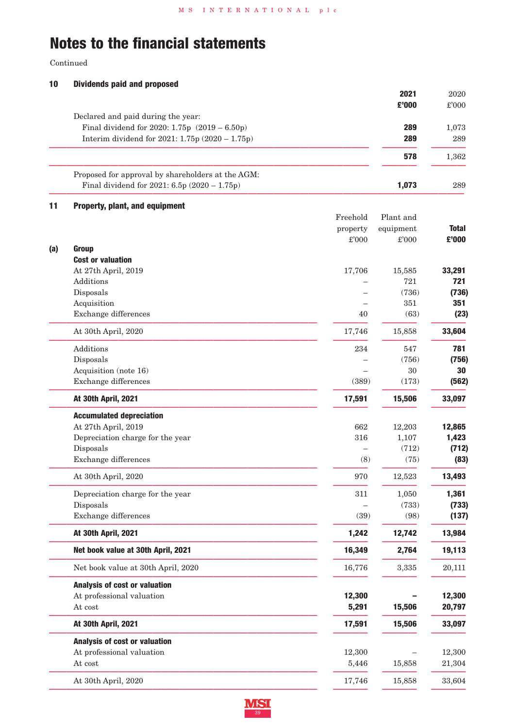# Notes to the financial statements

Continued

## 10 Dividends paid and proposed

| | **2021** | 2020 |
|---|---|---|
| | **£'000** | £'000 |
| Declared and paid during the year: | | |
| Final dividend for 2020: 1.75p (2019 – 6.50p) | **289** | 1,073 |
| Interim dividend for 2021: 1.75p (2020 – 1.75p) | **289** | 289 |
| | **578** | 1,362 |
| Proposed for approval by shareholders at the AGM: | | |
| Final dividend for 2021: 6.5p (2020 – 1.75p) | **1,073** | 289 |

## 11 Property, plant, and equipment

### (a) Group

| | Freehold property £'000 | Plant and equipment £'000 | **Total £'000** |
|---|---|---|---|
| **Cost or valuation** | | | |
| At 27th April, 2019 | 17,706 | 15,585 | **33,291** |
| Additions | – | 721 | **721** |
| Disposals | – | (736) | **(736)** |
| Acquisition | – | 351 | **351** |
| Exchange differences | 40 | (63) | **(23)** |
| At 30th April, 2020 | 17,746 | 15,858 | **33,604** |
| Additions | 234 | 547 | **781** |
| Disposals | – | (756) | **(756)** |
| Acquisition (note 16) | – | 30 | **30** |
| Exchange differences | (389) | (173) | **(562)** |
| **At 30th April, 2021** | **17,591** | **15,506** | **33,097** |
| **Accumulated depreciation** | | | |
| At 27th April, 2019 | 662 | 12,203 | **12,865** |
| Depreciation charge for the year | 316 | 1,107 | **1,423** |
| Disposals | – | (712) | **(712)** |
| Exchange differences | (8) | (75) | **(83)** |
| At 30th April, 2020 | 970 | 12,523 | **13,493** |
| Depreciation charge for the year | 311 | 1,050 | **1,361** |
| Disposals | – | (733) | **(733)** |
| Exchange differences | (39) | (98) | **(137)** |
| **At 30th April, 2021** | **1,242** | **12,742** | **13,984** |
| **Net book value at 30th April, 2021** | **16,349** | **2,764** | **19,113** |
| Net book value at 30th April, 2020 | 16,776 | 3,335 | 20,111 |
| **Analysis of cost or valuation** | | | |
| At professional valuation | **12,300** | **–** | **12,300** |
| At cost | **5,291** | **15,506** | **20,797** |
| **At 30th April, 2021** | **17,591** | **15,506** | **33,097** |
| **Analysis of cost or valuation** | | | |
| At professional valuation | 12,300 | – | 12,300 |
| At cost | 5,446 | 15,858 | 21,304 |
| At 30th April, 2020 | 17,746 | 15,858 | 33,604 |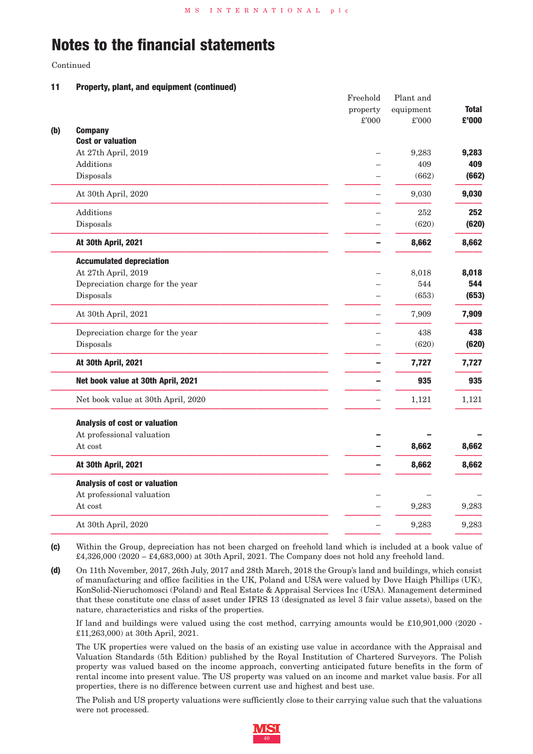# Notes to the financial statements

Continued

## 11 Property, plant, and equipment (continued)

| | | Freehold property £'000 | Plant and equipment £'000 | Total £'000 |
|---|---|---|---|---|
| **(b)** | **Company** | | | |
| | **Cost or valuation** | | | |
| | At 27th April, 2019 | – | 9,283 | **9,283** |
| | Additions | – | 409 | **409** |
| | Disposals | – | (662) | **(662)** |
| | At 30th April, 2020 | – | 9,030 | **9,030** |
| | Additions | – | 252 | **252** |
| | Disposals | – | (620) | **(620)** |
| | **At 30th April, 2021** | **–** | **8,662** | **8,662** |
| | **Accumulated depreciation** | | | |
| | At 27th April, 2019 | – | 8,018 | **8,018** |
| | Depreciation charge for the year | – | 544 | **544** |
| | Disposals | – | (653) | **(653)** |
| | At 30th April, 2021 | – | 7,909 | **7,909** |
| | Depreciation charge for the year | – | 438 | **438** |
| | Disposals | – | (620) | **(620)** |
| | **At 30th April, 2021** | **–** | **7,727** | **7,727** |
| | **Net book value at 30th April, 2021** | **–** | **935** | **935** |
| | Net book value at 30th April, 2020 | – | 1,121 | 1,121 |
| | **Analysis of cost or valuation** | | | |
| | At professional valuation | **–** | **–** | **–** |
| | At cost | **–** | **8,662** | **8,662** |
| | **At 30th April, 2021** | **–** | **8,662** | **8,662** |
| | **Analysis of cost or valuation** | | | |
| | At professional valuation | – | – | – |
| | At cost | – | 9,283 | 9,283 |
| | At 30th April, 2020 | – | 9,283 | 9,283 |

**(c)** Within the Group, depreciation has not been charged on freehold land which is included at a book value of £4,326,000 (2020 – £4,683,000) at 30th April, 2021. The Company does not hold any freehold land.

**(d)** On 11th November, 2017, 26th July, 2017 and 28th March, 2018 the Group's land and buildings, which consist of manufacturing and office facilities in the UK, Poland and USA were valued by Dove Haigh Phillips (UK), KonSolid-Nieruchomosci (Poland) and Real Estate & Appraisal Services Inc (USA). Management determined that these constitute one class of asset under IFRS 13 (designated as level 3 fair value assets), based on the nature, characteristics and risks of the properties.

If land and buildings were valued using the cost method, carrying amounts would be £10,901,000 (2020 - £11,263,000) at 30th April, 2021.

The UK properties were valued on the basis of an existing use value in accordance with the Appraisal and Valuation Standards (5th Edition) published by the Royal Institution of Chartered Surveyors. The Polish property was valued based on the income approach, converting anticipated future benefits in the form of rental income into present value. The US property was valued on an income and market value basis. For all properties, there is no difference between current use and highest and best use.

The Polish and US property valuations were sufficiently close to their carrying value such that the valuations were not processed.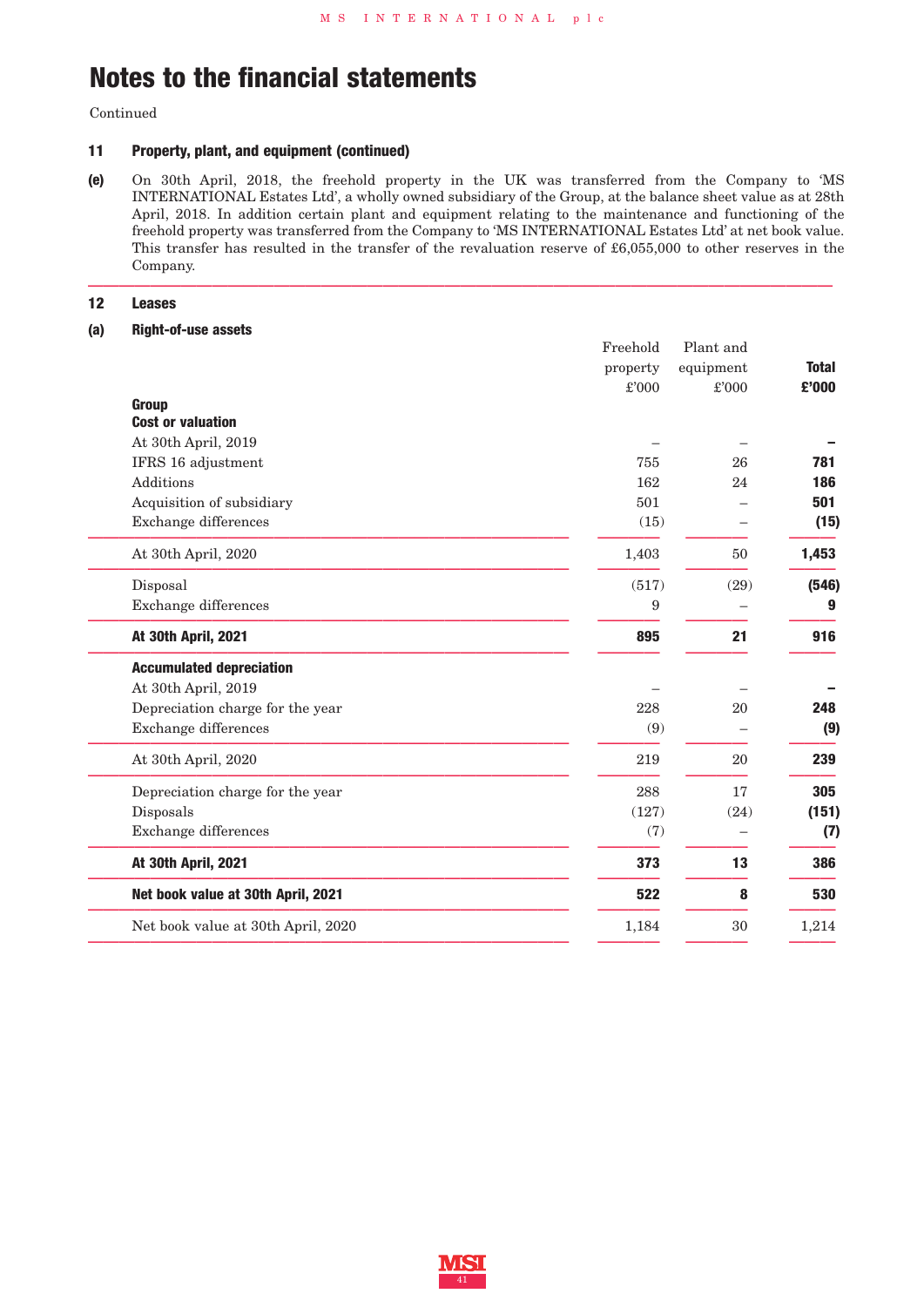# Notes to the financial statements

Continued

### 11 Property, plant, and equipment (continued)

**(e)** On 30th April, 2018, the freehold property in the UK was transferred from the Company to 'MS INTERNATIONAL Estates Ltd', a wholly owned subsidiary of the Group, at the balance sheet value as at 28th April, 2018. In addition certain plant and equipment relating to the maintenance and functioning of the freehold property was transferred from the Company to 'MS INTERNATIONAL Estates Ltd' at net book value. This transfer has resulted in the transfer of the revaluation reserve of £6,055,000 to other reserves in the Company.

### 12 Leases

#### (a) Right-of-use assets

| | Freehold property £'000 | Plant and equipment £'000 | **Total £'000** |
|---|---|---|---|
| **Group** | | | |
| **Cost or valuation** | | | |
| At 30th April, 2019 | – | – | **–** |
| IFRS 16 adjustment | 755 | 26 | **781** |
| Additions | 162 | 24 | **186** |
| Acquisition of subsidiary | 501 | – | **501** |
| Exchange differences | (15) | – | **(15)** |
| At 30th April, 2020 | 1,403 | 50 | **1,453** |
| Disposal | (517) | (29) | **(546)** |
| Exchange differences | 9 | – | **9** |
| **At 30th April, 2021** | **895** | **21** | **916** |
| **Accumulated depreciation** | | | |
| At 30th April, 2019 | – | – | **–** |
| Depreciation charge for the year | 228 | 20 | **248** |
| Exchange differences | (9) | – | **(9)** |
| At 30th April, 2020 | 219 | 20 | **239** |
| Depreciation charge for the year | 288 | 17 | **305** |
| Disposals | (127) | (24) | **(151)** |
| Exchange differences | (7) | – | **(7)** |
| **At 30th April, 2021** | **373** | **13** | **386** |
| **Net book value at 30th April, 2021** | **522** | **8** | **530** |
| Net book value at 30th April, 2020 | 1,184 | 30 | 1,214 |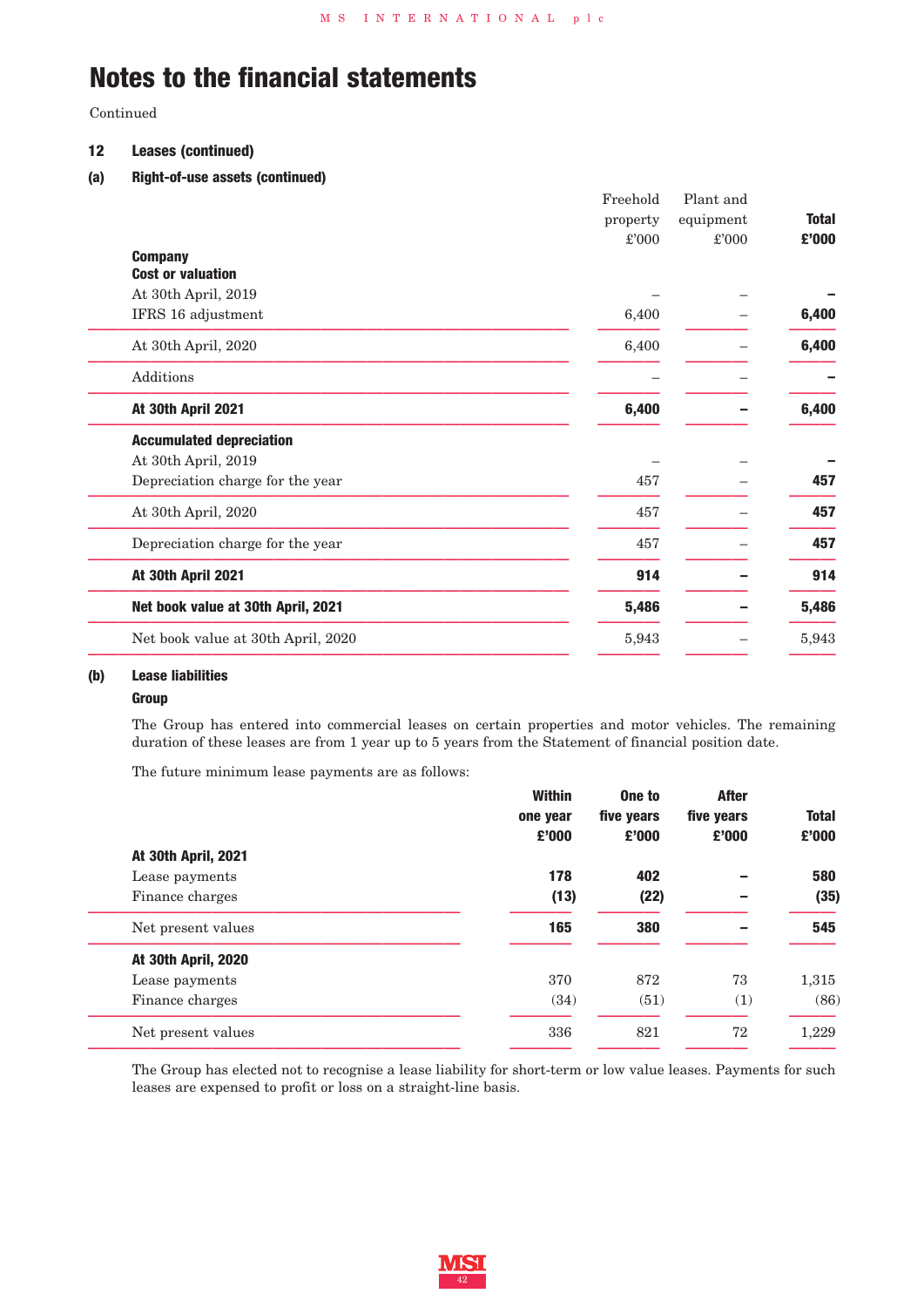# Notes to the financial statements

Continued

## 12 Leases (continued)

### (a) Right-of-use assets (continued)

| | Freehold property £'000 | Plant and equipment £'000 | **Total £'000** |
|---|---|---|---|
| **Company** | | | |
| **Cost or valuation** | | | |
| At 30th April, 2019 | – | – | **–** |
| IFRS 16 adjustment | 6,400 | – | **6,400** |
| At 30th April, 2020 | 6,400 | – | **6,400** |
| Additions | – | – | **–** |
| **At 30th April 2021** | **6,400** | **–** | **6,400** |
| **Accumulated depreciation** | | | |
| At 30th April, 2019 | – | – | **–** |
| Depreciation charge for the year | 457 | – | **457** |
| At 30th April, 2020 | 457 | – | **457** |
| Depreciation charge for the year | 457 | – | **457** |
| **At 30th April 2021** | **914** | **–** | **914** |
| **Net book value at 30th April, 2021** | **5,486** | **–** | **5,486** |
| Net book value at 30th April, 2020 | 5,943 | – | 5,943 |

### (b) Lease liabilities

**Group**

The Group has entered into commercial leases on certain properties and motor vehicles. The remaining duration of these leases are from 1 year up to 5 years from the Statement of financial position date.

The future minimum lease payments are as follows:

| | **Within one year £'000** | **One to five years £'000** | **After five years £'000** | **Total £'000** |
|---|---|---|---|---|
| **At 30th April, 2021** | | | | |
| Lease payments | **178** | **402** | **–** | **580** |
| Finance charges | **(13)** | **(22)** | **–** | **(35)** |
| Net present values | **165** | **380** | **–** | **545** |
| **At 30th April, 2020** | | | | |
| Lease payments | 370 | 872 | 73 | 1,315 |
| Finance charges | (34) | (51) | (1) | (86) |
| Net present values | 336 | 821 | 72 | 1,229 |

The Group has elected not to recognise a lease liability for short-term or low value leases. Payments for such leases are expensed to profit or loss on a straight-line basis.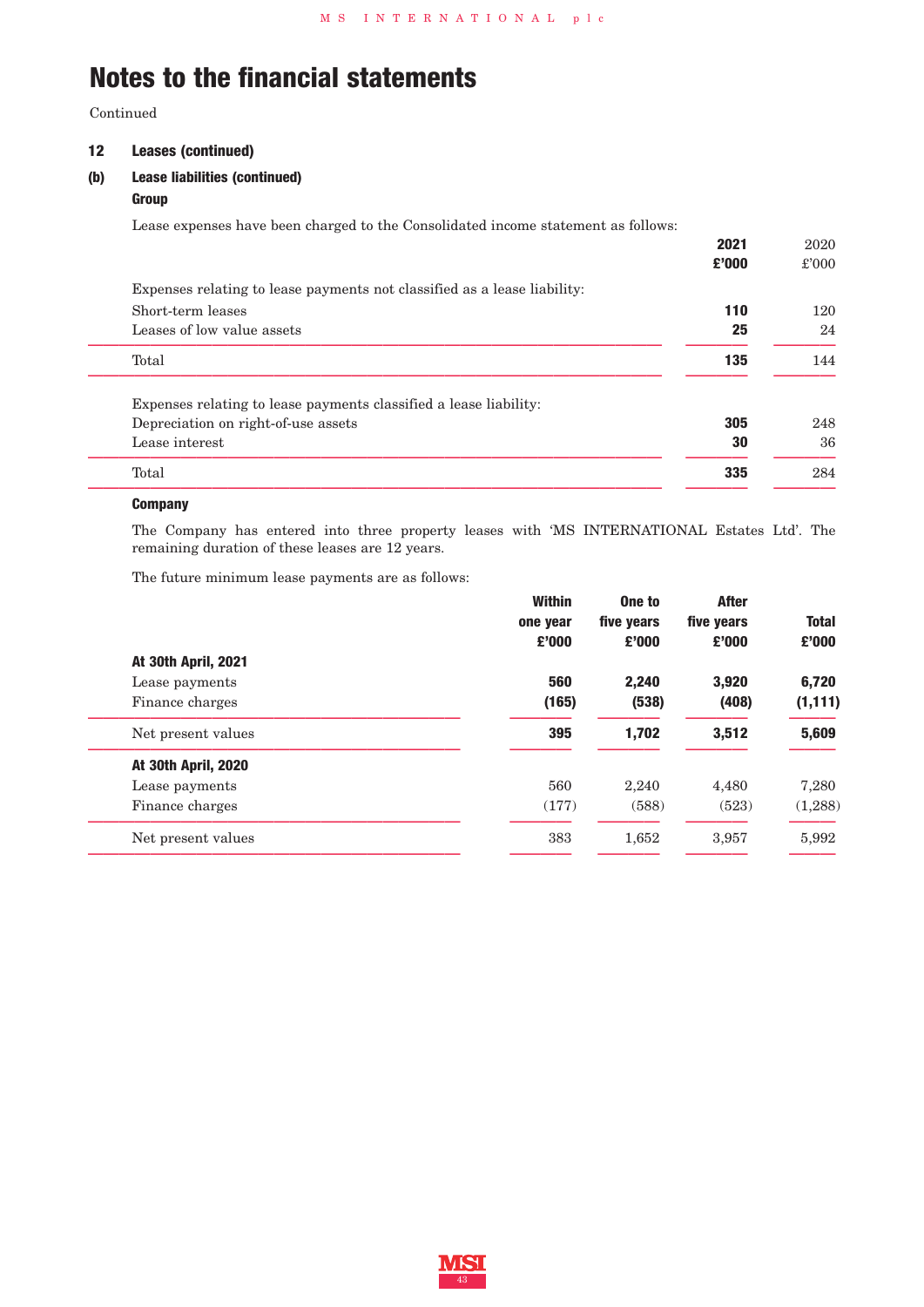# Notes to the financial statements

Continued

### 12 Leases (continued)

#### (b) Lease liabilities (continued)

**Group**

Lease expenses have been charged to the Consolidated income statement as follows:

| | **2021 £'000** | 2020 £'000 |
|---|---|---|
| Expenses relating to lease payments not classified as a lease liability: | | |
| Short-term leases | **110** | 120 |
| Leases of low value assets | **25** | 24 |
| Total | **135** | 144 |
| Expenses relating to lease payments classified a lease liability: | | |
| Depreciation on right-of-use assets | **305** | 248 |
| Lease interest | **30** | 36 |
| Total | **335** | 284 |

**Company**

The Company has entered into three property leases with 'MS INTERNATIONAL Estates Ltd'. The remaining duration of these leases are 12 years.

The future minimum lease payments are as follows:

| | **Within one year £'000** | **One to five years £'000** | **After five years £'000** | **Total £'000** |
|---|---|---|---|---|
| **At 30th April, 2021** | | | | |
| Lease payments | **560** | **2,240** | **3,920** | **6,720** |
| Finance charges | **(165)** | **(538)** | **(408)** | **(1,111)** |
| Net present values | **395** | **1,702** | **3,512** | **5,609** |
| **At 30th April, 2020** | | | | |
| Lease payments | 560 | 2,240 | 4,480 | 7,280 |
| Finance charges | (177) | (588) | (523) | (1,288) |
| Net present values | 383 | 1,652 | 3,957 | 5,992 |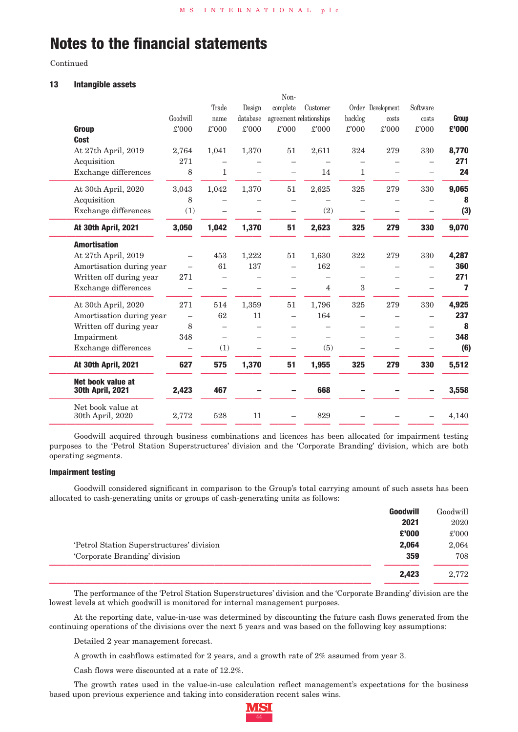# Notes to the financial statements

Continued

### 13 Intangible assets

| Group | Goodwill £'000 | Trade name £'000 | Design database £'000 | Non-complete agreement £'000 | Customer relationships £'000 | Order backlog £'000 | Development costs £'000 | Software costs £'000 | **Group £'000** |
|---|---|---|---|---|---|---|---|---|---|
| **Cost** | | | | | | | | | |
| At 27th April, 2019 | 2,764 | 1,041 | 1,370 | 51 | 2,611 | 324 | 279 | 330 | **8,770** |
| Acquisition | 271 | – | – | – | – | – | – | – | **271** |
| Exchange differences | 8 | 1 | – | – | 14 | 1 | – | – | **24** |
| At 30th April, 2020 | 3,043 | 1,042 | 1,370 | 51 | 2,625 | 325 | 279 | 330 | **9,065** |
| Acquisition | 8 | – | – | – | – | – | – | – | **8** |
| Exchange differences | (1) | – | – | – | (2) | – | – | – | **(3)** |
| **At 30th April, 2021** | **3,050** | **1,042** | **1,370** | **51** | **2,623** | **325** | **279** | **330** | **9,070** |
| **Amortisation** | | | | | | | | | |
| At 27th April, 2019 | – | 453 | 1,222 | 51 | 1,630 | 322 | 279 | 330 | **4,287** |
| Amortisation during year | – | 61 | 137 | – | 162 | – | – | – | **360** |
| Written off during year | 271 | – | – | – | – | – | – | – | **271** |
| Exchange differences | – | – | – | – | 4 | 3 | – | – | **7** |
| At 30th April, 2020 | 271 | 514 | 1,359 | 51 | 1,796 | 325 | 279 | 330 | **4,925** |
| Amortisation during year | – | 62 | 11 | – | 164 | – | – | – | **237** |
| Written off during year | 8 | – | – | – | – | – | – | – | **8** |
| Impairment | 348 | – | – | – | – | – | – | – | **348** |
| Exchange differences | – | (1) | – | – | (5) | – | – | – | **(6)** |
| **At 30th April, 2021** | **627** | **575** | **1,370** | **51** | **1,955** | **325** | **279** | **330** | **5,512** |
| **Net book value at 30th April, 2021** | **2,423** | **467** | **–** | **–** | **668** | **–** | **–** | **–** | **3,558** |
| Net book value at 30th April, 2020 | 2,772 | 528 | 11 | – | 829 | – | – | – | 4,140 |

Goodwill acquired through business combinations and licences has been allocated for impairment testing purposes to the 'Petrol Station Superstructures' division and the 'Corporate Branding' division, which are both operating segments.

#### Impairment testing

Goodwill considered significant in comparison to the Group's total carrying amount of such assets has been allocated to cash-generating units or groups of cash-generating units as follows:

| | **Goodwill 2021 £'000** | Goodwill 2020 £'000 |
|---|---|---|
| 'Petrol Station Superstructures' division | **2,064** | 2,064 |
| 'Corporate Branding' division | **359** | 708 |
| | **2,423** | 2,772 |

The performance of the 'Petrol Station Superstructures' division and the 'Corporate Branding' division are the lowest levels at which goodwill is monitored for internal management purposes.

At the reporting date, value-in-use was determined by discounting the future cash flows generated from the continuing operations of the divisions over the next 5 years and was based on the following key assumptions:

Detailed 2 year management forecast.

A growth in cashflows estimated for 2 years, and a growth rate of 2% assumed from year 3.

Cash flows were discounted at a rate of 12.2%.

The growth rates used in the value-in-use calculation reflect management's expectations for the business based upon previous experience and taking into consideration recent sales wins.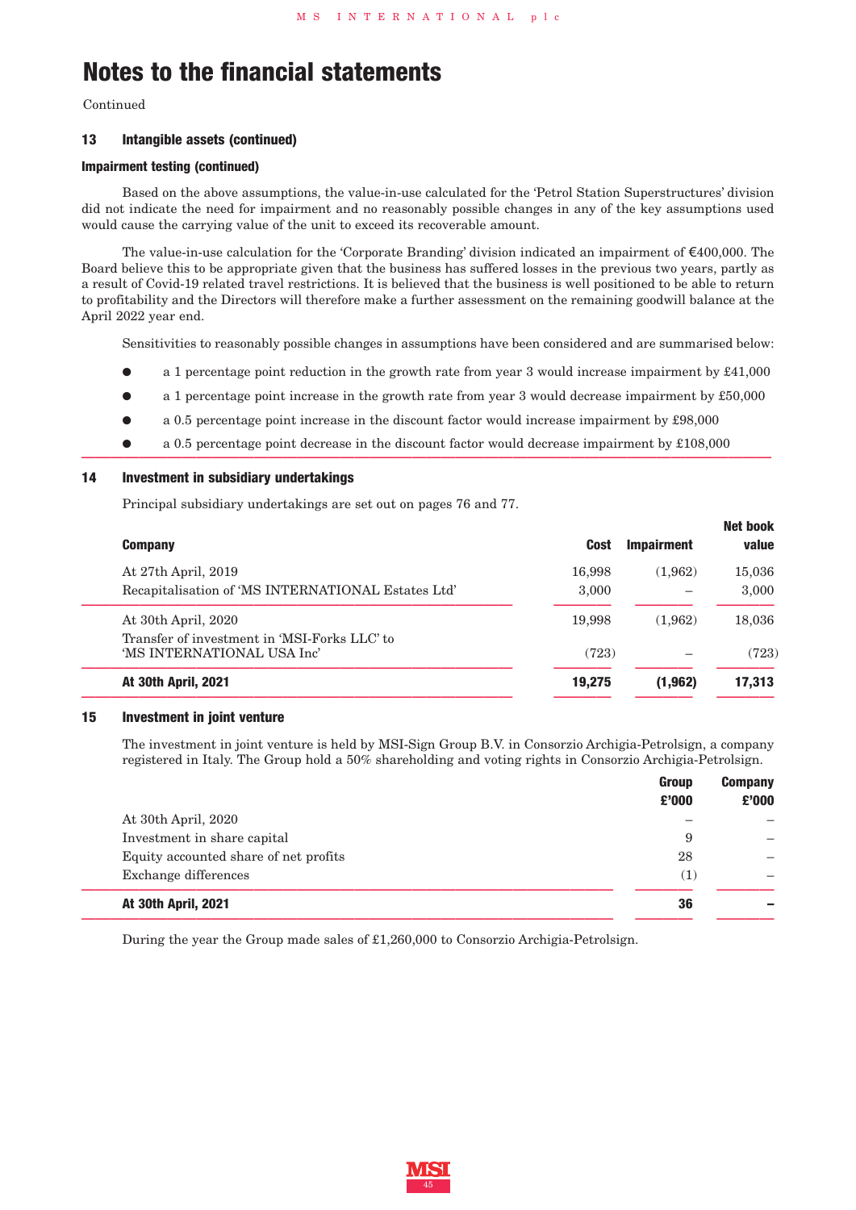# Notes to the financial statements

Continued

### 13 Intangible assets (continued)

#### Impairment testing (continued)

Based on the above assumptions, the value-in-use calculated for the 'Petrol Station Superstructures' division did not indicate the need for impairment and no reasonably possible changes in any of the key assumptions used would cause the carrying value of the unit to exceed its recoverable amount.

The value-in-use calculation for the 'Corporate Branding' division indicated an impairment of €400,000. The Board believe this to be appropriate given that the business has suffered losses in the previous two years, partly as a result of Covid-19 related travel restrictions. It is believed that the business is well positioned to be able to return to profitability and the Directors will therefore make a further assessment on the remaining goodwill balance at the April 2022 year end.

Sensitivities to reasonably possible changes in assumptions have been considered and are summarised below:

- a 1 percentage point reduction in the growth rate from year 3 would increase impairment by £41,000
- a 1 percentage point increase in the growth rate from year 3 would decrease impairment by £50,000
- a 0.5 percentage point increase in the discount factor would increase impairment by £98,000
- a 0.5 percentage point decrease in the discount factor would decrease impairment by £108,000

### 14 Investment in subsidiary undertakings

Principal subsidiary undertakings are set out on pages 76 and 77.

| Company | Cost | Impairment | Net book value |
|---|---|---|---|
| At 27th April, 2019 | 16,998 | (1,962) | 15,036 |
| Recapitalisation of 'MS INTERNATIONAL Estates Ltd' | 3,000 | – | 3,000 |
| At 30th April, 2020 | 19,998 | (1,962) | 18,036 |
| Transfer of investment in 'MSI-Forks LLC' to 'MS INTERNATIONAL USA Inc' | (723) | – | (723) |
| **At 30th April, 2021** | **19,275** | **(1,962)** | **17,313** |

### 15 Investment in joint venture

The investment in joint venture is held by MSI-Sign Group B.V. in Consorzio Archigia-Petrolsign, a company registered in Italy. The Group hold a 50% shareholding and voting rights in Consorzio Archigia-Petrolsign.

| | Group £'000 | Company £'000 |
|---|---|---|
| At 30th April, 2020 | – | – |
| Investment in share capital | 9 | – |
| Equity accounted share of net profits | 28 | – |
| Exchange differences | (1) | – |
| **At 30th April, 2021** | **36** | **–** |

During the year the Group made sales of £1,260,000 to Consorzio Archigia-Petrolsign.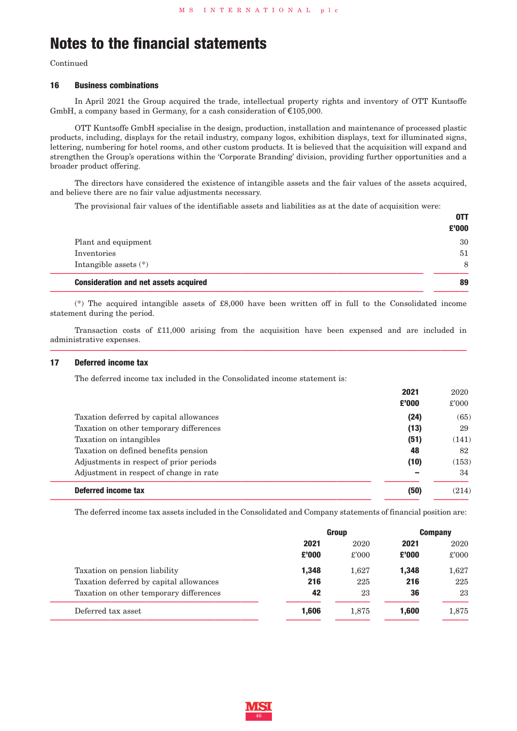# Notes to the financial statements

Continued

## 16 Business combinations

In April 2021 the Group acquired the trade, intellectual property rights and inventory of OTT Kuntsoffe GmbH, a company based in Germany, for a cash consideration of €105,000.

OTT Kuntsoffe GmbH specialise in the design, production, installation and maintenance of processed plastic products, including, displays for the retail industry, company logos, exhibition displays, text for illuminated signs, lettering, numbering for hotel rooms, and other custom products. It is believed that the acquisition will expand and strengthen the Group's operations within the 'Corporate Branding' division, providing further opportunities and a broader product offering.

The directors have considered the existence of intangible assets and the fair values of the assets acquired, and believe there are no fair value adjustments necessary.

The provisional fair values of the identifiable assets and liabilities as at the date of acquisition were:

| | **OTT £'000** |
|---|---|
| Plant and equipment | 30 |
| Inventories | 51 |
| Intangible assets (*) | 8 |
| **Consideration and net assets acquired** | **89** |

(*) The acquired intangible assets of £8,000 have been written off in full to the Consolidated income statement during the period.

Transaction costs of £11,000 arising from the acquisition have been expensed and are included in administrative expenses.

## 17 Deferred income tax

The deferred income tax included in the Consolidated income statement is:

| | **2021 £'000** | 2020 £'000 |
|---|---|---|
| Taxation deferred by capital allowances | **(24)** | (65) |
| Taxation on other temporary differences | **(13)** | 29 |
| Taxation on intangibles | **(51)** | (141) |
| Taxation on defined benefits pension | **48** | 82 |
| Adjustments in respect of prior periods | **(10)** | (153) |
| Adjustment in respect of change in rate | **–** | 34 |
| **Deferred income tax** | **(50)** | (214) |

The deferred income tax assets included in the Consolidated and Company statements of financial position are:

| | **Group** | | **Company** | |
|---|---|---|---|---|
| | **2021 £'000** | 2020 £'000 | **2021 £'000** | 2020 £'000 |
| Taxation on pension liability | **1,348** | 1,627 | **1,348** | 1,627 |
| Taxation deferred by capital allowances | **216** | 225 | **216** | 225 |
| Taxation on other temporary differences | **42** | 23 | **36** | 23 |
| Deferred tax asset | **1,606** | 1,875 | **1,600** | 1,875 |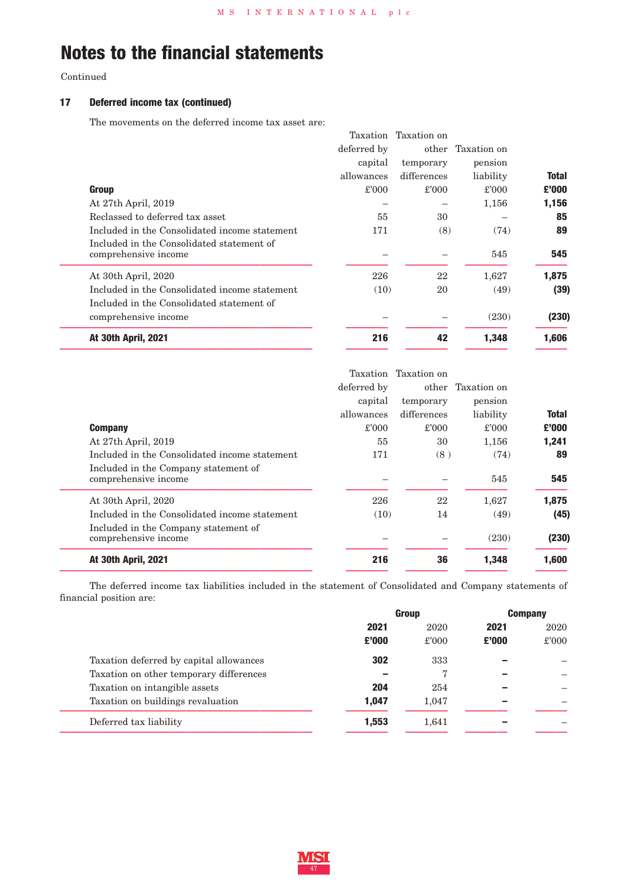# Notes to the financial statements

Continued

### 17 Deferred income tax (continued)

The movements on the deferred income tax asset are:

| Group | Taxation deferred by capital allowances £'000 | Taxation on other temporary differences £'000 | Taxation on pension liability £'000 | **Total £'000** |
|---|---|---|---|---|
| At 27th April, 2019 | – | – | 1,156 | **1,156** |
| Reclassed to deferred tax asset | 55 | 30 | – | **85** |
| Included in the Consolidated income statement | 171 | (8) | (74) | **89** |
| Included in the Consolidated statement of comprehensive income | – | – | 545 | **545** |
| At 30th April, 2020 | 226 | 22 | 1,627 | **1,875** |
| Included in the Consolidated income statement | (10) | 20 | (49) | **(39)** |
| Included in the Consolidated statement of comprehensive income | – | – | (230) | **(230)** |
| **At 30th April, 2021** | **216** | **42** | **1,348** | **1,606** |

| Company | Taxation deferred by capital allowances £'000 | Taxation on other temporary differences £'000 | Taxation on pension liability £'000 | **Total £'000** |
|---|---|---|---|---|
| At 27th April, 2019 | 55 | 30 | 1,156 | **1,241** |
| Included in the Consolidated income statement | 171 | (8 ) | (74) | **89** |
| Included in the Company statement of comprehensive income | – | – | 545 | **545** |
| At 30th April, 2020 | 226 | 22 | 1,627 | **1,875** |
| Included in the Consolidated income statement | (10) | 14 | (49) | **(45)** |
| Included in the Company statement of comprehensive income | – | – | (230) | **(230)** |
| **At 30th April, 2021** | **216** | **36** | **1,348** | **1,600** |

The deferred income tax liabilities included in the statement of Consolidated and Company statements of financial position are:

| | **Group** | | **Company** | |
|---|---|---|---|---|
| | **2021 £'000** | 2020 £'000 | **2021 £'000** | 2020 £'000 |
| Taxation deferred by capital allowances | **302** | 333 | **–** | – |
| Taxation on other temporary differences | **–** | 7 | **–** | – |
| Taxation on intangible assets | **204** | 254 | **–** | – |
| Taxation on buildings revaluation | **1,047** | 1,047 | **–** | – |
| Deferred tax liability | **1,553** | 1,641 | **–** | – |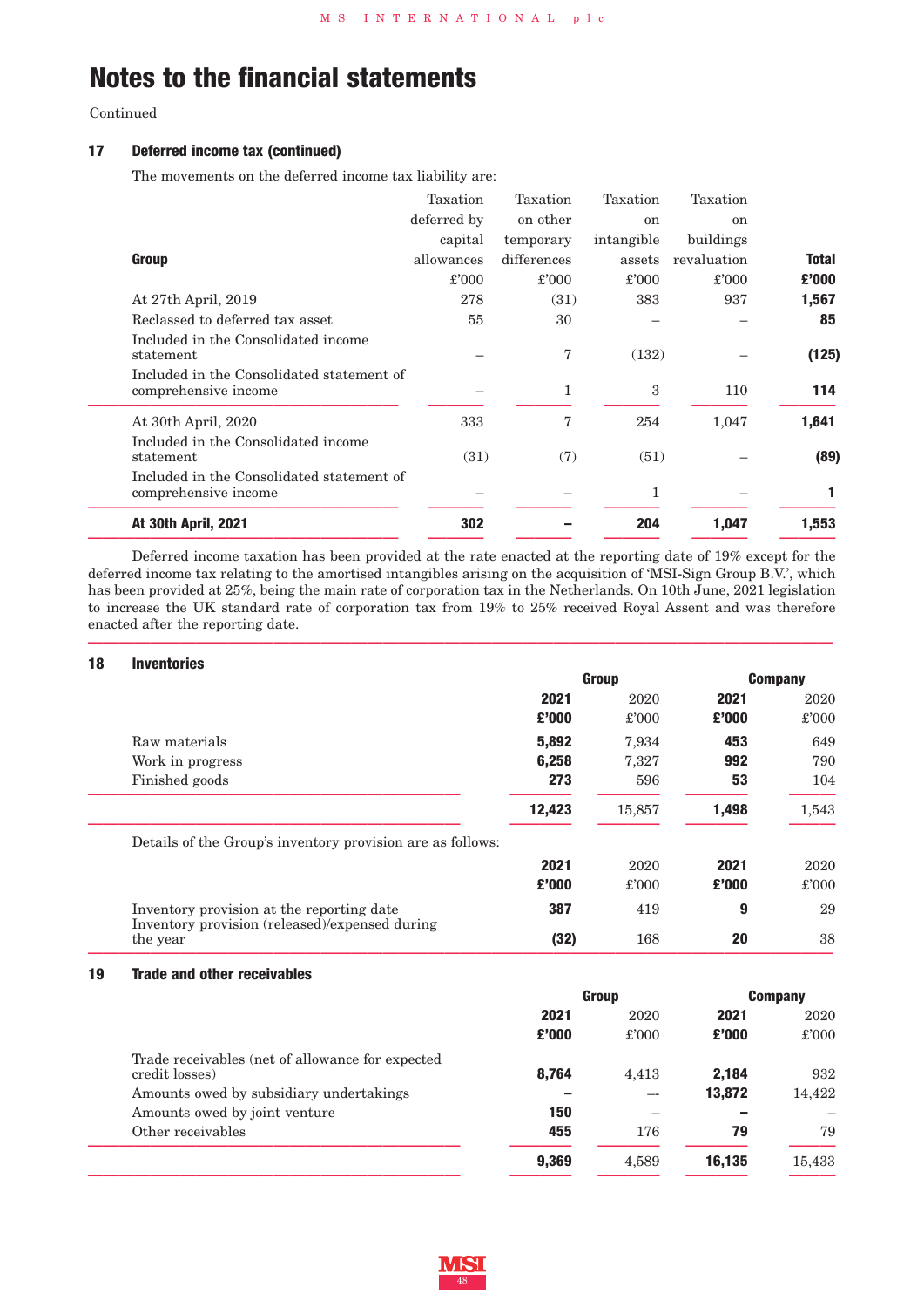# Notes to the financial statements

Continued

## 17 Deferred income tax (continued)

The movements on the deferred income tax liability are:

| Group | Taxation deferred by capital allowances | Taxation on other temporary differences | Taxation on intangible assets | Taxation on buildings revaluation | **Total** |
|---|---|---|---|---|---|
| | £'000 | £'000 | £'000 | £'000 | **£'000** |
| At 27th April, 2019 | 278 | (31) | 383 | 937 | **1,567** |
| Reclassed to deferred tax asset | 55 | 30 | – | – | **85** |
| Included in the Consolidated income statement | – | 7 | (132) | – | **(125)** |
| Included in the Consolidated statement of comprehensive income | – | 1 | 3 | 110 | **114** |
| At 30th April, 2020 | 333 | 7 | 254 | 1,047 | **1,641** |
| Included in the Consolidated income statement | (31) | (7) | (51) | – | **(89)** |
| Included in the Consolidated statement of comprehensive income | – | – | 1 | – | **1** |
| **At 30th April, 2021** | **302** | **–** | **204** | **1,047** | **1,553** |

Deferred income taxation has been provided at the rate enacted at the reporting date of 19% except for the deferred income tax relating to the amortised intangibles arising on the acquisition of 'MSI-Sign Group B.V.', which has been provided at 25%, being the main rate of corporation tax in the Netherlands. On 10th June, 2021 legislation to increase the UK standard rate of corporation tax from 19% to 25% received Royal Assent and was therefore enacted after the reporting date.

## 18 Inventories

| | Group | | Company | |
|---|---|---|---|---|
| | **2021** | 2020 | **2021** | 2020 |
| | **£'000** | £'000 | **£'000** | £'000 |
| Raw materials | **5,892** | 7,934 | **453** | 649 |
| Work in progress | **6,258** | 7,327 | **992** | 790 |
| Finished goods | **273** | 596 | **53** | 104 |
| | **12,423** | 15,857 | **1,498** | 1,543 |

Details of the Group's inventory provision are as follows:

| | **2021** | 2020 | **2021** | 2020 |
|---|---|---|---|---|
| | **£'000** | £'000 | **£'000** | £'000 |
| Inventory provision at the reporting date | **387** | 419 | **9** | 29 |
| Inventory provision (released)/expensed during the year | **(32)** | 168 | **20** | 38 |

## 19 Trade and other receivables

| | Group | | Company | |
|---|---|---|---|---|
| | **2021** | 2020 | **2021** | 2020 |
| | **£'000** | £'000 | **£'000** | £'000 |
| Trade receivables (net of allowance for expected credit losses) | **8,764** | 4,413 | **2,184** | 932 |
| Amounts owed by subsidiary undertakings | **–** | — | **13,872** | 14,422 |
| Amounts owed by joint venture | **150** | – | **–** | – |
| Other receivables | **455** | 176 | **79** | 79 |
| | **9,369** | 4,589 | **16,135** | 15,433 |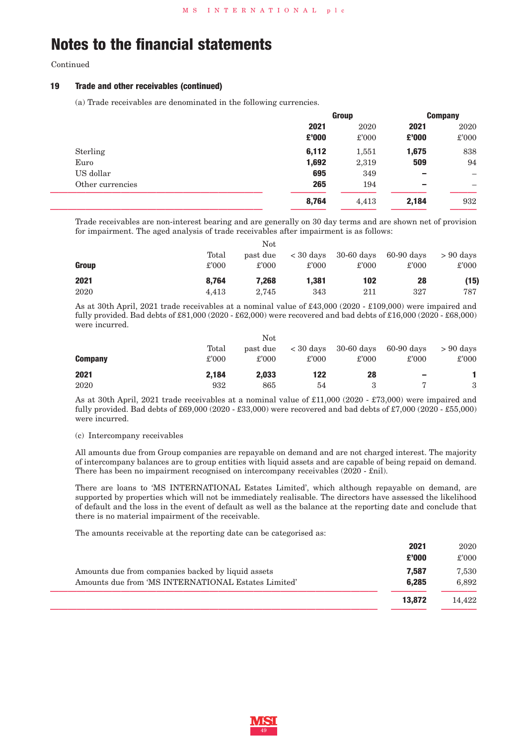# Notes to the financial statements

Continued

## 19 Trade and other receivables (continued)

(a) Trade receivables are denominated in the following currencies.

| | Group | | Company | |
|---|---|---|---|---|
| | **2021** | 2020 | **2021** | 2020 |
| | **£'000** | £'000 | **£'000** | £'000 |
| Sterling | **6,112** | 1,551 | **1,675** | 838 |
| Euro | **1,692** | 2,319 | **509** | 94 |
| US dollar | **695** | 349 | **–** | – |
| Other currencies | **265** | 194 | **–** | – |
| | **8,764** | 4,413 | **2,184** | 932 |

Trade receivables are non-interest bearing and are generally on 30 day terms and are shown net of provision for impairment. The aged analysis of trade receivables after impairment is as follows:

| Group | Total £'000 | Not past due £'000 | < 30 days £'000 | 30-60 days £'000 | 60-90 days £'000 | > 90 days £'000 |
|---|---|---|---|---|---|---|
| **2021** | **8,764** | **7,268** | **1,381** | **102** | **28** | **(15)** |
| 2020 | 4,413 | 2,745 | 343 | 211 | 327 | 787 |

As at 30th April, 2021 trade receivables at a nominal value of £43,000 (2020 - £109,000) were impaired and fully provided. Bad debts of £81,000 (2020 - £62,000) were recovered and bad debts of £16,000 (2020 - £68,000) were incurred.

| Company | Total £'000 | Not past due £'000 | < 30 days £'000 | 30-60 days £'000 | 60-90 days £'000 | > 90 days £'000 |
|---|---|---|---|---|---|---|
| **2021** | **2,184** | **2,033** | **122** | **28** | **–** | **1** |
| 2020 | 932 | 865 | 54 | 3 | 7 | 3 |

As at 30th April, 2021 trade receivables at a nominal value of £11,000 (2020 - £73,000) were impaired and fully provided. Bad debts of £69,000 (2020 - £33,000) were recovered and bad debts of £7,000 (2020 - £55,000) were incurred.

(c) Intercompany receivables

All amounts due from Group companies are repayable on demand and are not charged interest. The majority of intercompany balances are to group entities with liquid assets and are capable of being repaid on demand. There has been no impairment recognised on intercompany receivables (2020 - £nil).

There are loans to 'MS INTERNATIONAL Estates Limited', which although repayable on demand, are supported by properties which will not be immediately realisable. The directors have assessed the likelihood of default and the loss in the event of default as well as the balance at the reporting date and conclude that there is no material impairment of the receivable.

The amounts receivable at the reporting date can be categorised as:

| | **2021** | 2020 |
|---|---|---|
| | **£'000** | £'000 |
| Amounts due from companies backed by liquid assets | **7,587** | 7,530 |
| Amounts due from 'MS INTERNATIONAL Estates Limited' | **6,285** | 6,892 |
| | **13,872** | 14,422 |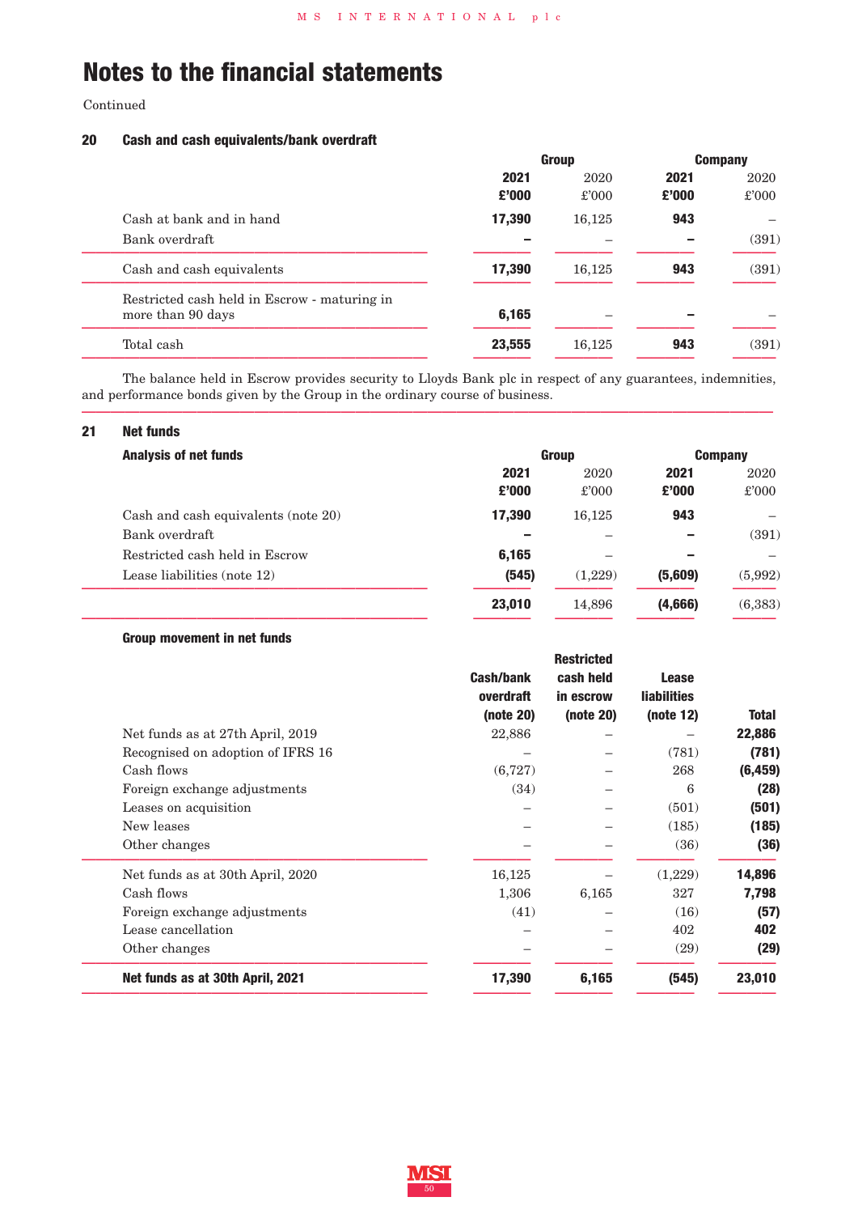# Notes to the financial statements

Continued

## 20 Cash and cash equivalents/bank overdraft

| | Group | | Company | |
|---|---|---|---|---|
| | **2021 £'000** | 2020 £'000 | **2021 £'000** | 2020 £'000 |
| Cash at bank and in hand | **17,390** | 16,125 | **943** | – |
| Bank overdraft | **–** | – | **–** | (391) |
| Cash and cash equivalents | **17,390** | 16,125 | **943** | (391) |
| Restricted cash held in Escrow - maturing in more than 90 days | **6,165** | – | **–** | – |
| Total cash | **23,555** | 16,125 | **943** | (391) |

The balance held in Escrow provides security to Lloyds Bank plc in respect of any guarantees, indemnities, and performance bonds given by the Group in the ordinary course of business.

## 21 Net funds

### Analysis of net funds

| | Group | | Company | |
|---|---|---|---|---|
| | **2021 £'000** | 2020 £'000 | **2021 £'000** | 2020 £'000 |
| Cash and cash equivalents (note 20) | **17,390** | 16,125 | **943** | – |
| Bank overdraft | **–** | – | **–** | (391) |
| Restricted cash held in Escrow | **6,165** | – | **–** | – |
| Lease liabilities (note 12) | **(545)** | (1,229) | **(5,609)** | (5,992) |
| | **23,010** | 14,896 | **(4,666)** | (6,383) |

### Group movement in net funds

| | Cash/bank overdraft (note 20) | Restricted cash held in escrow (note 20) | Lease liabilities (note 12) | Total |
|---|---|---|---|---|
| Net funds as at 27th April, 2019 | 22,886 | – | – | **22,886** |
| Recognised on adoption of IFRS 16 | – | – | (781) | **(781)** |
| Cash flows | (6,727) | – | 268 | **(6,459)** |
| Foreign exchange adjustments | (34) | – | 6 | **(28)** |
| Leases on acquisition | – | – | (501) | **(501)** |
| New leases | – | – | (185) | **(185)** |
| Other changes | – | – | (36) | **(36)** |
| Net funds as at 30th April, 2020 | 16,125 | – | (1,229) | **14,896** |
| Cash flows | 1,306 | 6,165 | 327 | **7,798** |
| Foreign exchange adjustments | (41) | – | (16) | **(57)** |
| Lease cancellation | – | – | 402 | **402** |
| Other changes | – | – | (29) | **(29)** |
| **Net funds as at 30th April, 2021** | **17,390** | **6,165** | **(545)** | **23,010** |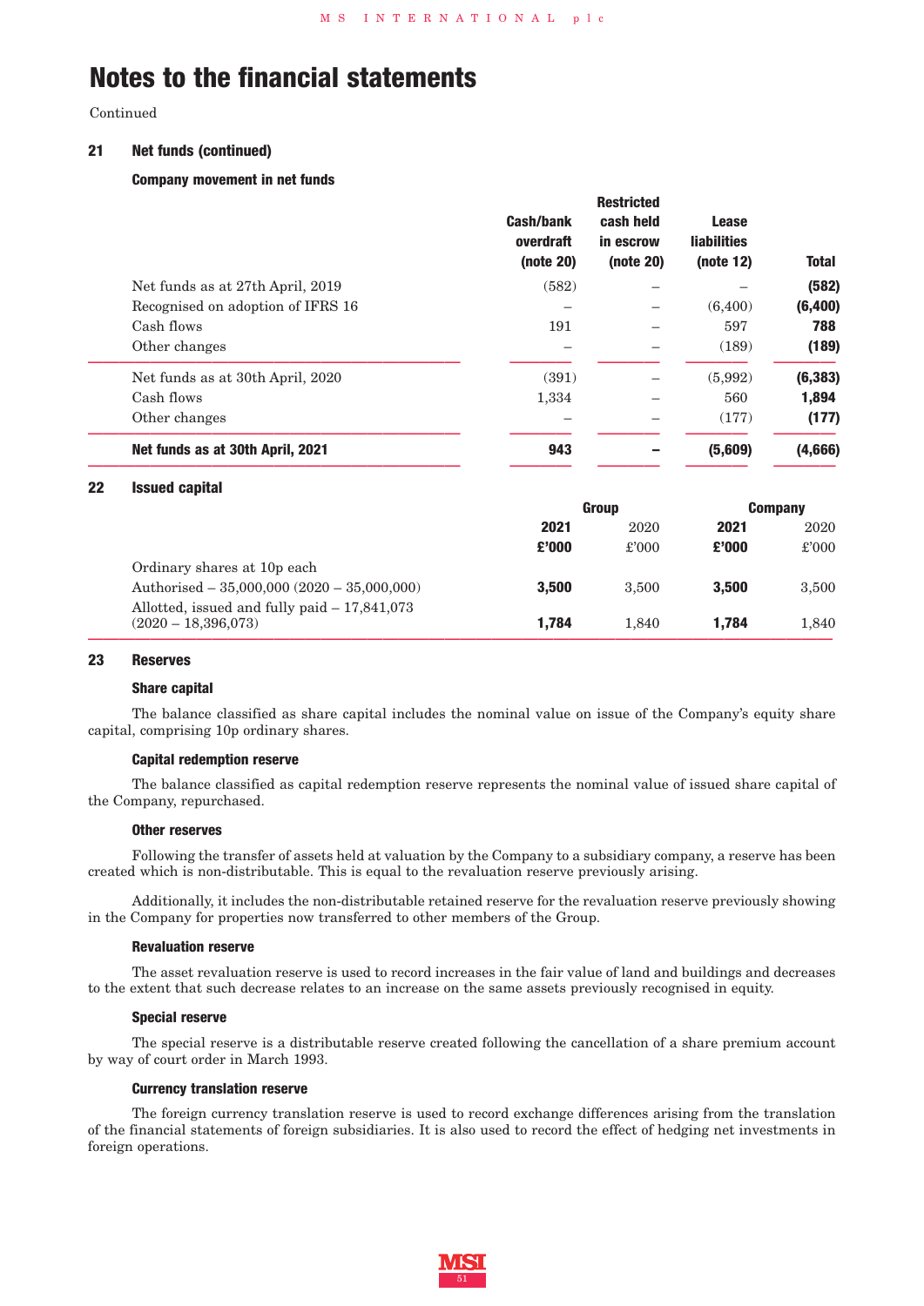# Notes to the financial statements

Continued

### 21 Net funds (continued)

#### Company movement in net funds

| | Cash/bank overdraft (note 20) | Restricted cash held in escrow (note 20) | Lease liabilities (note 12) | Total |
|---|---|---|---|---|
| Net funds as at 27th April, 2019 | (582) | – | – | **(582)** |
| Recognised on adoption of IFRS 16 | – | – | (6,400) | **(6,400)** |
| Cash flows | 191 | – | 597 | **788** |
| Other changes | – | – | (189) | **(189)** |
| Net funds as at 30th April, 2020 | (391) | – | (5,992) | **(6,383)** |
| Cash flows | 1,334 | – | 560 | **1,894** |
| Other changes | – | – | (177) | **(177)** |
| **Net funds as at 30th April, 2021** | **943** | **–** | **(5,609)** | **(4,666)** |

### 22 Issued capital

| | Group | | Company | |
|---|---|---|---|---|
| | **2021** | 2020 | **2021** | 2020 |
| | **£'000** | £'000 | **£'000** | £'000 |
| Ordinary shares at 10p each | | | | |
| Authorised – 35,000,000 (2020 – 35,000,000) | **3,500** | 3,500 | **3,500** | 3,500 |
| Allotted, issued and fully paid – 17,841,073 (2020 – 18,396,073) | **1,784** | 1,840 | **1,784** | 1,840 |

### 23 Reserves

#### Share capital

The balance classified as share capital includes the nominal value on issue of the Company's equity share capital, comprising 10p ordinary shares.

#### Capital redemption reserve

The balance classified as capital redemption reserve represents the nominal value of issued share capital of the Company, repurchased.

#### Other reserves

Following the transfer of assets held at valuation by the Company to a subsidiary company, a reserve has been created which is non-distributable. This is equal to the revaluation reserve previously arising.

Additionally, it includes the non-distributable retained reserve for the revaluation reserve previously showing in the Company for properties now transferred to other members of the Group.

#### Revaluation reserve

The asset revaluation reserve is used to record increases in the fair value of land and buildings and decreases to the extent that such decrease relates to an increase on the same assets previously recognised in equity.

#### Special reserve

The special reserve is a distributable reserve created following the cancellation of a share premium account by way of court order in March 1993.

#### Currency translation reserve

The foreign currency translation reserve is used to record exchange differences arising from the translation of the financial statements of foreign subsidiaries. It is also used to record the effect of hedging net investments in foreign operations.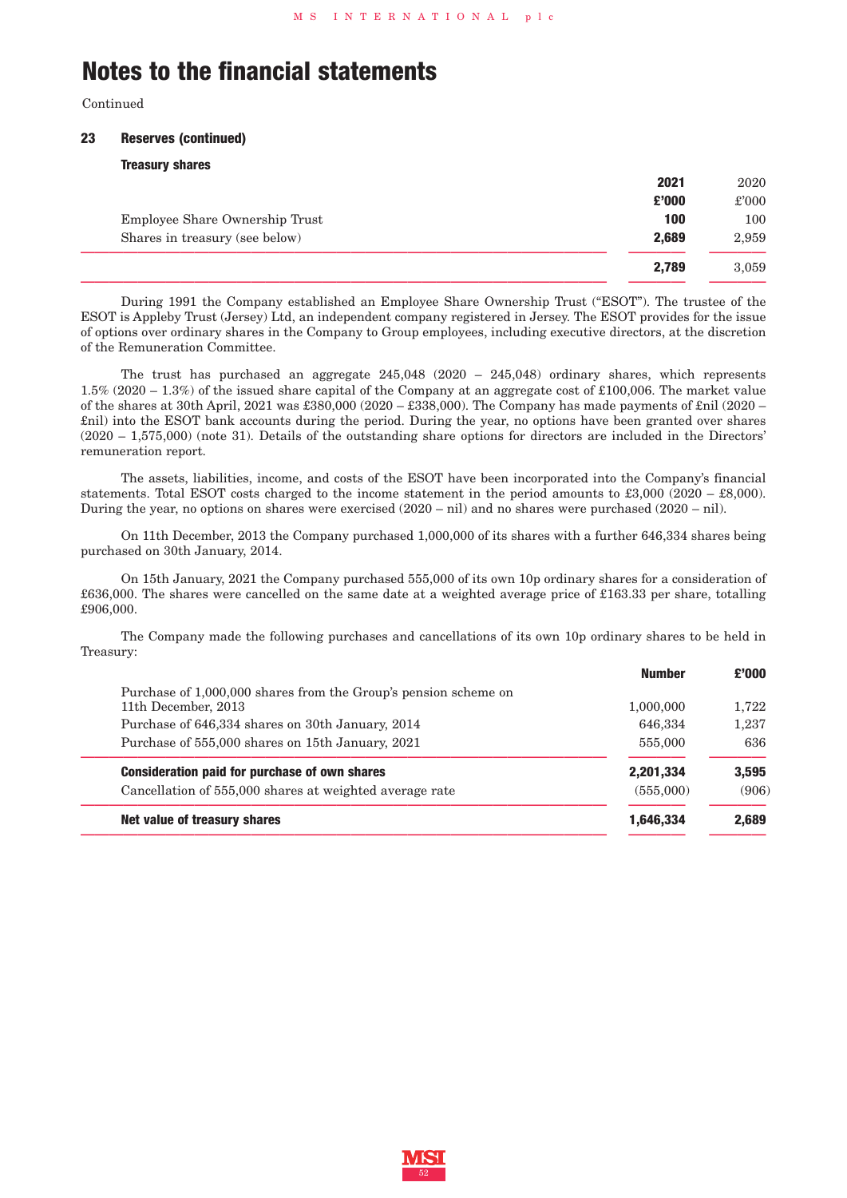# Notes to the financial statements

Continued

## 23 Reserves (continued)

### Treasury shares

| | **2021** | 2020 |
|---|---|---|
| | **£'000** | £'000 |
| Employee Share Ownership Trust | **100** | 100 |
| Shares in treasury (see below) | **2,689** | 2,959 |
| | **2,789** | 3,059 |

During 1991 the Company established an Employee Share Ownership Trust ("ESOT"). The trustee of the ESOT is Appleby Trust (Jersey) Ltd, an independent company registered in Jersey. The ESOT provides for the issue of options over ordinary shares in the Company to Group employees, including executive directors, at the discretion of the Remuneration Committee.

The trust has purchased an aggregate 245,048 (2020 – 245,048) ordinary shares, which represents 1.5% (2020 – 1.3%) of the issued share capital of the Company at an aggregate cost of £100,006. The market value of the shares at 30th April, 2021 was £380,000 (2020 – £338,000). The Company has made payments of £nil (2020 – £nil) into the ESOT bank accounts during the period. During the year, no options have been granted over shares (2020 – 1,575,000) (note 31). Details of the outstanding share options for directors are included in the Directors' remuneration report.

The assets, liabilities, income, and costs of the ESOT have been incorporated into the Company's financial statements. Total ESOT costs charged to the income statement in the period amounts to £3,000 (2020 – £8,000). During the year, no options on shares were exercised (2020 – nil) and no shares were purchased (2020 – nil).

On 11th December, 2013 the Company purchased 1,000,000 of its shares with a further 646,334 shares being purchased on 30th January, 2014.

On 15th January, 2021 the Company purchased 555,000 of its own 10p ordinary shares for a consideration of £636,000. The shares were cancelled on the same date at a weighted average price of £163.33 per share, totalling £906,000.

The Company made the following purchases and cancellations of its own 10p ordinary shares to be held in Treasury:

| | **Number** | **£'000** |
|---|---|---|
| Purchase of 1,000,000 shares from the Group's pension scheme on 11th December, 2013 | 1,000,000 | 1,722 |
| Purchase of 646,334 shares on 30th January, 2014 | 646,334 | 1,237 |
| Purchase of 555,000 shares on 15th January, 2021 | 555,000 | 636 |
| **Consideration paid for purchase of own shares** | **2,201,334** | **3,595** |
| Cancellation of 555,000 shares at weighted average rate | (555,000) | (906) |
| **Net value of treasury shares** | **1,646,334** | **2,689** |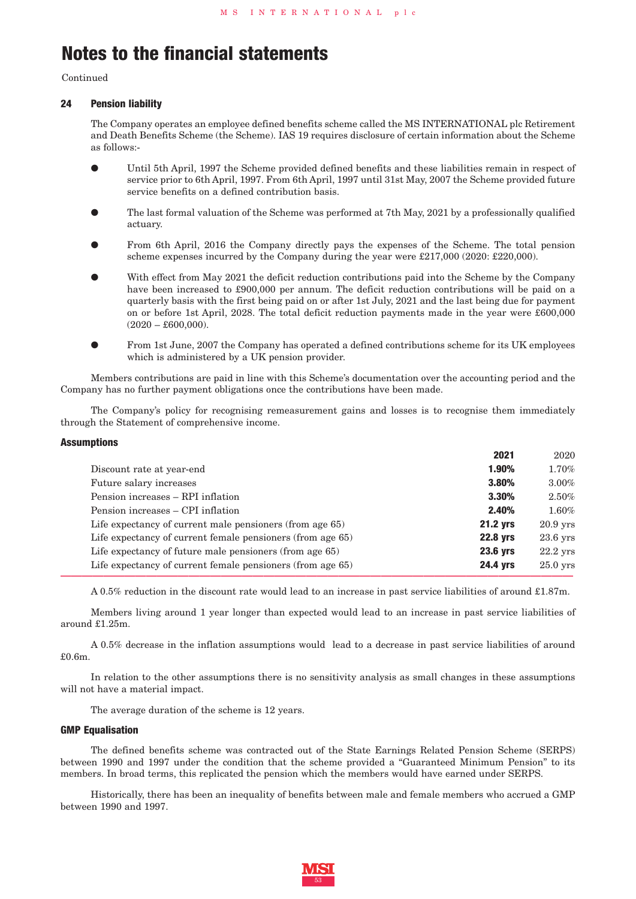# Notes to the financial statements

Continued

## 24 Pension liability

The Company operates an employee defined benefits scheme called the MS INTERNATIONAL plc Retirement and Death Benefits Scheme (the Scheme). IAS 19 requires disclosure of certain information about the Scheme as follows:-

- Until 5th April, 1997 the Scheme provided defined benefits and these liabilities remain in respect of service prior to 6th April, 1997. From 6th April, 1997 until 31st May, 2007 the Scheme provided future service benefits on a defined contribution basis.
- The last formal valuation of the Scheme was performed at 7th May, 2021 by a professionally qualified actuary.
- From 6th April, 2016 the Company directly pays the expenses of the Scheme. The total pension scheme expenses incurred by the Company during the year were £217,000 (2020: £220,000).
- With effect from May 2021 the deficit reduction contributions paid into the Scheme by the Company have been increased to £900,000 per annum. The deficit reduction contributions will be paid on a quarterly basis with the first being paid on or after 1st July, 2021 and the last being due for payment on or before 1st April, 2028. The total deficit reduction payments made in the year were £600,000 (2020 – £600,000).
- From 1st June, 2007 the Company has operated a defined contributions scheme for its UK employees which is administered by a UK pension provider.

Members contributions are paid in line with this Scheme's documentation over the accounting period and the Company has no further payment obligations once the contributions have been made.

The Company's policy for recognising remeasurement gains and losses is to recognise them immediately through the Statement of comprehensive income.

### Assumptions

| | **2021** | 2020 |
|---|---|---|
| Discount rate at year-end | **1.90%** | 1.70% |
| Future salary increases | **3.80%** | 3.00% |
| Pension increases – RPI inflation | **3.30%** | 2.50% |
| Pension increases – CPI inflation | **2.40%** | 1.60% |
| Life expectancy of current male pensioners (from age 65) | **21.2 yrs** | 20.9 yrs |
| Life expectancy of current female pensioners (from age 65) | **22.8 yrs** | 23.6 yrs |
| Life expectancy of future male pensioners (from age 65) | **23.6 yrs** | 22.2 yrs |
| Life expectancy of current female pensioners (from age 65) | **24.4 yrs** | 25.0 yrs |

A 0.5% reduction in the discount rate would lead to an increase in past service liabilities of around £1.87m.

Members living around 1 year longer than expected would lead to an increase in past service liabilities of around £1.25m.

A 0.5% decrease in the inflation assumptions would lead to a decrease in past service liabilities of around £0.6m.

In relation to the other assumptions there is no sensitivity analysis as small changes in these assumptions will not have a material impact.

The average duration of the scheme is 12 years.

### GMP Equalisation

The defined benefits scheme was contracted out of the State Earnings Related Pension Scheme (SERPS) between 1990 and 1997 under the condition that the scheme provided a "Guaranteed Minimum Pension" to its members. In broad terms, this replicated the pension which the members would have earned under SERPS.

Historically, there has been an inequality of benefits between male and female members who accrued a GMP between 1990 and 1997.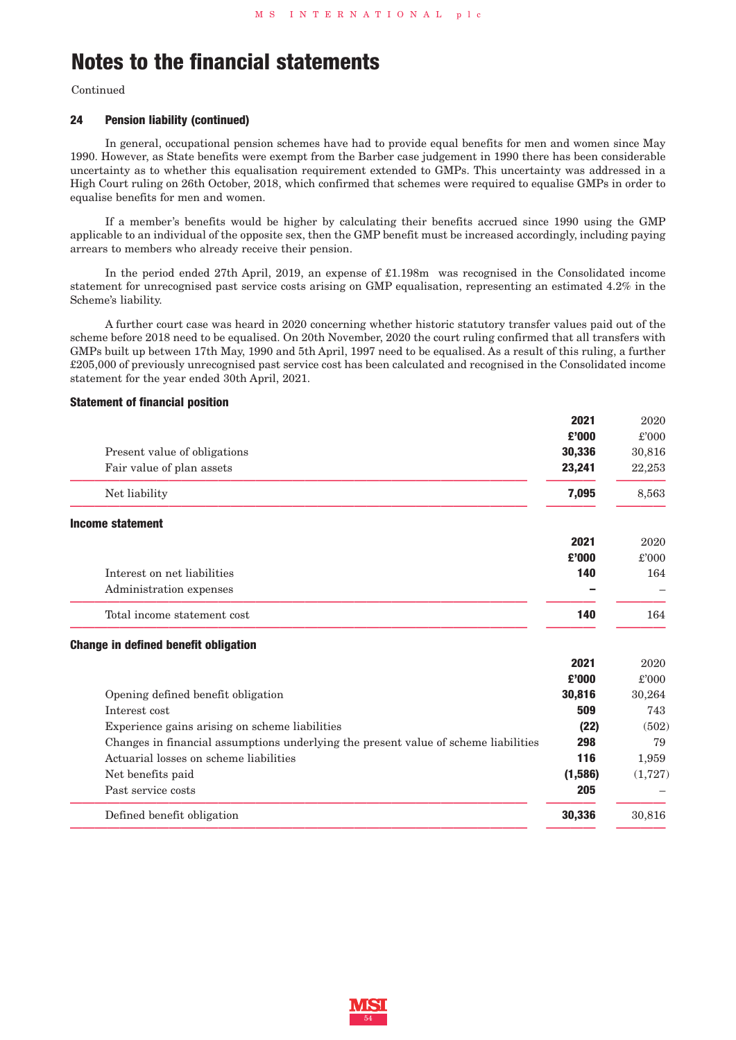# Notes to the financial statements

Continued

### 24 Pension liability (continued)

In general, occupational pension schemes have had to provide equal benefits for men and women since May 1990. However, as State benefits were exempt from the Barber case judgement in 1990 there has been considerable uncertainty as to whether this equalisation requirement extended to GMPs. This uncertainty was addressed in a High Court ruling on 26th October, 2018, which confirmed that schemes were required to equalise GMPs in order to equalise benefits for men and women.

If a member's benefits would be higher by calculating their benefits accrued since 1990 using the GMP applicable to an individual of the opposite sex, then the GMP benefit must be increased accordingly, including paying arrears to members who already receive their pension.

In the period ended 27th April, 2019, an expense of £1.198m was recognised in the Consolidated income statement for unrecognised past service costs arising on GMP equalisation, representing an estimated 4.2% in the Scheme's liability.

A further court case was heard in 2020 concerning whether historic statutory transfer values paid out of the scheme before 2018 need to be equalised. On 20th November, 2020 the court ruling confirmed that all transfers with GMPs built up between 17th May, 1990 and 5th April, 1997 need to be equalised. As a result of this ruling, a further £205,000 of previously unrecognised past service cost has been calculated and recognised in the Consolidated income statement for the year ended 30th April, 2021.

#### Statement of financial position

| | **2021** | 2020 |
|---|---|---|
| | **£'000** | £'000 |
| Present value of obligations | **30,336** | 30,816 |
| Fair value of plan assets | **23,241** | 22,253 |
| Net liability | **7,095** | 8,563 |

#### Income statement

| | **2021** | 2020 |
|---|---|---|
| | **£'000** | £'000 |
| Interest on net liabilities | **140** | 164 |
| Administration expenses | **–** | – |
| Total income statement cost | **140** | 164 |

#### Change in defined benefit obligation

| | **2021** | 2020 |
|---|---|---|
| | **£'000** | £'000 |
| Opening defined benefit obligation | **30,816** | 30,264 |
| Interest cost | **509** | 743 |
| Experience gains arising on scheme liabilities | **(22)** | (502) |
| Changes in financial assumptions underlying the present value of scheme liabilities | **298** | 79 |
| Actuarial losses on scheme liabilities | **116** | 1,959 |
| Net benefits paid | **(1,586)** | (1,727) |
| Past service costs | **205** | – |
| Defined benefit obligation | **30,336** | 30,816 |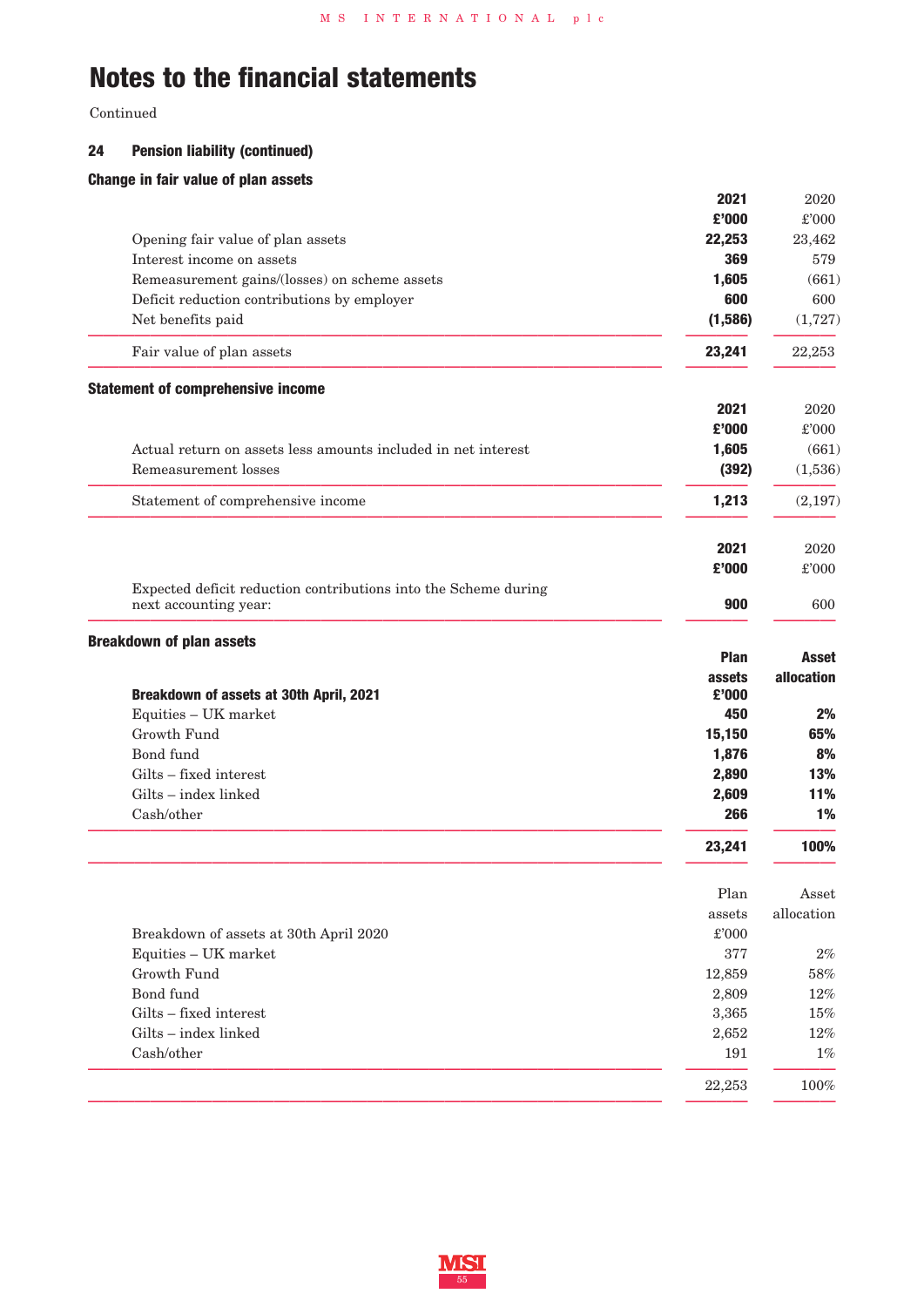# Notes to the financial statements

Continued

## 24 Pension liability (continued)

### Change in fair value of plan assets

| | 2021 £'000 | 2020 £'000 |
|---|---|---|
| Opening fair value of plan assets | **22,253** | 23,462 |
| Interest income on assets | **369** | 579 |
| Remeasurement gains/(losses) on scheme assets | **1,605** | (661) |
| Deficit reduction contributions by employer | **600** | 600 |
| Net benefits paid | **(1,586)** | (1,727) |
| Fair value of plan assets | **23,241** | 22,253 |

### Statement of comprehensive income

| | 2021 £'000 | 2020 £'000 |
|---|---|---|
| Actual return on assets less amounts included in net interest | **1,605** | (661) |
| Remeasurement losses | **(392)** | (1,536) |
| Statement of comprehensive income | **1,213** | (2,197) |

| | 2021 £'000 | 2020 £'000 |
|---|---|---|
| Expected deficit reduction contributions into the Scheme during next accounting year: | **900** | 600 |

### Breakdown of plan assets

| **Breakdown of assets at 30th April, 2021** | **Plan assets £'000** | **Asset allocation** |
|---|---|---|
| Equities – UK market | **450** | **2%** |
| Growth Fund | **15,150** | **65%** |
| Bond fund | **1,876** | **8%** |
| Gilts – fixed interest | **2,890** | **13%** |
| Gilts – index linked | **2,609** | **11%** |
| Cash/other | **266** | **1%** |
| | **23,241** | **100%** |

| Breakdown of assets at 30th April 2020 | Plan assets £'000 | Asset allocation |
|---|---|---|
| Equities – UK market | 377 | 2% |
| Growth Fund | 12,859 | 58% |
| Bond fund | 2,809 | 12% |
| Gilts – fixed interest | 3,365 | 15% |
| Gilts – index linked | 2,652 | 12% |
| Cash/other | 191 | 1% |
| | 22,253 | 100% |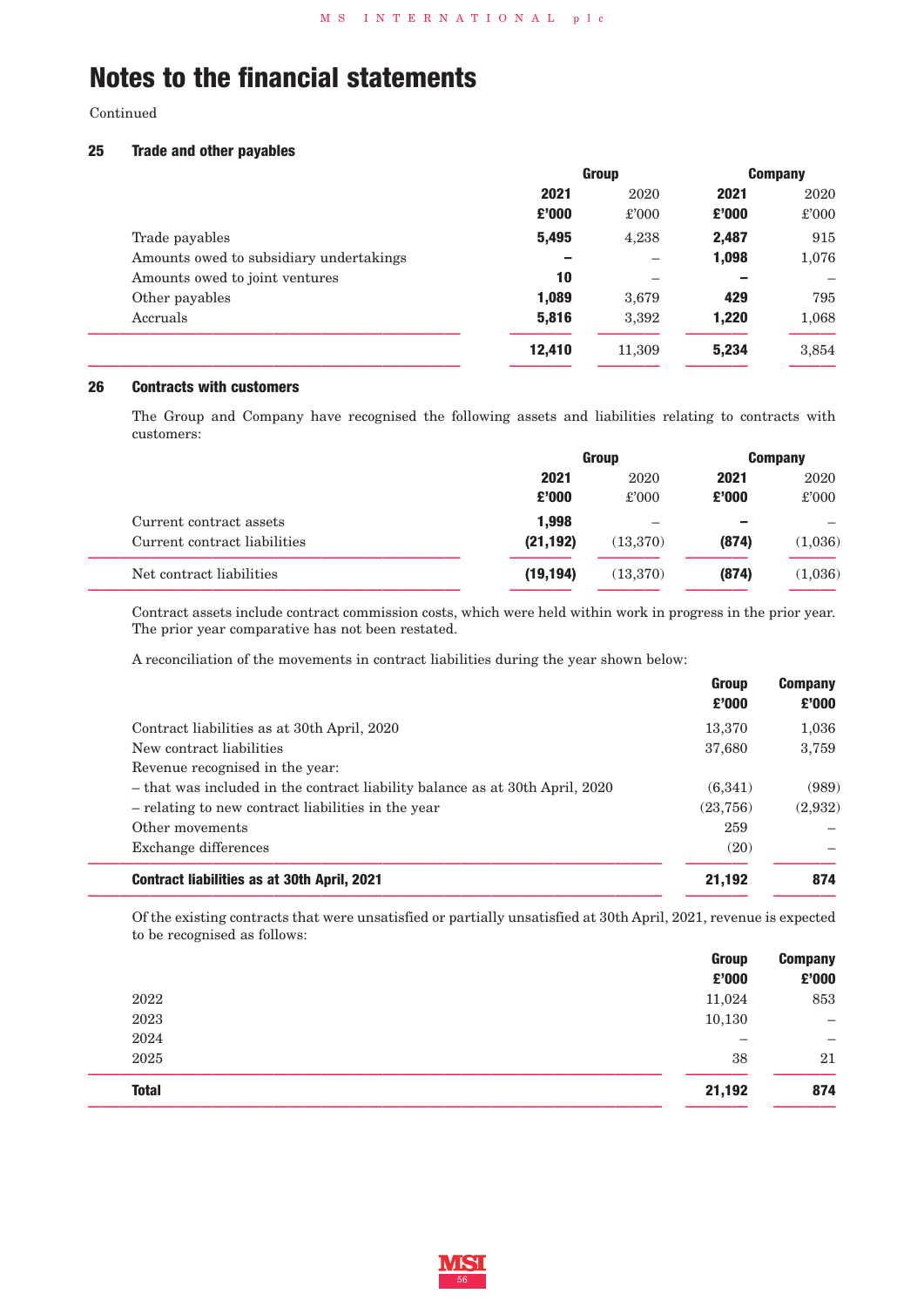# Notes to the financial statements

Continued

## 25 Trade and other payables

| | Group | | Company | |
|---|---|---|---|---|
| | **2021** | 2020 | **2021** | 2020 |
| | **£'000** | £'000 | **£'000** | £'000 |
| Trade payables | **5,495** | 4,238 | **2,487** | 915 |
| Amounts owed to subsidiary undertakings | **–** | – | **1,098** | 1,076 |
| Amounts owed to joint ventures | **10** | – | **–** | – |
| Other payables | **1,089** | 3,679 | **429** | 795 |
| Accruals | **5,816** | 3,392 | **1,220** | 1,068 |
| | **12,410** | 11,309 | **5,234** | 3,854 |

## 26 Contracts with customers

The Group and Company have recognised the following assets and liabilities relating to contracts with customers:

| | Group | | Company | |
|---|---|---|---|---|
| | **2021** | 2020 | **2021** | 2020 |
| | **£'000** | £'000 | **£'000** | £'000 |
| Current contract assets | **1,998** | – | **–** | – |
| Current contract liabilities | **(21,192)** | (13,370) | **(874)** | (1,036) |
| Net contract liabilities | **(19,194)** | (13,370) | **(874)** | (1,036) |

Contract assets include contract commission costs, which were held within work in progress in the prior year. The prior year comparative has not been restated.

A reconciliation of the movements in contract liabilities during the year shown below:

| | **Group £'000** | **Company £'000** |
|---|---|---|
| Contract liabilities as at 30th April, 2020 | 13,370 | 1,036 |
| New contract liabilities | 37,680 | 3,759 |
| Revenue recognised in the year: | | |
| – that was included in the contract liability balance as at 30th April, 2020 | (6,341) | (989) |
| – relating to new contract liabilities in the year | (23,756) | (2,932) |
| Other movements | 259 | – |
| Exchange differences | (20) | – |
| **Contract liabilities as at 30th April, 2021** | **21,192** | **874** |

Of the existing contracts that were unsatisfied or partially unsatisfied at 30th April, 2021, revenue is expected to be recognised as follows:

| | **Group £'000** | **Company £'000** |
|---|---|---|
| 2022 | 11,024 | 853 |
| 2023 | 10,130 | – |
| 2024 | – | – |
| 2025 | 38 | 21 |
| **Total** | **21,192** | **874** |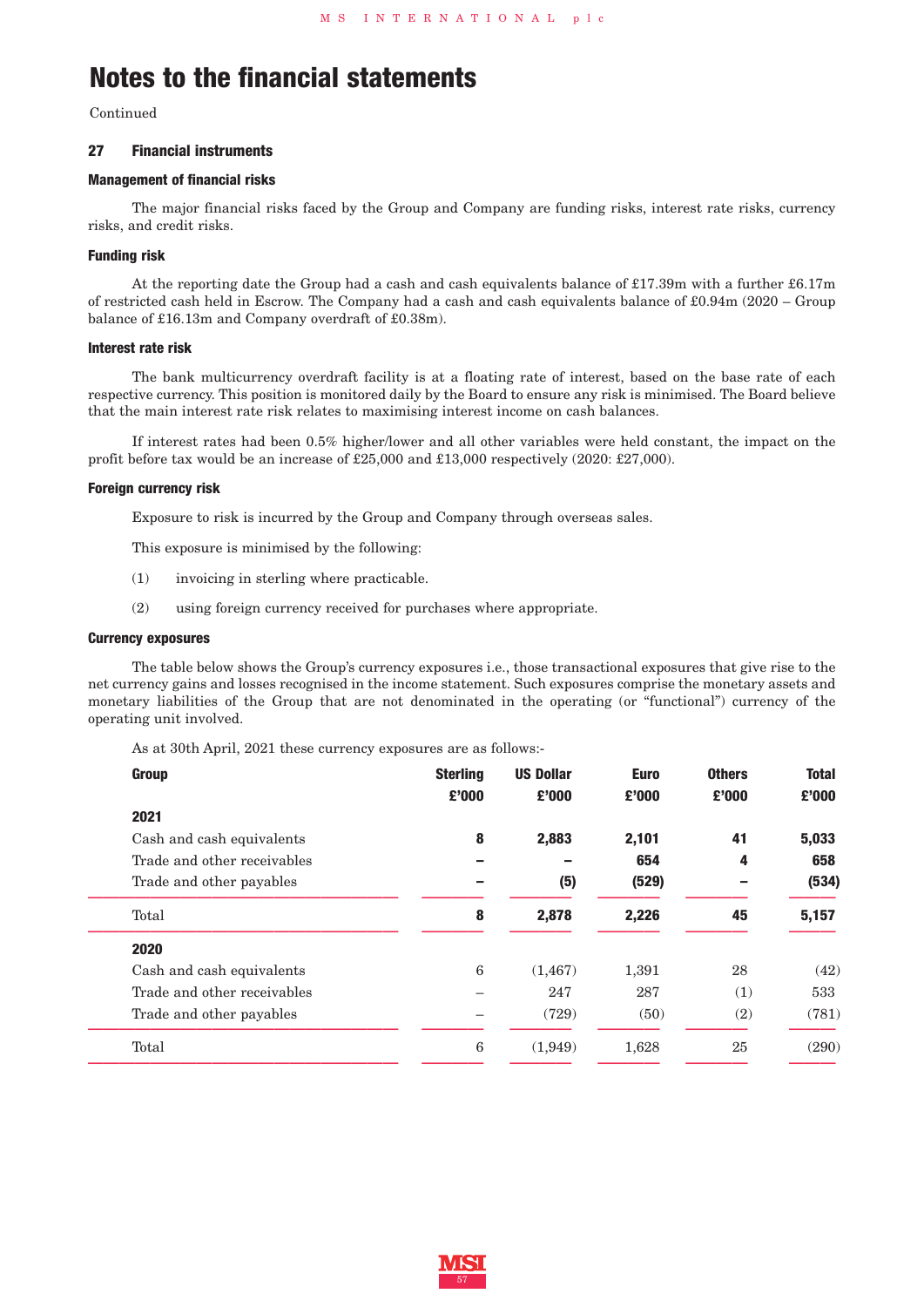# Notes to the financial statements

Continued

## 27 Financial instruments

### Management of financial risks

The major financial risks faced by the Group and Company are funding risks, interest rate risks, currency risks, and credit risks.

### Funding risk

At the reporting date the Group had a cash and cash equivalents balance of £17.39m with a further £6.17m of restricted cash held in Escrow. The Company had a cash and cash equivalents balance of £0.94m (2020 – Group balance of £16.13m and Company overdraft of £0.38m).

### Interest rate risk

The bank multicurrency overdraft facility is at a floating rate of interest, based on the base rate of each respective currency. This position is monitored daily by the Board to ensure any risk is minimised. The Board believe that the main interest rate risk relates to maximising interest income on cash balances.

If interest rates had been 0.5% higher/lower and all other variables were held constant, the impact on the profit before tax would be an increase of £25,000 and £13,000 respectively (2020: £27,000).

### Foreign currency risk

Exposure to risk is incurred by the Group and Company through overseas sales.

This exposure is minimised by the following:

(1) invoicing in sterling where practicable.

(2) using foreign currency received for purchases where appropriate.

### Currency exposures

The table below shows the Group's currency exposures i.e., those transactional exposures that give rise to the net currency gains and losses recognised in the income statement. Such exposures comprise the monetary assets and monetary liabilities of the Group that are not denominated in the operating (or "functional") currency of the operating unit involved.

As at 30th April, 2021 these currency exposures are as follows:-

| Group | Sterling £'000 | US Dollar £'000 | Euro £'000 | Others £'000 | Total £'000 |
|---|---|---|---|---|---|
| **2021** | | | | | |
| Cash and cash equivalents | **8** | **2,883** | **2,101** | **41** | **5,033** |
| Trade and other receivables | **–** | **–** | **654** | **4** | **658** |
| Trade and other payables | **–** | **(5)** | **(529)** | **–** | **(534)** |
| Total | **8** | **2,878** | **2,226** | **45** | **5,157** |
| **2020** | | | | | |
| Cash and cash equivalents | 6 | (1,467) | 1,391 | 28 | (42) |
| Trade and other receivables | – | 247 | 287 | (1) | 533 |
| Trade and other payables | – | (729) | (50) | (2) | (781) |
| Total | 6 | (1,949) | 1,628 | 25 | (290) |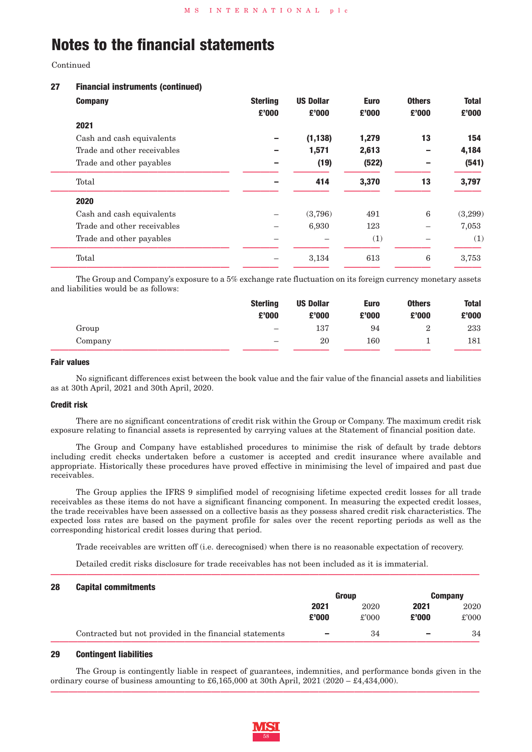# Notes to the financial statements

Continued

## 27 Financial instruments (continued)

| Company | Sterling £'000 | US Dollar £'000 | Euro £'000 | Others £'000 | Total £'000 |
|---|---|---|---|---|---|
| **2021** | | | | | |
| Cash and cash equivalents | **–** | **(1,138)** | **1,279** | **13** | **154** |
| Trade and other receivables | **–** | **1,571** | **2,613** | **–** | **4,184** |
| Trade and other payables | **–** | **(19)** | **(522)** | **–** | **(541)** |
| Total | **–** | **414** | **3,370** | **13** | **3,797** |
| **2020** | | | | | |
| Cash and cash equivalents | – | (3,796) | 491 | 6 | (3,299) |
| Trade and other receivables | – | 6,930 | 123 | – | 7,053 |
| Trade and other payables | – | – | (1) | – | (1) |
| Total | – | 3,134 | 613 | 6 | 3,753 |

The Group and Company's exposure to a 5% exchange rate fluctuation on its foreign currency monetary assets and liabilities would be as follows:

| | Sterling £'000 | US Dollar £'000 | Euro £'000 | Others £'000 | Total £'000 |
|---|---|---|---|---|---|
| Group | – | 137 | 94 | 2 | 233 |
| Company | – | 20 | 160 | 1 | 181 |

### Fair values

No significant differences exist between the book value and the fair value of the financial assets and liabilities as at 30th April, 2021 and 30th April, 2020.

### Credit risk

There are no significant concentrations of credit risk within the Group or Company. The maximum credit risk exposure relating to financial assets is represented by carrying values at the Statement of financial position date.

The Group and Company have established procedures to minimise the risk of default by trade debtors including credit checks undertaken before a customer is accepted and credit insurance where available and appropriate. Historically these procedures have proved effective in minimising the level of impaired and past due receivables.

The Group applies the IFRS 9 simplified model of recognising lifetime expected credit losses for all trade receivables as these items do not have a significant financing component. In measuring the expected credit losses, the trade receivables have been assessed on a collective basis as they possess shared credit risk characteristics. The expected loss rates are based on the payment profile for sales over the recent reporting periods as well as the corresponding historical credit losses during that period.

Trade receivables are written off (i.e. derecognised) when there is no reasonable expectation of recovery.

Detailed credit risks disclosure for trade receivables has not been included as it is immaterial.

## 28 Capital commitments

| | Group | | Company | |
|---|---|---|---|---|
| | **2021 £'000** | 2020 £'000 | **2021 £'000** | 2020 £'000 |
| Contracted but not provided in the financial statements | **–** | 34 | **–** | 34 |

## 29 Contingent liabilities

The Group is contingently liable in respect of guarantees, indemnities, and performance bonds given in the ordinary course of business amounting to £6,165,000 at 30th April, 2021 (2020 – £4,434,000).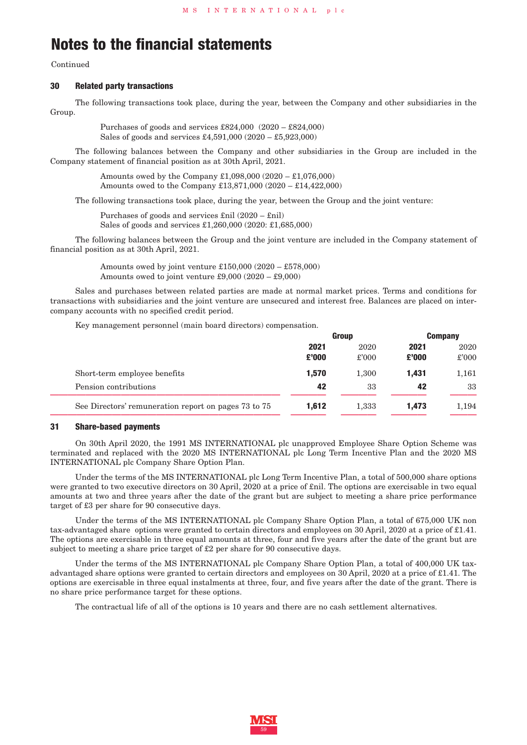# Notes to the financial statements

Continued

## 30 Related party transactions

The following transactions took place, during the year, between the Company and other subsidiaries in the Group.

Purchases of goods and services £824,000 (2020 – £824,000)
Sales of goods and services £4,591,000 (2020 – £5,923,000)

The following balances between the Company and other subsidiaries in the Group are included in the Company statement of financial position as at 30th April, 2021.

Amounts owed by the Company £1,098,000 (2020 – £1,076,000)
Amounts owed to the Company £13,871,000 (2020 – £14,422,000)

The following transactions took place, during the year, between the Group and the joint venture:

Purchases of goods and services £nil (2020 – £nil)
Sales of goods and services £1,260,000 (2020: £1,685,000)

The following balances between the Group and the joint venture are included in the Company statement of financial position as at 30th April, 2021.

Amounts owed by joint venture £150,000 (2020 – £578,000)
Amounts owed to joint venture £9,000 (2020 – £9,000)

Sales and purchases between related parties are made at normal market prices. Terms and conditions for transactions with subsidiaries and the joint venture are unsecured and interest free. Balances are placed on inter-company accounts with no specified credit period.

Key management personnel (main board directors) compensation.

| | Group | | Company | |
|---|---|---|---|---|
| | **2021 £'000** | 2020 £'000 | **2021 £'000** | 2020 £'000 |
| Short-term employee benefits | **1,570** | 1,300 | **1,431** | 1,161 |
| Pension contributions | **42** | 33 | **42** | 33 |
| See Directors' remuneration report on pages 73 to 75 | **1,612** | 1,333 | **1,473** | 1,194 |

## 31 Share-based payments

On 30th April 2020, the 1991 MS INTERNATIONAL plc unapproved Employee Share Option Scheme was terminated and replaced with the 2020 MS INTERNATIONAL plc Long Term Incentive Plan and the 2020 MS INTERNATIONAL plc Company Share Option Plan.

Under the terms of the MS INTERNATIONAL plc Long Term Incentive Plan, a total of 500,000 share options were granted to two executive directors on 30 April, 2020 at a price of £nil. The options are exercisable in two equal amounts at two and three years after the date of the grant but are subject to meeting a share price performance target of £3 per share for 90 consecutive days.

Under the terms of the MS INTERNATIONAL plc Company Share Option Plan, a total of 675,000 UK non tax-advantaged share options were granted to certain directors and employees on 30 April, 2020 at a price of £1.41. The options are exercisable in three equal amounts at three, four and five years after the date of the grant but are subject to meeting a share price target of £2 per share for 90 consecutive days.

Under the terms of the MS INTERNATIONAL plc Company Share Option Plan, a total of 400,000 UK tax-advantaged share options were granted to certain directors and employees on 30 April, 2020 at a price of £1.41. The options are exercisable in three equal instalments at three, four, and five years after the date of the grant. There is no share price performance target for these options.

The contractual life of all of the options is 10 years and there are no cash settlement alternatives.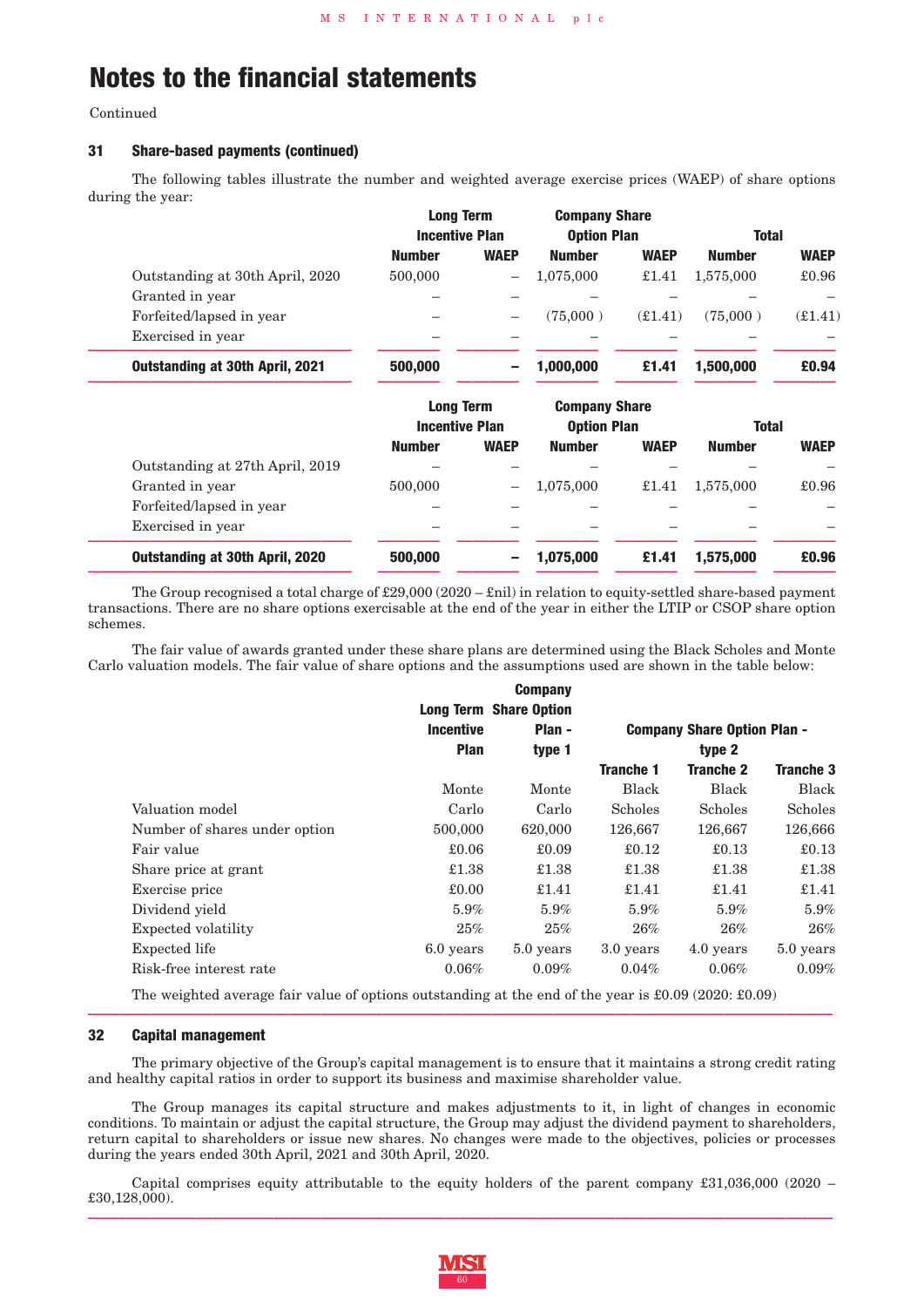# Notes to the financial statements

Continued

### 31 Share-based payments (continued)

The following tables illustrate the number and weighted average exercise prices (WAEP) of share options during the year:

| | Long Term Incentive Plan | | Company Share Option Plan | | Total | |
|---|---|---|---|---|---|---|
| | **Number** | **WAEP** | **Number** | **WAEP** | **Number** | **WAEP** |
| Outstanding at 30th April, 2020 | 500,000 | – | 1,075,000 | £1.41 | 1,575,000 | £0.96 |
| Granted in year | – | – | – | – | – | – |
| Forfeited/lapsed in year | – | – | (75,000 ) | (£1.41) | (75,000 ) | (£1.41) |
| Exercised in year | – | – | – | – | – | – |
| **Outstanding at 30th April, 2021** | **500,000** | **–** | **1,000,000** | **£1.41** | **1,500,000** | **£0.94** |

| | Long Term Incentive Plan | | Company Share Option Plan | | Total | |
|---|---|---|---|---|---|---|
| | **Number** | **WAEP** | **Number** | **WAEP** | **Number** | **WAEP** |
| Outstanding at 27th April, 2019 | – | – | – | – | – | – |
| Granted in year | 500,000 | – | 1,075,000 | £1.41 | 1,575,000 | £0.96 |
| Forfeited/lapsed in year | – | – | – | – | – | – |
| Exercised in year | – | – | – | – | – | – |
| **Outstanding at 30th April, 2020** | **500,000** | **–** | **1,075,000** | **£1.41** | **1,575,000** | **£0.96** |

The Group recognised a total charge of £29,000 (2020 – £nil) in relation to equity-settled share-based payment transactions. There are no share options exercisable at the end of the year in either the LTIP or CSOP share option schemes.

The fair value of awards granted under these share plans are determined using the Black Scholes and Monte Carlo valuation models. The fair value of share options and the assumptions used are shown in the table below:

| | Long Term Incentive Plan | Company Share Option Plan - type 1 | Company Share Option Plan - type 2 | | |
|---|---|---|---|---|---|
| | | | **Tranche 1** | **Tranche 2** | **Tranche 3** |
| Valuation model | Monte Carlo | Monte Carlo | Black Scholes | Black Scholes | Black Scholes |
| Number of shares under option | 500,000 | 620,000 | 126,667 | 126,667 | 126,666 |
| Fair value | £0.06 | £0.09 | £0.12 | £0.13 | £0.13 |
| Share price at grant | £1.38 | £1.38 | £1.38 | £1.38 | £1.38 |
| Exercise price | £0.00 | £1.41 | £1.41 | £1.41 | £1.41 |
| Dividend yield | 5.9% | 5.9% | 5.9% | 5.9% | 5.9% |
| Expected volatility | 25% | 25% | 26% | 26% | 26% |
| Expected life | 6.0 years | 5.0 years | 3.0 years | 4.0 years | 5.0 years |
| Risk-free interest rate | 0.06% | 0.09% | 0.04% | 0.06% | 0.09% |

The weighted average fair value of options outstanding at the end of the year is £0.09 (2020: £0.09)

### 32 Capital management

The primary objective of the Group's capital management is to ensure that it maintains a strong credit rating and healthy capital ratios in order to support its business and maximise shareholder value.

The Group manages its capital structure and makes adjustments to it, in light of changes in economic conditions. To maintain or adjust the capital structure, the Group may adjust the dividend payment to shareholders, return capital to shareholders or issue new shares. No changes were made to the objectives, policies or processes during the years ended 30th April, 2021 and 30th April, 2020.

Capital comprises equity attributable to the equity holders of the parent company £31,036,000 (2020 – £30,128,000).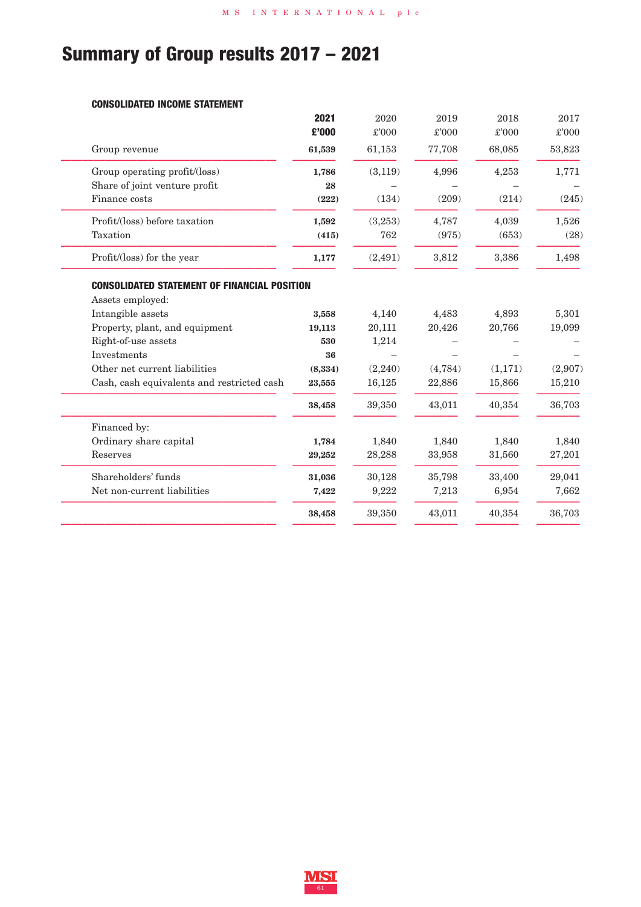# Summary of Group results 2017 – 2021

## CONSOLIDATED INCOME STATEMENT

| | **2021** | 2020 | 2019 | 2018 | 2017 |
|---|---|---|---|---|---|
| | **£'000** | £'000 | £'000 | £'000 | £'000 |
| Group revenue | **61,539** | 61,153 | 77,708 | 68,085 | 53,823 |
| Group operating profit/(loss) | **1,786** | (3,119) | 4,996 | 4,253 | 1,771 |
| Share of joint venture profit | **28** | – | – | – | – |
| Finance costs | **(222)** | (134) | (209) | (214) | (245) |
| Profit/(loss) before taxation | **1,592** | (3,253) | 4,787 | 4,039 | 1,526 |
| Taxation | **(415)** | 762 | (975) | (653) | (28) |
| Profit/(loss) for the year | **1,177** | (2,491) | 3,812 | 3,386 | 1,498 |

## CONSOLIDATED STATEMENT OF FINANCIAL POSITION

| | **2021** | 2020 | 2019 | 2018 | 2017 |
|---|---|---|---|---|---|
| Assets employed: | | | | | |
| Intangible assets | **3,558** | 4,140 | 4,483 | 4,893 | 5,301 |
| Property, plant, and equipment | **19,113** | 20,111 | 20,426 | 20,766 | 19,099 |
| Right-of-use assets | **530** | 1,214 | – | – | – |
| Investments | **36** | – | – | – | – |
| Other net current liabilities | **(8,334)** | (2,240) | (4,784) | (1,171) | (2,907) |
| Cash, cash equivalents and restricted cash | **23,555** | 16,125 | 22,886 | 15,866 | 15,210 |
| | **38,458** | 39,350 | 43,011 | 40,354 | 36,703 |
| Financed by: | | | | | |
| Ordinary share capital | **1,784** | 1,840 | 1,840 | 1,840 | 1,840 |
| Reserves | **29,252** | 28,288 | 33,958 | 31,560 | 27,201 |
| Shareholders' funds | **31,036** | 30,128 | 35,798 | 33,400 | 29,041 |
| Net non-current liabilities | **7,422** | 9,222 | 7,213 | 6,954 | 7,662 |
| | **38,458** | 39,350 | 43,011 | 40,354 | 36,703 |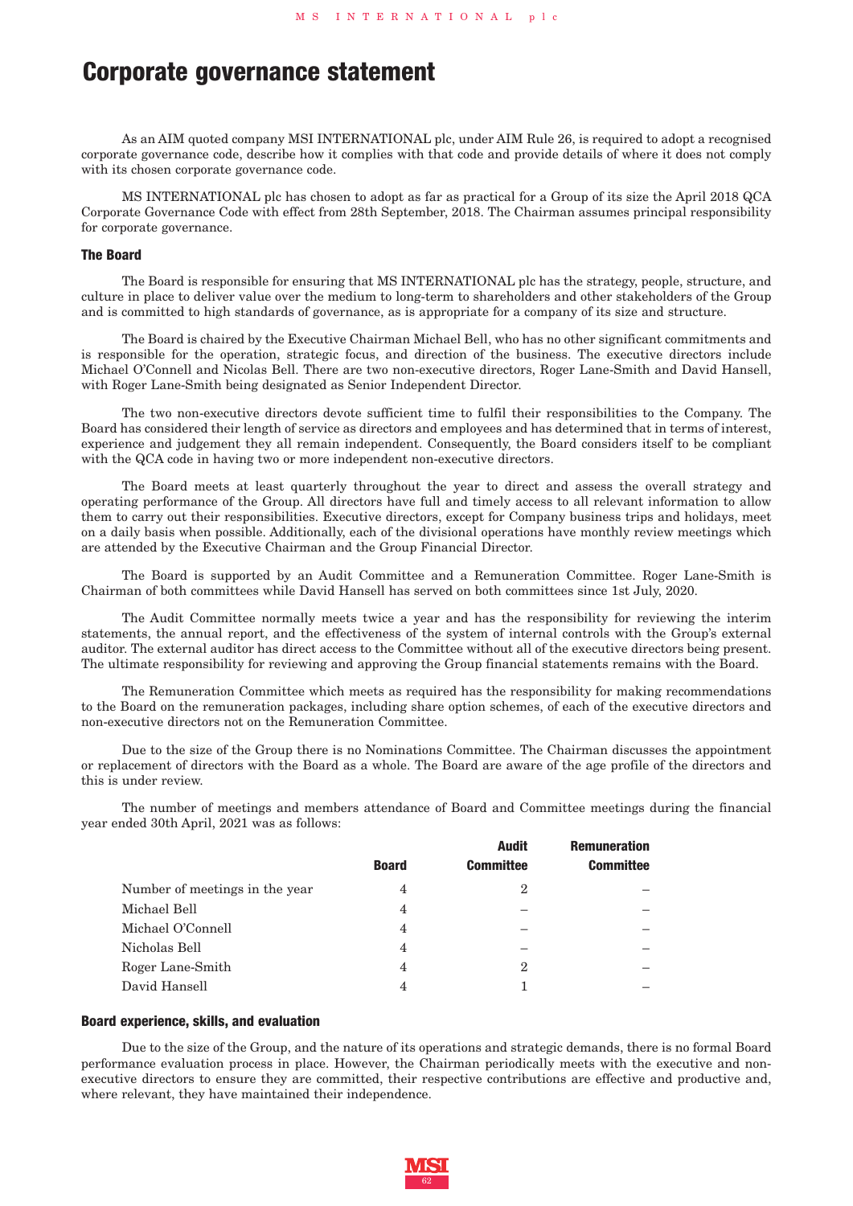# Corporate governance statement

As an AIM quoted company MSI INTERNATIONAL plc, under AIM Rule 26, is required to adopt a recognised corporate governance code, describe how it complies with that code and provide details of where it does not comply with its chosen corporate governance code.

MS INTERNATIONAL plc has chosen to adopt as far as practical for a Group of its size the April 2018 QCA Corporate Governance Code with effect from 28th September, 2018. The Chairman assumes principal responsibility for corporate governance.

### The Board

The Board is responsible for ensuring that MS INTERNATIONAL plc has the strategy, people, structure, and culture in place to deliver value over the medium to long-term to shareholders and other stakeholders of the Group and is committed to high standards of governance, as is appropriate for a company of its size and structure.

The Board is chaired by the Executive Chairman Michael Bell, who has no other significant commitments and is responsible for the operation, strategic focus, and direction of the business. The executive directors include Michael O'Connell and Nicolas Bell. There are two non-executive directors, Roger Lane-Smith and David Hansell, with Roger Lane-Smith being designated as Senior Independent Director.

The two non-executive directors devote sufficient time to fulfil their responsibilities to the Company. The Board has considered their length of service as directors and employees and has determined that in terms of interest, experience and judgement they all remain independent. Consequently, the Board considers itself to be compliant with the QCA code in having two or more independent non-executive directors.

The Board meets at least quarterly throughout the year to direct and assess the overall strategy and operating performance of the Group. All directors have full and timely access to all relevant information to allow them to carry out their responsibilities. Executive directors, except for Company business trips and holidays, meet on a daily basis when possible. Additionally, each of the divisional operations have monthly review meetings which are attended by the Executive Chairman and the Group Financial Director.

The Board is supported by an Audit Committee and a Remuneration Committee. Roger Lane-Smith is Chairman of both committees while David Hansell has served on both committees since 1st July, 2020.

The Audit Committee normally meets twice a year and has the responsibility for reviewing the interim statements, the annual report, and the effectiveness of the system of internal controls with the Group's external auditor. The external auditor has direct access to the Committee without all of the executive directors being present. The ultimate responsibility for reviewing and approving the Group financial statements remains with the Board.

The Remuneration Committee which meets as required has the responsibility for making recommendations to the Board on the remuneration packages, including share option schemes, of each of the executive directors and non-executive directors not on the Remuneration Committee.

Due to the size of the Group there is no Nominations Committee. The Chairman discusses the appointment or replacement of directors with the Board as a whole. The Board are aware of the age profile of the directors and this is under review.

The number of meetings and members attendance of Board and Committee meetings during the financial year ended 30th April, 2021 was as follows:

| | Board | Audit Committee | Remuneration Committee |
|---|---|---|---|
| Number of meetings in the year | 4 | 2 | – |
| Michael Bell | 4 | – | – |
| Michael O'Connell | 4 | – | – |
| Nicholas Bell | 4 | – | – |
| Roger Lane-Smith | 4 | 2 | – |
| David Hansell | 4 | 1 | – |

### Board experience, skills, and evaluation

Due to the size of the Group, and the nature of its operations and strategic demands, there is no formal Board performance evaluation process in place. However, the Chairman periodically meets with the executive and non-executive directors to ensure they are committed, their respective contributions are effective and productive and, where relevant, they have maintained their independence.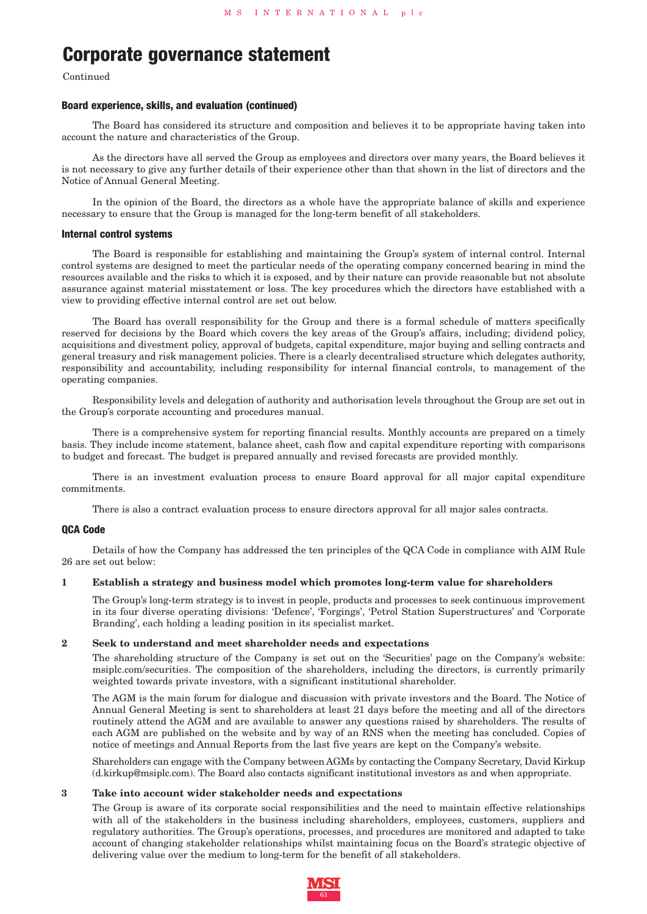# Corporate governance statement

Continued

### Board experience, skills, and evaluation (continued)

The Board has considered its structure and composition and believes it to be appropriate having taken into account the nature and characteristics of the Group.

As the directors have all served the Group as employees and directors over many years, the Board believes it is not necessary to give any further details of their experience other than that shown in the list of directors and the Notice of Annual General Meeting.

In the opinion of the Board, the directors as a whole have the appropriate balance of skills and experience necessary to ensure that the Group is managed for the long-term benefit of all stakeholders.

### Internal control systems

The Board is responsible for establishing and maintaining the Group's system of internal control. Internal control systems are designed to meet the particular needs of the operating company concerned bearing in mind the resources available and the risks to which it is exposed, and by their nature can provide reasonable but not absolute assurance against material misstatement or loss. The key procedures which the directors have established with a view to providing effective internal control are set out below.

The Board has overall responsibility for the Group and there is a formal schedule of matters specifically reserved for decisions by the Board which covers the key areas of the Group's affairs, including; dividend policy, acquisitions and divestment policy, approval of budgets, capital expenditure, major buying and selling contracts and general treasury and risk management policies. There is a clearly decentralised structure which delegates authority, responsibility and accountability, including responsibility for internal financial controls, to management of the operating companies.

Responsibility levels and delegation of authority and authorisation levels throughout the Group are set out in the Group's corporate accounting and procedures manual.

There is a comprehensive system for reporting financial results. Monthly accounts are prepared on a timely basis. They include income statement, balance sheet, cash flow and capital expenditure reporting with comparisons to budget and forecast. The budget is prepared annually and revised forecasts are provided monthly.

There is an investment evaluation process to ensure Board approval for all major capital expenditure commitments.

There is also a contract evaluation process to ensure directors approval for all major sales contracts.

### QCA Code

Details of how the Company has addressed the ten principles of the QCA Code in compliance with AIM Rule 26 are set out below:

**1 Establish a strategy and business model which promotes long-term value for shareholders**

The Group's long-term strategy is to invest in people, products and processes to seek continuous improvement in its four diverse operating divisions: 'Defence', 'Forgings', 'Petrol Station Superstructures' and 'Corporate Branding', each holding a leading position in its specialist market.

**2 Seek to understand and meet shareholder needs and expectations**

The shareholding structure of the Company is set out on the 'Securities' page on the Company's website: msiplc.com/securities. The composition of the shareholders, including the directors, is currently primarily weighted towards private investors, with a significant institutional shareholder.

The AGM is the main forum for dialogue and discussion with private investors and the Board. The Notice of Annual General Meeting is sent to shareholders at least 21 days before the meeting and all of the directors routinely attend the AGM and are available to answer any questions raised by shareholders. The results of each AGM are published on the website and by way of an RNS when the meeting has concluded. Copies of notice of meetings and Annual Reports from the last five years are kept on the Company's website.

Shareholders can engage with the Company between AGMs by contacting the Company Secretary, David Kirkup (d.kirkup@msiplc.com). The Board also contacts significant institutional investors as and when appropriate.

**3 Take into account wider stakeholder needs and expectations**

The Group is aware of its corporate social responsibilities and the need to maintain effective relationships with all of the stakeholders in the business including shareholders, employees, customers, suppliers and regulatory authorities. The Group's operations, processes, and procedures are monitored and adapted to take account of changing stakeholder relationships whilst maintaining focus on the Board's strategic objective of delivering value over the medium to long-term for the benefit of all stakeholders.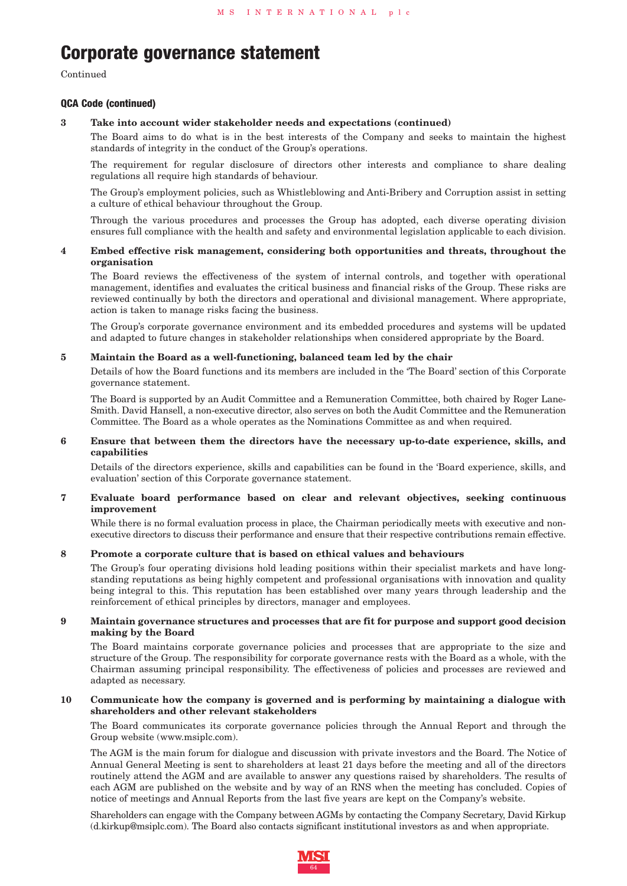# Corporate governance statement

Continued

### QCA Code (continued)

**3 Take into account wider stakeholder needs and expectations (continued)**

The Board aims to do what is in the best interests of the Company and seeks to maintain the highest standards of integrity in the conduct of the Group's operations.

The requirement for regular disclosure of directors other interests and compliance to share dealing regulations all require high standards of behaviour.

The Group's employment policies, such as Whistleblowing and Anti-Bribery and Corruption assist in setting a culture of ethical behaviour throughout the Group.

Through the various procedures and processes the Group has adopted, each diverse operating division ensures full compliance with the health and safety and environmental legislation applicable to each division.

**4 Embed effective risk management, considering both opportunities and threats, throughout the organisation**

The Board reviews the effectiveness of the system of internal controls, and together with operational management, identifies and evaluates the critical business and financial risks of the Group. These risks are reviewed continually by both the directors and operational and divisional management. Where appropriate, action is taken to manage risks facing the business.

The Group's corporate governance environment and its embedded procedures and systems will be updated and adapted to future changes in stakeholder relationships when considered appropriate by the Board.

**5 Maintain the Board as a well-functioning, balanced team led by the chair**

Details of how the Board functions and its members are included in the 'The Board' section of this Corporate governance statement.

The Board is supported by an Audit Committee and a Remuneration Committee, both chaired by Roger Lane-Smith. David Hansell, a non-executive director, also serves on both the Audit Committee and the Remuneration Committee. The Board as a whole operates as the Nominations Committee as and when required.

**6 Ensure that between them the directors have the necessary up-to-date experience, skills, and capabilities**

Details of the directors experience, skills and capabilities can be found in the 'Board experience, skills, and evaluation' section of this Corporate governance statement.

**7 Evaluate board performance based on clear and relevant objectives, seeking continuous improvement**

While there is no formal evaluation process in place, the Chairman periodically meets with executive and non-executive directors to discuss their performance and ensure that their respective contributions remain effective.

**8 Promote a corporate culture that is based on ethical values and behaviours**

The Group's four operating divisions hold leading positions within their specialist markets and have long-standing reputations as being highly competent and professional organisations with innovation and quality being integral to this. This reputation has been established over many years through leadership and the reinforcement of ethical principles by directors, manager and employees.

**9 Maintain governance structures and processes that are fit for purpose and support good decision making by the Board**

The Board maintains corporate governance policies and processes that are appropriate to the size and structure of the Group. The responsibility for corporate governance rests with the Board as a whole, with the Chairman assuming principal responsibility. The effectiveness of policies and processes are reviewed and adapted as necessary.

**10 Communicate how the company is governed and is performing by maintaining a dialogue with shareholders and other relevant stakeholders**

The Board communicates its corporate governance policies through the Annual Report and through the Group website (www.msiplc.com).

The AGM is the main forum for dialogue and discussion with private investors and the Board. The Notice of Annual General Meeting is sent to shareholders at least 21 days before the meeting and all of the directors routinely attend the AGM and are available to answer any questions raised by shareholders. The results of each AGM are published on the website and by way of an RNS when the meeting has concluded. Copies of notice of meetings and Annual Reports from the last five years are kept on the Company's website.

Shareholders can engage with the Company between AGMs by contacting the Company Secretary, David Kirkup (d.kirkup@msiplc.com). The Board also contacts significant institutional investors as and when appropriate.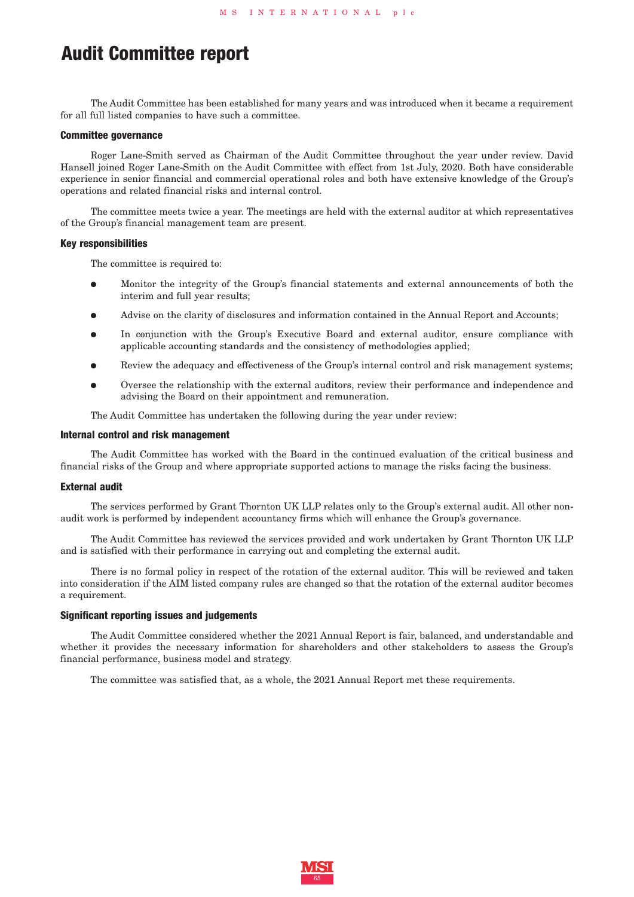# Audit Committee report

The Audit Committee has been established for many years and was introduced when it became a requirement for all full listed companies to have such a committee.

### Committee governance

Roger Lane-Smith served as Chairman of the Audit Committee throughout the year under review. David Hansell joined Roger Lane-Smith on the Audit Committee with effect from 1st July, 2020. Both have considerable experience in senior financial and commercial operational roles and both have extensive knowledge of the Group's operations and related financial risks and internal control.

The committee meets twice a year. The meetings are held with the external auditor at which representatives of the Group's financial management team are present.

### Key responsibilities

The committee is required to:

- Monitor the integrity of the Group's financial statements and external announcements of both the interim and full year results;
- Advise on the clarity of disclosures and information contained in the Annual Report and Accounts;
- In conjunction with the Group's Executive Board and external auditor, ensure compliance with applicable accounting standards and the consistency of methodologies applied;
- Review the adequacy and effectiveness of the Group's internal control and risk management systems;
- Oversee the relationship with the external auditors, review their performance and independence and advising the Board on their appointment and remuneration.

The Audit Committee has undertaken the following during the year under review:

### Internal control and risk management

The Audit Committee has worked with the Board in the continued evaluation of the critical business and financial risks of the Group and where appropriate supported actions to manage the risks facing the business.

### External audit

The services performed by Grant Thornton UK LLP relates only to the Group's external audit. All other non-audit work is performed by independent accountancy firms which will enhance the Group's governance.

The Audit Committee has reviewed the services provided and work undertaken by Grant Thornton UK LLP and is satisfied with their performance in carrying out and completing the external audit.

There is no formal policy in respect of the rotation of the external auditor. This will be reviewed and taken into consideration if the AIM listed company rules are changed so that the rotation of the external auditor becomes a requirement.

### Significant reporting issues and judgements

The Audit Committee considered whether the 2021 Annual Report is fair, balanced, and understandable and whether it provides the necessary information for shareholders and other stakeholders to assess the Group's financial performance, business model and strategy.

The committee was satisfied that, as a whole, the 2021 Annual Report met these requirements.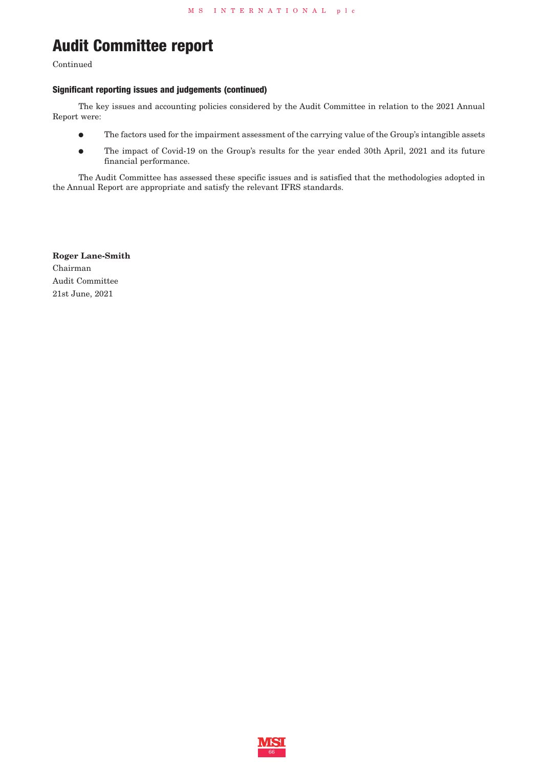# Audit Committee report

Continued

### Significant reporting issues and judgements (continued)

The key issues and accounting policies considered by the Audit Committee in relation to the 2021 Annual Report were:

- The factors used for the impairment assessment of the carrying value of the Group's intangible assets
- The impact of Covid-19 on the Group's results for the year ended 30th April, 2021 and its future financial performance.

The Audit Committee has assessed these specific issues and is satisfied that the methodologies adopted in the Annual Report are appropriate and satisfy the relevant IFRS standards.

**Roger Lane-Smith**
Chairman
Audit Committee
21st June, 2021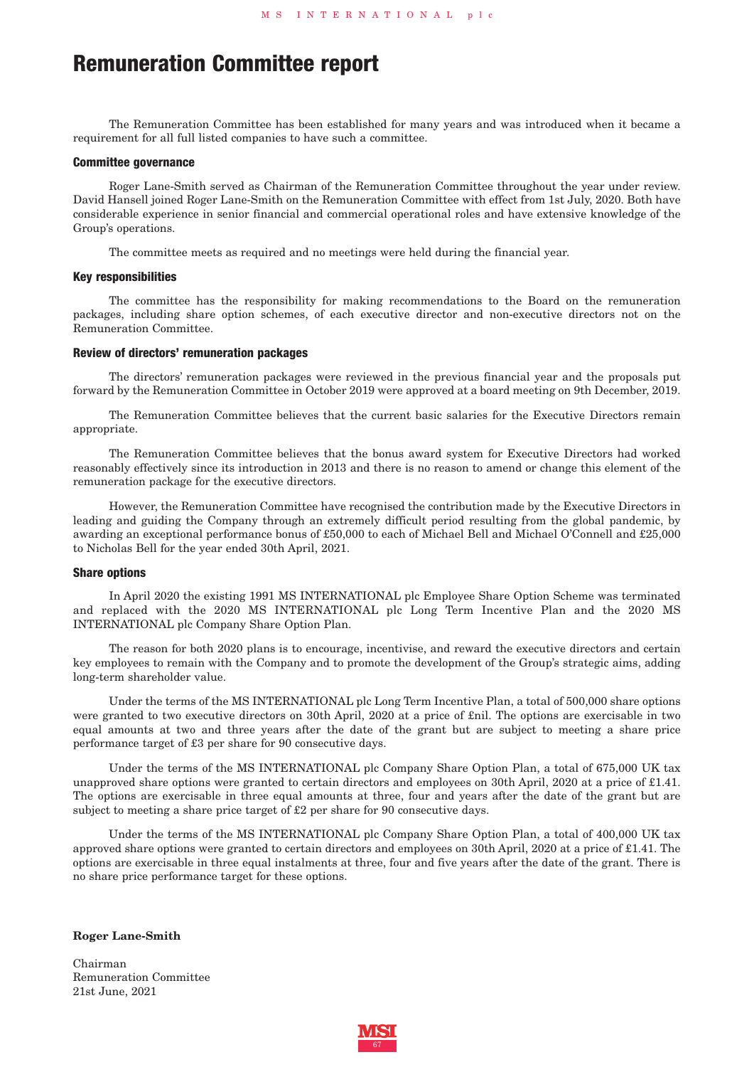# Remuneration Committee report

The Remuneration Committee has been established for many years and was introduced when it became a requirement for all full listed companies to have such a committee.

### Committee governance

Roger Lane-Smith served as Chairman of the Remuneration Committee throughout the year under review. David Hansell joined Roger Lane-Smith on the Remuneration Committee with effect from 1st July, 2020. Both have considerable experience in senior financial and commercial operational roles and have extensive knowledge of the Group's operations.

The committee meets as required and no meetings were held during the financial year.

### Key responsibilities

The committee has the responsibility for making recommendations to the Board on the remuneration packages, including share option schemes, of each executive director and non-executive directors not on the Remuneration Committee.

### Review of directors' remuneration packages

The directors' remuneration packages were reviewed in the previous financial year and the proposals put forward by the Remuneration Committee in October 2019 were approved at a board meeting on 9th December, 2019.

The Remuneration Committee believes that the current basic salaries for the Executive Directors remain appropriate.

The Remuneration Committee believes that the bonus award system for Executive Directors had worked reasonably effectively since its introduction in 2013 and there is no reason to amend or change this element of the remuneration package for the executive directors.

However, the Remuneration Committee have recognised the contribution made by the Executive Directors in leading and guiding the Company through an extremely difficult period resulting from the global pandemic, by awarding an exceptional performance bonus of £50,000 to each of Michael Bell and Michael O'Connell and £25,000 to Nicholas Bell for the year ended 30th April, 2021.

### Share options

In April 2020 the existing 1991 MS INTERNATIONAL plc Employee Share Option Scheme was terminated and replaced with the 2020 MS INTERNATIONAL plc Long Term Incentive Plan and the 2020 MS INTERNATIONAL plc Company Share Option Plan.

The reason for both 2020 plans is to encourage, incentivise, and reward the executive directors and certain key employees to remain with the Company and to promote the development of the Group's strategic aims, adding long-term shareholder value.

Under the terms of the MS INTERNATIONAL plc Long Term Incentive Plan, a total of 500,000 share options were granted to two executive directors on 30th April, 2020 at a price of £nil. The options are exercisable in two equal amounts at two and three years after the date of the grant but are subject to meeting a share price performance target of £3 per share for 90 consecutive days.

Under the terms of the MS INTERNATIONAL plc Company Share Option Plan, a total of 675,000 UK tax unapproved share options were granted to certain directors and employees on 30th April, 2020 at a price of £1.41. The options are exercisable in three equal amounts at three, four and years after the date of the grant but are subject to meeting a share price target of £2 per share for 90 consecutive days.

Under the terms of the MS INTERNATIONAL plc Company Share Option Plan, a total of 400,000 UK tax approved share options were granted to certain directors and employees on 30th April, 2020 at a price of £1.41. The options are exercisable in three equal instalments at three, four and five years after the date of the grant. There is no share price performance target for these options.

**Roger Lane-Smith**

Chairman
Remuneration Committee
21st June, 2021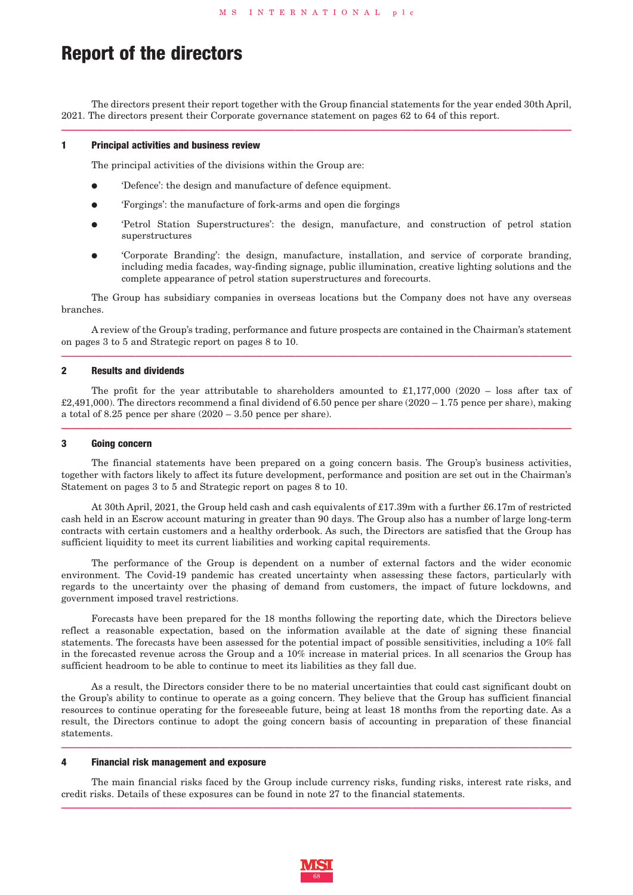# Report of the directors

The directors present their report together with the Group financial statements for the year ended 30th April, 2021. The directors present their Corporate governance statement on pages 62 to 64 of this report.

## 1 Principal activities and business review

The principal activities of the divisions within the Group are:

- 'Defence': the design and manufacture of defence equipment.
- 'Forgings': the manufacture of fork-arms and open die forgings
- 'Petrol Station Superstructures': the design, manufacture, and construction of petrol station superstructures
- 'Corporate Branding': the design, manufacture, installation, and service of corporate branding, including media facades, way-finding signage, public illumination, creative lighting solutions and the complete appearance of petrol station superstructures and forecourts.

The Group has subsidiary companies in overseas locations but the Company does not have any overseas branches.

A review of the Group's trading, performance and future prospects are contained in the Chairman's statement on pages 3 to 5 and Strategic report on pages 8 to 10.

## 2 Results and dividends

The profit for the year attributable to shareholders amounted to £1,177,000 (2020 – loss after tax of £2,491,000). The directors recommend a final dividend of 6.50 pence per share (2020 – 1.75 pence per share), making a total of 8.25 pence per share (2020 – 3.50 pence per share).

## 3 Going concern

The financial statements have been prepared on a going concern basis. The Group's business activities, together with factors likely to affect its future development, performance and position are set out in the Chairman's Statement on pages 3 to 5 and Strategic report on pages 8 to 10.

At 30th April, 2021, the Group held cash and cash equivalents of £17.39m with a further £6.17m of restricted cash held in an Escrow account maturing in greater than 90 days. The Group also has a number of large long-term contracts with certain customers and a healthy orderbook. As such, the Directors are satisfied that the Group has sufficient liquidity to meet its current liabilities and working capital requirements.

The performance of the Group is dependent on a number of external factors and the wider economic environment. The Covid-19 pandemic has created uncertainty when assessing these factors, particularly with regards to the uncertainty over the phasing of demand from customers, the impact of future lockdowns, and government imposed travel restrictions.

Forecasts have been prepared for the 18 months following the reporting date, which the Directors believe reflect a reasonable expectation, based on the information available at the date of signing these financial statements. The forecasts have been assessed for the potential impact of possible sensitivities, including a 10% fall in the forecasted revenue across the Group and a 10% increase in material prices. In all scenarios the Group has sufficient headroom to be able to continue to meet its liabilities as they fall due.

As a result, the Directors consider there to be no material uncertainties that could cast significant doubt on the Group's ability to continue to operate as a going concern. They believe that the Group has sufficient financial resources to continue operating for the foreseeable future, being at least 18 months from the reporting date. As a result, the Directors continue to adopt the going concern basis of accounting in preparation of these financial statements.

## 4 Financial risk management and exposure

The main financial risks faced by the Group include currency risks, funding risks, interest rate risks, and credit risks. Details of these exposures can be found in note 27 to the financial statements.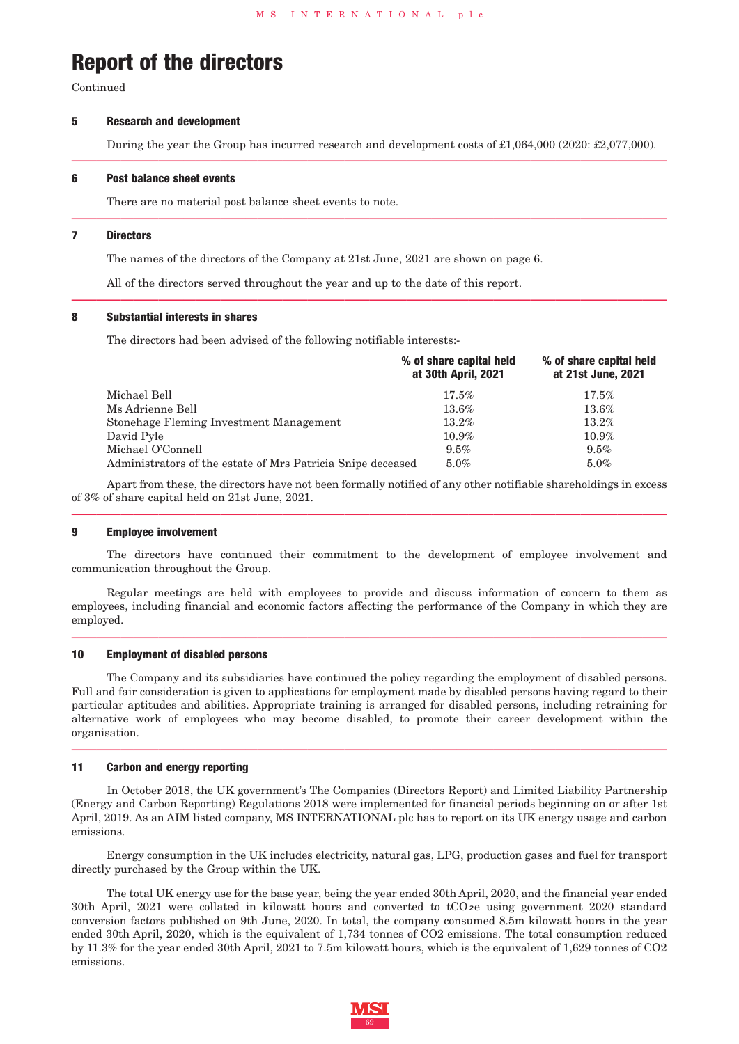# Report of the directors

Continued

## 5 Research and development

During the year the Group has incurred research and development costs of £1,064,000 (2020: £2,077,000).

## 6 Post balance sheet events

There are no material post balance sheet events to note.

## 7 Directors

The names of the directors of the Company at 21st June, 2021 are shown on page 6.

All of the directors served throughout the year and up to the date of this report.

## 8 Substantial interests in shares

The directors had been advised of the following notifiable interests:-

| | % of share capital held at 30th April, 2021 | % of share capital held at 21st June, 2021 |
|---|---|---|
| Michael Bell | 17.5% | 17.5% |
| Ms Adrienne Bell | 13.6% | 13.6% |
| Stonehage Fleming Investment Management | 13.2% | 13.2% |
| David Pyle | 10.9% | 10.9% |
| Michael O'Connell | 9.5% | 9.5% |
| Administrators of the estate of Mrs Patricia Snipe deceased | 5.0% | 5.0% |

Apart from these, the directors have not been formally notified of any other notifiable shareholdings in excess of 3% of share capital held on 21st June, 2021.

## 9 Employee involvement

The directors have continued their commitment to the development of employee involvement and communication throughout the Group.

Regular meetings are held with employees to provide and discuss information of concern to them as employees, including financial and economic factors affecting the performance of the Company in which they are employed.

## 10 Employment of disabled persons

The Company and its subsidiaries have continued the policy regarding the employment of disabled persons. Full and fair consideration is given to applications for employment made by disabled persons having regard to their particular aptitudes and abilities. Appropriate training is arranged for disabled persons, including retraining for alternative work of employees who may become disabled, to promote their career development within the organisation.

## 11 Carbon and energy reporting

In October 2018, the UK government's The Companies (Directors Report) and Limited Liability Partnership (Energy and Carbon Reporting) Regulations 2018 were implemented for financial periods beginning on or after 1st April, 2019. As an AIM listed company, MS INTERNATIONAL plc has to report on its UK energy usage and carbon emissions.

Energy consumption in the UK includes electricity, natural gas, LPG, production gases and fuel for transport directly purchased by the Group within the UK.

The total UK energy use for the base year, being the year ended 30th April, 2020, and the financial year ended 30th April, 2021 were collated in kilowatt hours and converted to $tCO_2e$ using government 2020 standard conversion factors published on 9th June, 2020. In total, the company consumed 8.5m kilowatt hours in the year ended 30th April, 2020, which is the equivalent of 1,734 tonnes of $CO_2$ emissions. The total consumption reduced by 11.3% for the year ended 30th April, 2021 to 7.5m kilowatt hours, which is the equivalent of 1,629 tonnes of $CO_2$ emissions.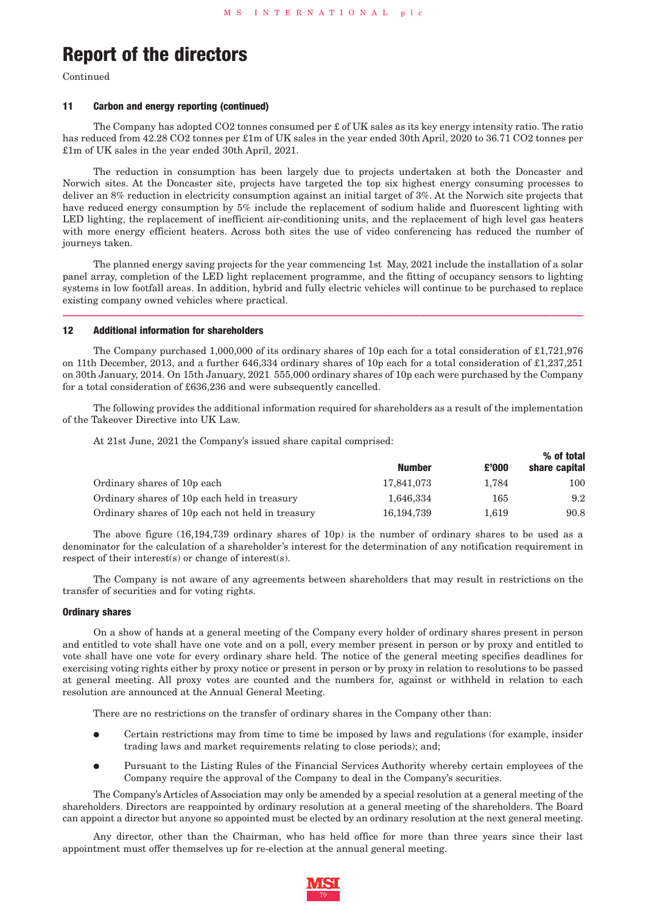# Report of the directors

Continued

### 11 Carbon and energy reporting (continued)

The Company has adopted $CO_2$ tonnes consumed per £ of UK sales as its key energy intensity ratio. The ratio has reduced from 42.28 $CO_2$ tonnes per £1m of UK sales in the year ended 30th April, 2020 to 36.71 $CO_2$ tonnes per £1m of UK sales in the year ended 30th April, 2021.

The reduction in consumption has been largely due to projects undertaken at both the Doncaster and Norwich sites. At the Doncaster site, projects have targeted the top six highest energy consuming processes to deliver an 8% reduction in electricity consumption against an initial target of 3%. At the Norwich site projects that have reduced energy consumption by 5% include the replacement of sodium halide and fluorescent lighting with LED lighting, the replacement of inefficient air-conditioning units, and the replacement of high level gas heaters with more energy efficient heaters. Across both sites the use of video conferencing has reduced the number of journeys taken.

The planned energy saving projects for the year commencing 1st May, 2021 include the installation of a solar panel array, completion of the LED light replacement programme, and the fitting of occupancy sensors to lighting systems in low footfall areas. In addition, hybrid and fully electric vehicles will continue to be purchased to replace existing company owned vehicles where practical.

### 12 Additional information for shareholders

The Company purchased 1,000,000 of its ordinary shares of 10p each for a total consideration of £1,721,976 on 11th December, 2013, and a further 646,334 ordinary shares of 10p each for a total consideration of £1,237,251 on 30th January, 2014. On 15th January, 2021 555,000 ordinary shares of 10p each were purchased by the Company for a total consideration of £636,236 and were subsequently cancelled.

The following provides the additional information required for shareholders as a result of the implementation of the Takeover Directive into UK Law.

At 21st June, 2021 the Company's issued share capital comprised:

| | Number | £'000 | % of total share capital |
|---|---|---|---|
| Ordinary shares of 10p each | 17,841,073 | 1,784 | 100 |
| Ordinary shares of 10p each held in treasury | 1,646,334 | 165 | 9.2 |
| Ordinary shares of 10p each not held in treasury | 16,194,739 | 1,619 | 90.8 |

The above figure (16,194,739 ordinary shares of 10p) is the number of ordinary shares to be used as a denominator for the calculation of a shareholder's interest for the determination of any notification requirement in respect of their interest(s) or change of interest(s).

The Company is not aware of any agreements between shareholders that may result in restrictions on the transfer of securities and for voting rights.

#### Ordinary shares

On a show of hands at a general meeting of the Company every holder of ordinary shares present in person and entitled to vote shall have one vote and on a poll, every member present in person or by proxy and entitled to vote shall have one vote for every ordinary share held. The notice of the general meeting specifies deadlines for exercising voting rights either by proxy notice or present in person or by proxy in relation to resolutions to be passed at general meeting. All proxy votes are counted and the numbers for, against or withheld in relation to each resolution are announced at the Annual General Meeting.

There are no restrictions on the transfer of ordinary shares in the Company other than:

- Certain restrictions may from time to time be imposed by laws and regulations (for example, insider trading laws and market requirements relating to close periods); and;
- Pursuant to the Listing Rules of the Financial Services Authority whereby certain employees of the Company require the approval of the Company to deal in the Company's securities.

The Company's Articles of Association may only be amended by a special resolution at a general meeting of the shareholders. Directors are reappointed by ordinary resolution at a general meeting of the shareholders. The Board can appoint a director but anyone so appointed must be elected by an ordinary resolution at the next general meeting.

Any director, other than the Chairman, who has held office for more than three years since their last appointment must offer themselves up for re-election at the annual general meeting.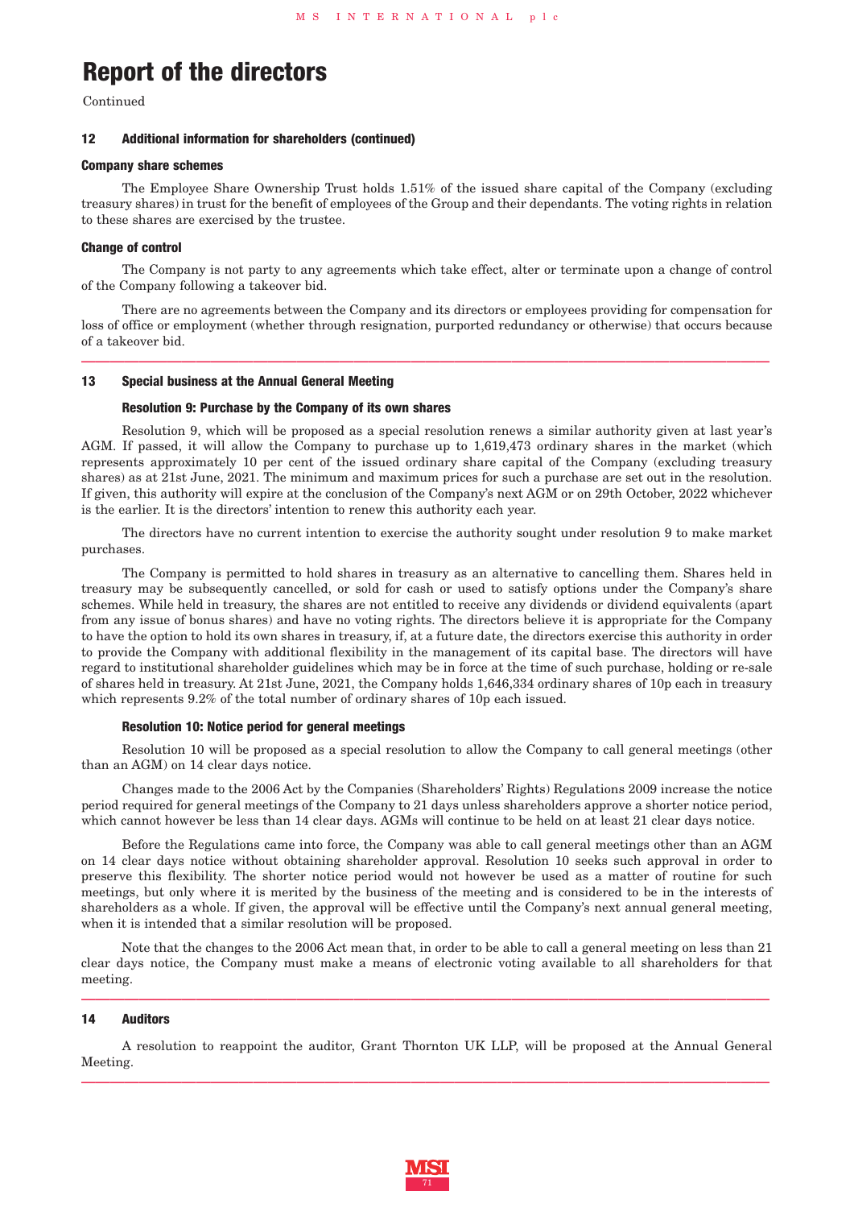# Report of the directors

Continued

### 12 Additional information for shareholders (continued)

#### Company share schemes

The Employee Share Ownership Trust holds 1.51% of the issued share capital of the Company (excluding treasury shares) in trust for the benefit of employees of the Group and their dependants. The voting rights in relation to these shares are exercised by the trustee.

#### Change of control

The Company is not party to any agreements which take effect, alter or terminate upon a change of control of the Company following a takeover bid.

There are no agreements between the Company and its directors or employees providing for compensation for loss of office or employment (whether through resignation, purported redundancy or otherwise) that occurs because of a takeover bid.

### 13 Special business at the Annual General Meeting

#### Resolution 9: Purchase by the Company of its own shares

Resolution 9, which will be proposed as a special resolution renews a similar authority given at last year's AGM. If passed, it will allow the Company to purchase up to 1,619,473 ordinary shares in the market (which represents approximately 10 per cent of the issued ordinary share capital of the Company (excluding treasury shares) as at 21st June, 2021. The minimum and maximum prices for such a purchase are set out in the resolution. If given, this authority will expire at the conclusion of the Company's next AGM or on 29th October, 2022 whichever is the earlier. It is the directors' intention to renew this authority each year.

The directors have no current intention to exercise the authority sought under resolution 9 to make market purchases.

The Company is permitted to hold shares in treasury as an alternative to cancelling them. Shares held in treasury may be subsequently cancelled, or sold for cash or used to satisfy options under the Company's share schemes. While held in treasury, the shares are not entitled to receive any dividends or dividend equivalents (apart from any issue of bonus shares) and have no voting rights. The directors believe it is appropriate for the Company to have the option to hold its own shares in treasury, if, at a future date, the directors exercise this authority in order to provide the Company with additional flexibility in the management of its capital base. The directors will have regard to institutional shareholder guidelines which may be in force at the time of such purchase, holding or re-sale of shares held in treasury. At 21st June, 2021, the Company holds 1,646,334 ordinary shares of 10p each in treasury which represents 9.2% of the total number of ordinary shares of 10p each issued.

#### Resolution 10: Notice period for general meetings

Resolution 10 will be proposed as a special resolution to allow the Company to call general meetings (other than an AGM) on 14 clear days notice.

Changes made to the 2006 Act by the Companies (Shareholders' Rights) Regulations 2009 increase the notice period required for general meetings of the Company to 21 days unless shareholders approve a shorter notice period, which cannot however be less than 14 clear days. AGMs will continue to be held on at least 21 clear days notice.

Before the Regulations came into force, the Company was able to call general meetings other than an AGM on 14 clear days notice without obtaining shareholder approval. Resolution 10 seeks such approval in order to preserve this flexibility. The shorter notice period would not however be used as a matter of routine for such meetings, but only where it is merited by the business of the meeting and is considered to be in the interests of shareholders as a whole. If given, the approval will be effective until the Company's next annual general meeting, when it is intended that a similar resolution will be proposed.

Note that the changes to the 2006 Act mean that, in order to be able to call a general meeting on less than 21 clear days notice, the Company must make a means of electronic voting available to all shareholders for that meeting.

### 14 Auditors

A resolution to reappoint the auditor, Grant Thornton UK LLP, will be proposed at the Annual General Meeting.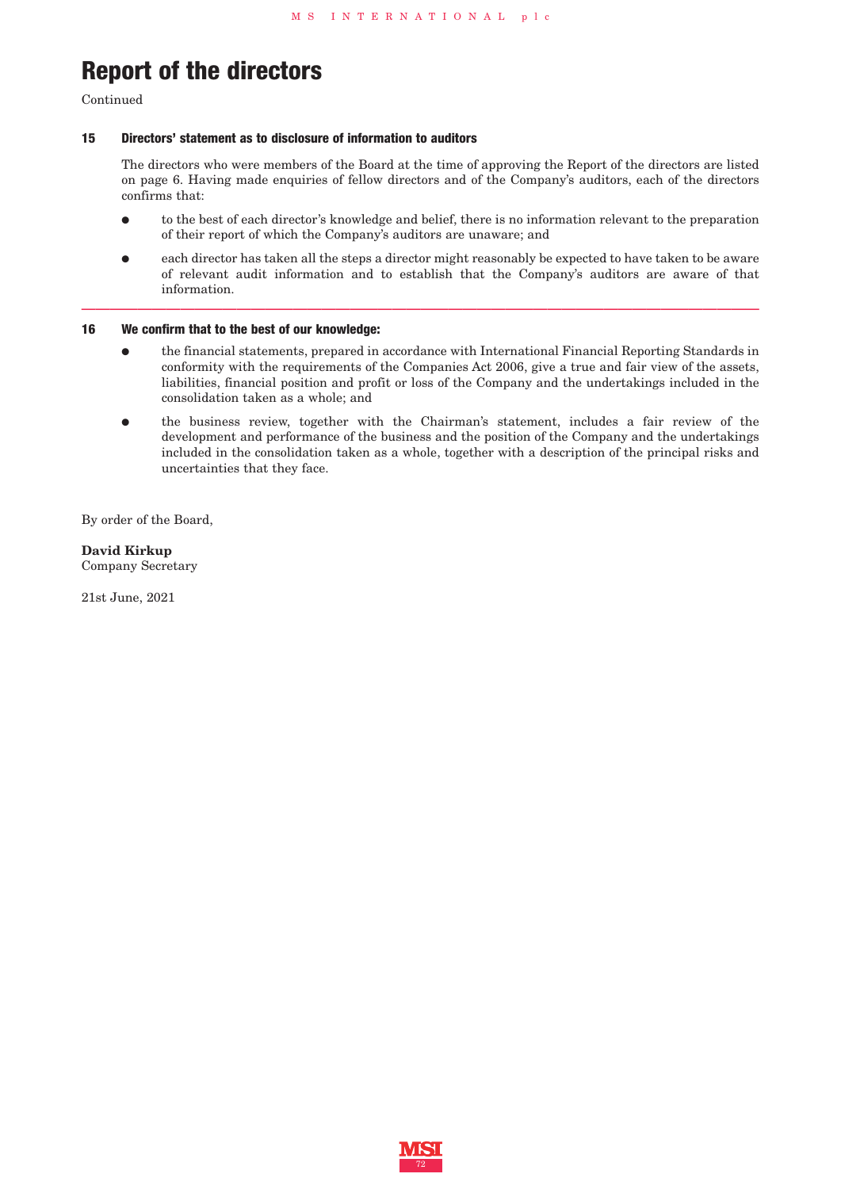# Report of the directors

Continued

### 15 Directors' statement as to disclosure of information to auditors

The directors who were members of the Board at the time of approving the Report of the directors are listed on page 6. Having made enquiries of fellow directors and of the Company's auditors, each of the directors confirms that:

- to the best of each director's knowledge and belief, there is no information relevant to the preparation of their report of which the Company's auditors are unaware; and
- each director has taken all the steps a director might reasonably be expected to have taken to be aware of relevant audit information and to establish that the Company's auditors are aware of that information.

---

### 16 We confirm that to the best of our knowledge:

- the financial statements, prepared in accordance with International Financial Reporting Standards in conformity with the requirements of the Companies Act 2006, give a true and fair view of the assets, liabilities, financial position and profit or loss of the Company and the undertakings included in the consolidation taken as a whole; and
- the business review, together with the Chairman's statement, includes a fair review of the development and performance of the business and the position of the Company and the undertakings included in the consolidation taken as a whole, together with a description of the principal risks and uncertainties that they face.

By order of the Board,

**David Kirkup**
Company Secretary

21st June, 2021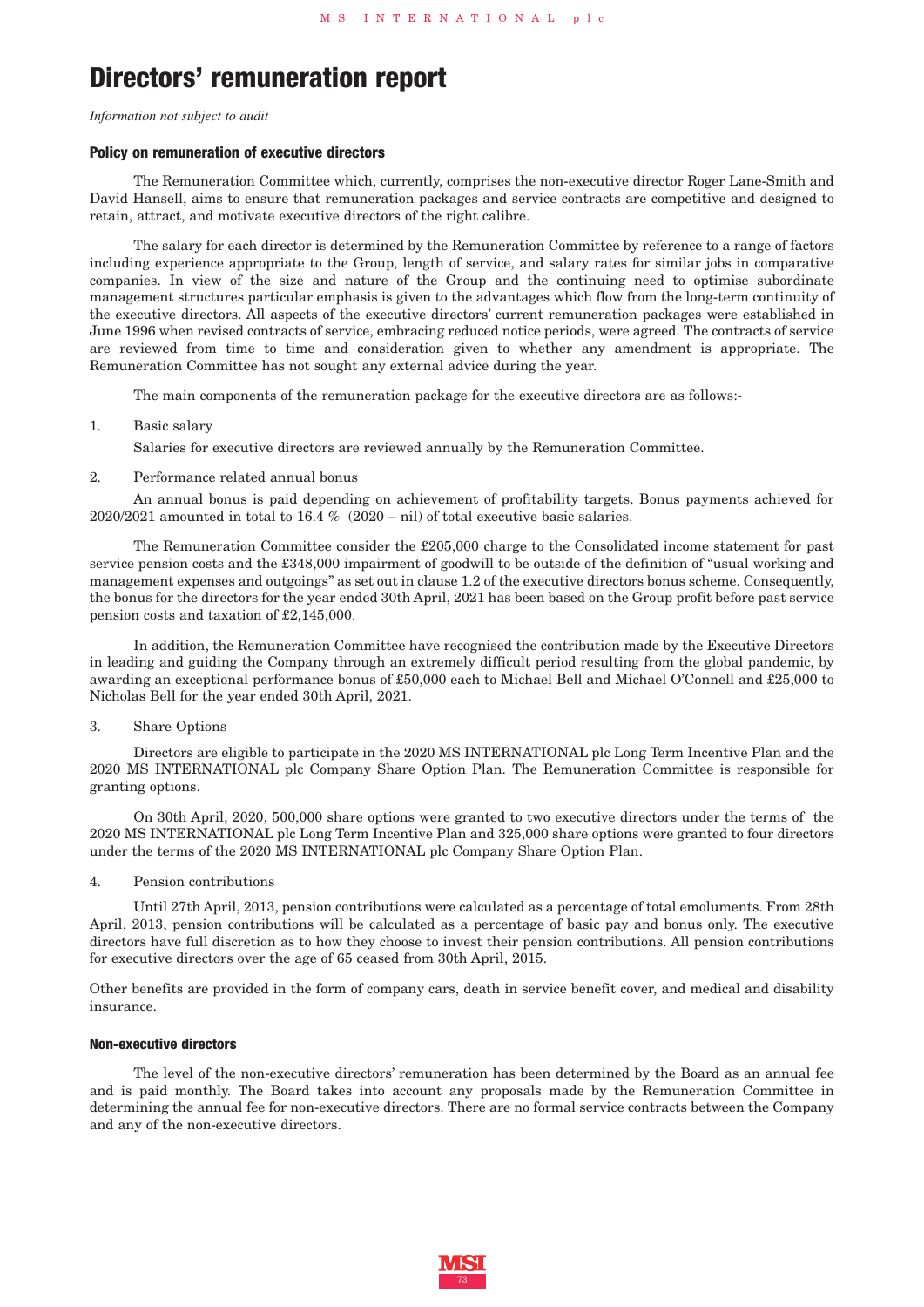# Directors' remuneration report

*Information not subject to audit*

### Policy on remuneration of executive directors

The Remuneration Committee which, currently, comprises the non-executive director Roger Lane-Smith and David Hansell, aims to ensure that remuneration packages and service contracts are competitive and designed to retain, attract, and motivate executive directors of the right calibre.

The salary for each director is determined by the Remuneration Committee by reference to a range of factors including experience appropriate to the Group, length of service, and salary rates for similar jobs in comparative companies. In view of the size and nature of the Group and the continuing need to optimise subordinate management structures particular emphasis is given to the advantages which flow from the long-term continuity of the executive directors. All aspects of the executive directors' current remuneration packages were established in June 1996 when revised contracts of service, embracing reduced notice periods, were agreed. The contracts of service are reviewed from time to time and consideration given to whether any amendment is appropriate. The Remuneration Committee has not sought any external advice during the year.

The main components of the remuneration package for the executive directors are as follows:-

1. Basic salary

   Salaries for executive directors are reviewed annually by the Remuneration Committee.

2. Performance related annual bonus

   An annual bonus is paid depending on achievement of profitability targets. Bonus payments achieved for 2020/2021 amounted in total to 16.4 % (2020 – nil) of total executive basic salaries.

   The Remuneration Committee consider the £205,000 charge to the Consolidated income statement for past service pension costs and the £348,000 impairment of goodwill to be outside of the definition of "usual working and management expenses and outgoings" as set out in clause 1.2 of the executive directors bonus scheme. Consequently, the bonus for the directors for the year ended 30th April, 2021 has been based on the Group profit before past service pension costs and taxation of £2,145,000.

   In addition, the Remuneration Committee have recognised the contribution made by the Executive Directors in leading and guiding the Company through an extremely difficult period resulting from the global pandemic, by awarding an exceptional performance bonus of £50,000 each to Michael Bell and Michael O'Connell and £25,000 to Nicholas Bell for the year ended 30th April, 2021.

3. Share Options

   Directors are eligible to participate in the 2020 MS INTERNATIONAL plc Long Term Incentive Plan and the 2020 MS INTERNATIONAL plc Company Share Option Plan. The Remuneration Committee is responsible for granting options.

   On 30th April, 2020, 500,000 share options were granted to two executive directors under the terms of the 2020 MS INTERNATIONAL plc Long Term Incentive Plan and 325,000 share options were granted to four directors under the terms of the 2020 MS INTERNATIONAL plc Company Share Option Plan.

4. Pension contributions

   Until 27th April, 2013, pension contributions were calculated as a percentage of total emoluments. From 28th April, 2013, pension contributions will be calculated as a percentage of basic pay and bonus only. The executive directors have full discretion as to how they choose to invest their pension contributions. All pension contributions for executive directors over the age of 65 ceased from 30th April, 2015.

Other benefits are provided in the form of company cars, death in service benefit cover, and medical and disability insurance.

### Non-executive directors

The level of the non-executive directors' remuneration has been determined by the Board as an annual fee and is paid monthly. The Board takes into account any proposals made by the Remuneration Committee in determining the annual fee for non-executive directors. There are no formal service contracts between the Company and any of the non-executive directors.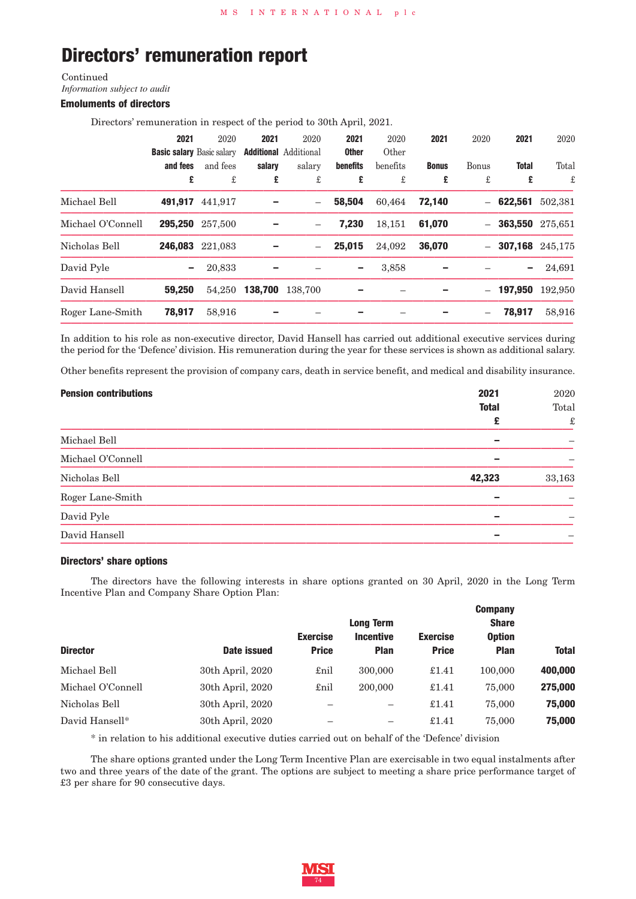# Directors' remuneration report

Continued

*Information subject to audit*

### Emoluments of directors

Directors' remuneration in respect of the period to 30th April, 2021.

| | 2021 Basic salary and fees £ | 2020 Basic salary and fees £ | 2021 Additional salary £ | 2020 Additional salary £ | 2021 Other benefits £ | 2020 Other benefits £ | 2021 Bonus £ | 2020 Bonus £ | 2021 Total £ | 2020 Total £ |
|---|---|---|---|---|---|---|---|---|---|---|
| Michael Bell | **491,917** | 441,917 | **–** | – | **58,504** | 60,464 | **72,140** | – | **622,561** | 502,381 |
| Michael O'Connell | **295,250** | 257,500 | **–** | – | **7,230** | 18,151 | **61,070** | – | **363,550** | 275,651 |
| Nicholas Bell | **246,083** | 221,083 | **–** | – | **25,015** | 24,092 | **36,070** | – | **307,168** | 245,175 |
| David Pyle | **–** | 20,833 | **–** | – | **–** | 3,858 | **–** | – | **–** | 24,691 |
| David Hansell | **59,250** | 54,250 | **138,700** | 138,700 | **–** | – | **–** | – | **197,950** | 192,950 |
| Roger Lane-Smith | **78,917** | 58,916 | **–** | – | **–** | – | **–** | – | **78,917** | 58,916 |

In addition to his role as non-executive director, David Hansell has carried out additional executive services during the period for the 'Defence' division. His remuneration during the year for these services is shown as additional salary.

Other benefits represent the provision of company cars, death in service benefit, and medical and disability insurance.

| **Pension contributions** | 2021 Total £ | 2020 Total £ |
|---|---|---|
| Michael Bell | **–** | – |
| Michael O'Connell | **–** | – |
| Nicholas Bell | **42,323** | 33,163 |
| Roger Lane-Smith | **–** | – |
| David Pyle | **–** | – |
| David Hansell | **–** | – |

### Directors' share options

The directors have the following interests in share options granted on 30 April, 2020 in the Long Term Incentive Plan and Company Share Option Plan:

| Director | Date issued | Exercise Price | Long Term Incentive Plan | Exercise Price | Company Share Option Plan | Total |
|---|---|---|---|---|---|---|
| Michael Bell | 30th April, 2020 | £nil | 300,000 | £1.41 | 100,000 | **400,000** |
| Michael O'Connell | 30th April, 2020 | £nil | 200,000 | £1.41 | 75,000 | **275,000** |
| Nicholas Bell | 30th April, 2020 | – | – | £1.41 | 75,000 | **75,000** |
| David Hansell* | 30th April, 2020 | – | – | £1.41 | 75,000 | **75,000** |

* in relation to his additional executive duties carried out on behalf of the 'Defence' division

The share options granted under the Long Term Incentive Plan are exercisable in two equal instalments after two and three years of the date of the grant. The options are subject to meeting a share price performance target of £3 per share for 90 consecutive days.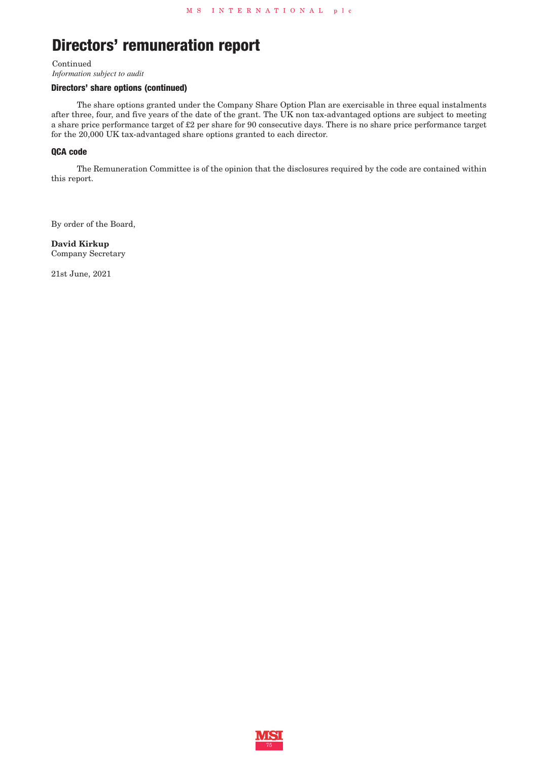# Directors' remuneration report

Continued

*Information subject to audit*

### Directors' share options (continued)

The share options granted under the Company Share Option Plan are exercisable in three equal instalments after three, four, and five years of the date of the grant. The UK non tax-advantaged options are subject to meeting a share price performance target of £2 per share for 90 consecutive days. There is no share price performance target for the 20,000 UK tax-advantaged share options granted to each director.

### QCA code

The Remuneration Committee is of the opinion that the disclosures required by the code are contained within this report.

By order of the Board,

**David Kirkup**
Company Secretary

21st June, 2021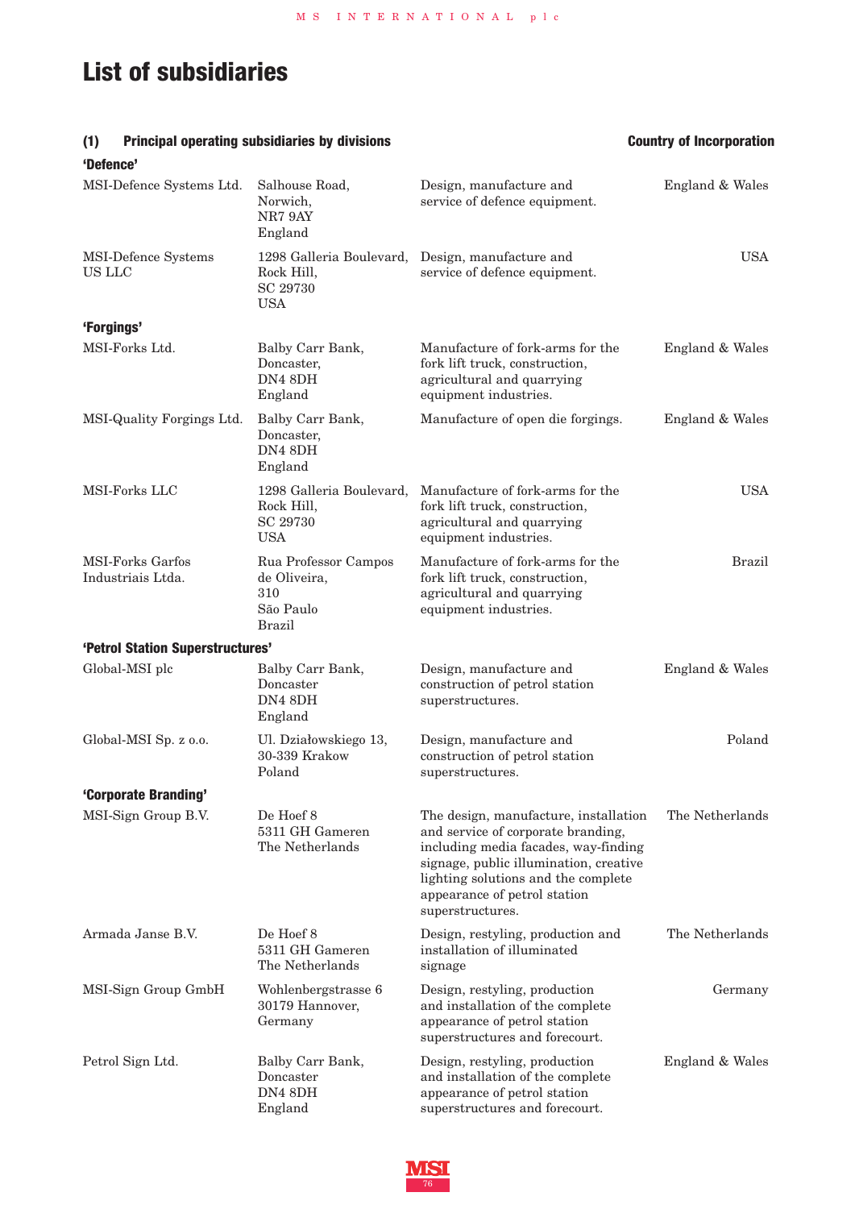# List of subsidiaries

| (1) Principal operating subsidiaries by divisions | | | Country of Incorporation |
|---|---|---|---|
| **'Defence'** | | | |
| MSI-Defence Systems Ltd. | Salhouse Road, Norwich, NR7 9AY England | Design, manufacture and service of defence equipment. | England & Wales |
| MSI-Defence Systems US LLC | 1298 Galleria Boulevard, Rock Hill, SC 29730 USA | Design, manufacture and service of defence equipment. | USA |
| **'Forgings'** | | | |
| MSI-Forks Ltd. | Balby Carr Bank, Doncaster, DN4 8DH England | Manufacture of fork-arms for the fork lift truck, construction, agricultural and quarrying equipment industries. | England & Wales |
| MSI-Quality Forgings Ltd. | Balby Carr Bank, Doncaster, DN4 8DH England | Manufacture of open die forgings. | England & Wales |
| MSI-Forks LLC | 1298 Galleria Boulevard, Rock Hill, SC 29730 USA | Manufacture of fork-arms for the fork lift truck, construction, agricultural and quarrying equipment industries. | USA |
| MSI-Forks Garfos Industriais Ltda. | Rua Professor Campos de Oliveira, 310 São Paulo Brazil | Manufacture of fork-arms for the fork lift truck, construction, agricultural and quarrying equipment industries. | Brazil |
| **'Petrol Station Superstructures'** | | | |
| Global-MSI plc | Balby Carr Bank, Doncaster DN4 8DH England | Design, manufacture and construction of petrol station superstructures. | England & Wales |
| Global-MSI Sp. z o.o. | Ul. Działowskiego 13, 30-339 Krakow Poland | Design, manufacture and construction of petrol station superstructures. | Poland |
| **'Corporate Branding'** | | | |
| MSI-Sign Group B.V. | De Hoef 8 5311 GH Gameren The Netherlands | The design, manufacture, installation and service of corporate branding, including media facades, way-finding signage, public illumination, creative lighting solutions and the complete appearance of petrol station superstructures. | The Netherlands |
| Armada Janse B.V. | De Hoef 8 5311 GH Gameren The Netherlands | Design, restyling, production and installation of illuminated signage | The Netherlands |
| MSI-Sign Group GmbH | Wohlenbergstrasse 6 30179 Hannover, Germany | Design, restyling, production and installation of the complete appearance of petrol station superstructures and forecourt. | Germany |
| Petrol Sign Ltd. | Balby Carr Bank, Doncaster DN4 8DH England | Design, restyling, production and installation of the complete appearance of petrol station superstructures and forecourt. | England & Wales |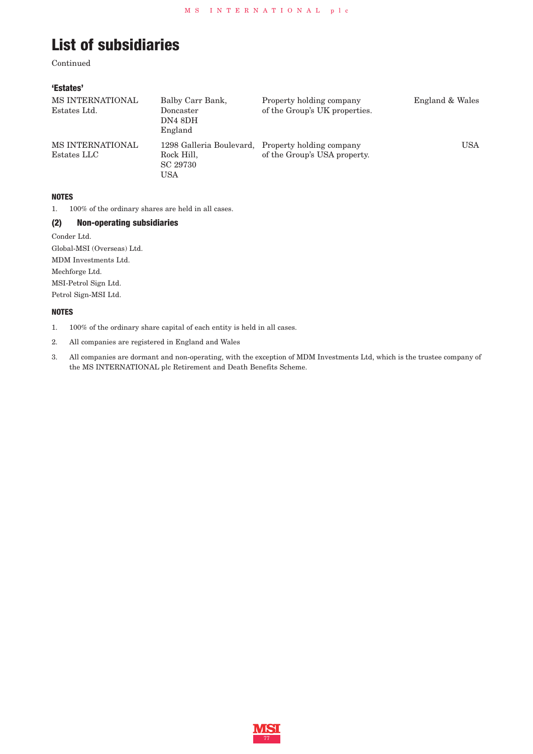# List of subsidiaries

Continued

**'Estates'**

| | | | |
|---|---|---|---|
| MS INTERNATIONAL Estates Ltd. | Balby Carr Bank, Doncaster DN4 8DH England | Property holding company of the Group's UK properties. | England & Wales |
| MS INTERNATIONAL Estates LLC | 1298 Galleria Boulevard, Rock Hill, SC 29730 USA | Property holding company of the Group's USA property. | USA |

**NOTES**

1. 100% of the ordinary shares are held in all cases.

## (2) Non-operating subsidiaries

Conder Ltd.

Global-MSI (Overseas) Ltd.

MDM Investments Ltd.

Mechforge Ltd.

MSI-Petrol Sign Ltd.

Petrol Sign-MSI Ltd.

**NOTES**

1. 100% of the ordinary share capital of each entity is held in all cases.
2. All companies are registered in England and Wales
3. All companies are dormant and non-operating, with the exception of MDM Investments Ltd, which is the trustee company of the MS INTERNATIONAL plc Retirement and Death Benefits Scheme.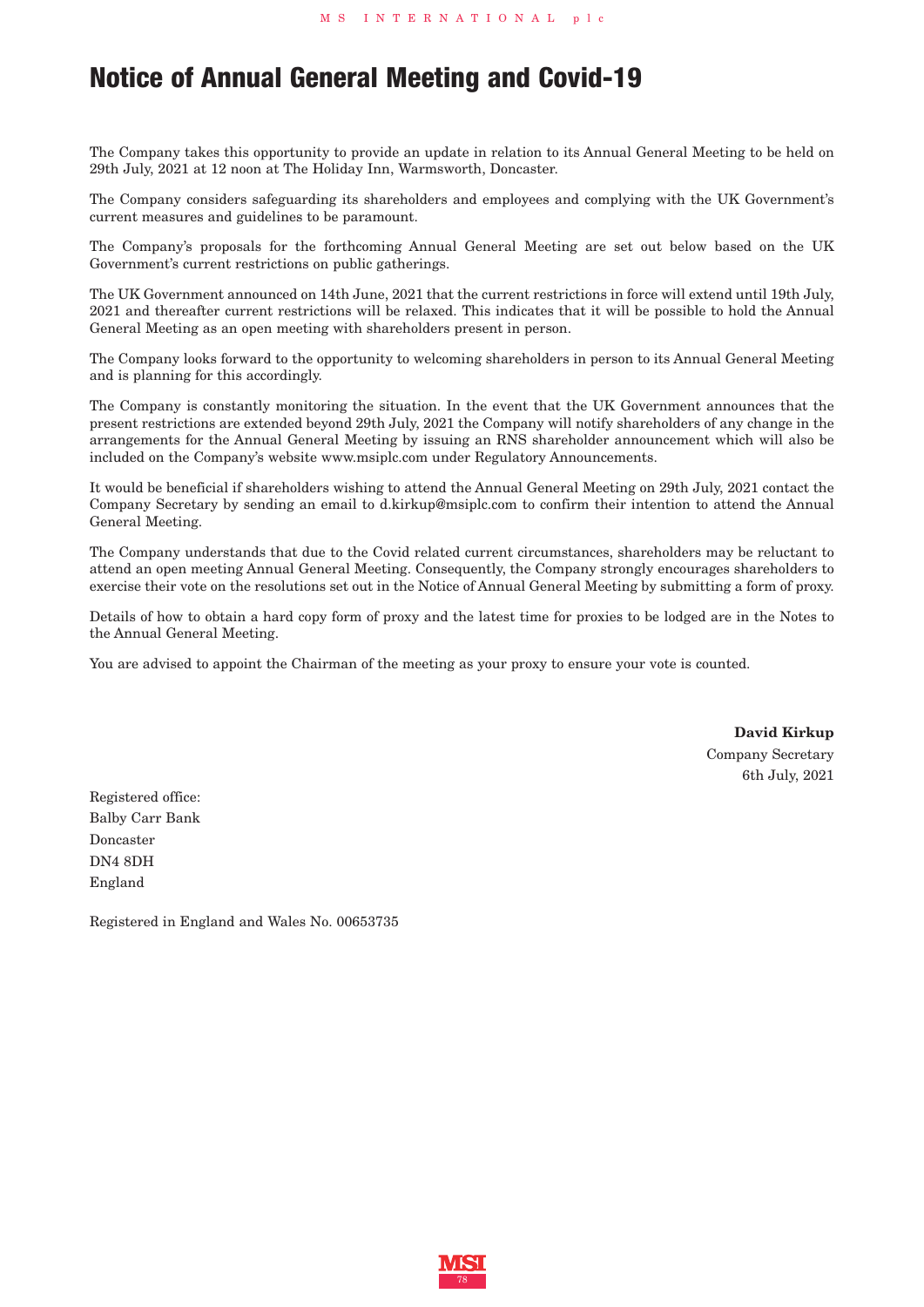# Notice of Annual General Meeting and Covid-19

The Company takes this opportunity to provide an update in relation to its Annual General Meeting to be held on 29th July, 2021 at 12 noon at The Holiday Inn, Warmsworth, Doncaster.

The Company considers safeguarding its shareholders and employees and complying with the UK Government's current measures and guidelines to be paramount.

The Company's proposals for the forthcoming Annual General Meeting are set out below based on the UK Government's current restrictions on public gatherings.

The UK Government announced on 14th June, 2021 that the current restrictions in force will extend until 19th July, 2021 and thereafter current restrictions will be relaxed. This indicates that it will be possible to hold the Annual General Meeting as an open meeting with shareholders present in person.

The Company looks forward to the opportunity to welcoming shareholders in person to its Annual General Meeting and is planning for this accordingly.

The Company is constantly monitoring the situation. In the event that the UK Government announces that the present restrictions are extended beyond 29th July, 2021 the Company will notify shareholders of any change in the arrangements for the Annual General Meeting by issuing an RNS shareholder announcement which will also be included on the Company's website www.msiplc.com under Regulatory Announcements.

It would be beneficial if shareholders wishing to attend the Annual General Meeting on 29th July, 2021 contact the Company Secretary by sending an email to d.kirkup@msiplc.com to confirm their intention to attend the Annual General Meeting.

The Company understands that due to the Covid related current circumstances, shareholders may be reluctant to attend an open meeting Annual General Meeting. Consequently, the Company strongly encourages shareholders to exercise their vote on the resolutions set out in the Notice of Annual General Meeting by submitting a form of proxy.

Details of how to obtain a hard copy form of proxy and the latest time for proxies to be lodged are in the Notes to the Annual General Meeting.

You are advised to appoint the Chairman of the meeting as your proxy to ensure your vote is counted.

**David Kirkup**
Company Secretary
6th July, 2021

Registered office:
Balby Carr Bank
Doncaster
DN4 8DH
England

Registered in England and Wales No. 00653735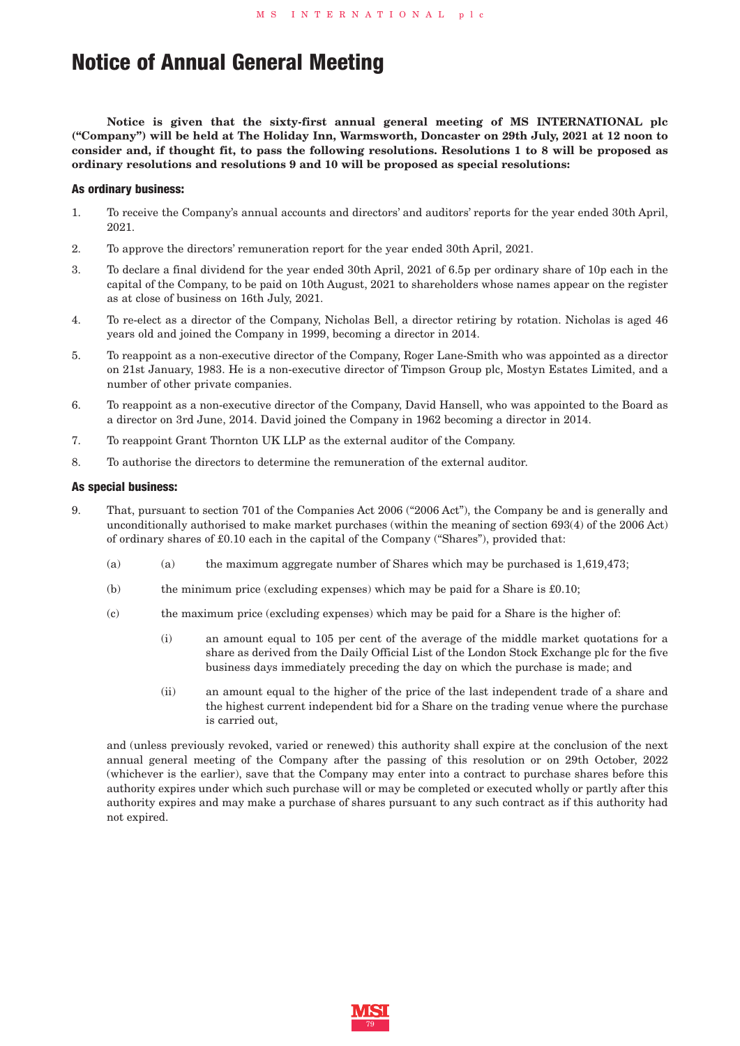# Notice of Annual General Meeting

**Notice is given that the sixty-first annual general meeting of MS INTERNATIONAL plc ("Company") will be held at The Holiday Inn, Warmsworth, Doncaster on 29th July, 2021 at 12 noon to consider and, if thought fit, to pass the following resolutions. Resolutions 1 to 8 will be proposed as ordinary resolutions and resolutions 9 and 10 will be proposed as special resolutions:**

### As ordinary business:

1. To receive the Company's annual accounts and directors' and auditors' reports for the year ended 30th April, 2021.
2. To approve the directors' remuneration report for the year ended 30th April, 2021.
3. To declare a final dividend for the year ended 30th April, 2021 of 6.5p per ordinary share of 10p each in the capital of the Company, to be paid on 10th August, 2021 to shareholders whose names appear on the register as at close of business on 16th July, 2021.
4. To re-elect as a director of the Company, Nicholas Bell, a director retiring by rotation. Nicholas is aged 46 years old and joined the Company in 1999, becoming a director in 2014.
5. To reappoint as a non-executive director of the Company, Roger Lane-Smith who was appointed as a director on 21st January, 1983. He is a non-executive director of Timpson Group plc, Mostyn Estates Limited, and a number of other private companies.
6. To reappoint as a non-executive director of the Company, David Hansell, who was appointed to the Board as a director on 3rd June, 2014. David joined the Company in 1962 becoming a director in 2014.
7. To reappoint Grant Thornton UK LLP as the external auditor of the Company.
8. To authorise the directors to determine the remuneration of the external auditor.

### As special business:

9. That, pursuant to section 701 of the Companies Act 2006 ("2006 Act"), the Company be and is generally and unconditionally authorised to make market purchases (within the meaning of section 693(4) of the 2006 Act) of ordinary shares of £0.10 each in the capital of the Company ("Shares"), provided that:

   (a) (a) the maximum aggregate number of Shares which may be purchased is 1,619,473;

   (b) the minimum price (excluding expenses) which may be paid for a Share is £0.10;

   (c) the maximum price (excluding expenses) which may be paid for a Share is the higher of:

      (i) an amount equal to 105 per cent of the average of the middle market quotations for a share as derived from the Daily Official List of the London Stock Exchange plc for the five business days immediately preceding the day on which the purchase is made; and

      (ii) an amount equal to the higher of the price of the last independent trade of a share and the highest current independent bid for a Share on the trading venue where the purchase is carried out,

   and (unless previously revoked, varied or renewed) this authority shall expire at the conclusion of the next annual general meeting of the Company after the passing of this resolution or on 29th October, 2022 (whichever is the earlier), save that the Company may enter into a contract to purchase shares before this authority expires under which such purchase will or may be completed or executed wholly or partly after this authority expires and may make a purchase of shares pursuant to any such contract as if this authority had not expired.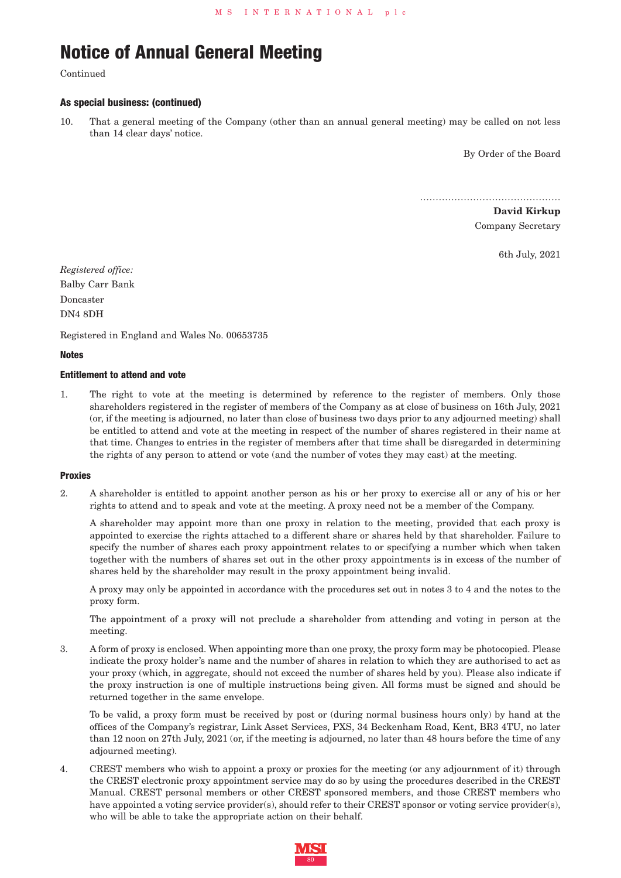# Notice of Annual General Meeting

Continued

### As special business: (continued)

10. That a general meeting of the Company (other than an annual general meeting) may be called on not less than 14 clear days' notice.

By Order of the Board

……………………………………

**David Kirkup**
Company Secretary

6th July, 2021

*Registered office:*
Balby Carr Bank
Doncaster
DN4 8DH

Registered in England and Wales No. 00653735

### Notes

### Entitlement to attend and vote

1. The right to vote at the meeting is determined by reference to the register of members. Only those shareholders registered in the register of members of the Company as at close of business on 16th July, 2021 (or, if the meeting is adjourned, no later than close of business two days prior to any adjourned meeting) shall be entitled to attend and vote at the meeting in respect of the number of shares registered in their name at that time. Changes to entries in the register of members after that time shall be disregarded in determining the rights of any person to attend or vote (and the number of votes they may cast) at the meeting.

### Proxies

2. A shareholder is entitled to appoint another person as his or her proxy to exercise all or any of his or her rights to attend and to speak and vote at the meeting. A proxy need not be a member of the Company.

   A shareholder may appoint more than one proxy in relation to the meeting, provided that each proxy is appointed to exercise the rights attached to a different share or shares held by that shareholder. Failure to specify the number of shares each proxy appointment relates to or specifying a number which when taken together with the numbers of shares set out in the other proxy appointments is in excess of the number of shares held by the shareholder may result in the proxy appointment being invalid.

   A proxy may only be appointed in accordance with the procedures set out in notes 3 to 4 and the notes to the proxy form.

   The appointment of a proxy will not preclude a shareholder from attending and voting in person at the meeting.

3. A form of proxy is enclosed. When appointing more than one proxy, the proxy form may be photocopied. Please indicate the proxy holder's name and the number of shares in relation to which they are authorised to act as your proxy (which, in aggregate, should not exceed the number of shares held by you). Please also indicate if the proxy instruction is one of multiple instructions being given. All forms must be signed and should be returned together in the same envelope.

   To be valid, a proxy form must be received by post or (during normal business hours only) by hand at the offices of the Company's registrar, Link Asset Services, PXS, 34 Beckenham Road, Kent, BR3 4TU, no later than 12 noon on 27th July, 2021 (or, if the meeting is adjourned, no later than 48 hours before the time of any adjourned meeting).

4. CREST members who wish to appoint a proxy or proxies for the meeting (or any adjournment of it) through the CREST electronic proxy appointment service may do so by using the procedures described in the CREST Manual. CREST personal members or other CREST sponsored members, and those CREST members who have appointed a voting service provider(s), should refer to their CREST sponsor or voting service provider(s), who will be able to take the appropriate action on their behalf.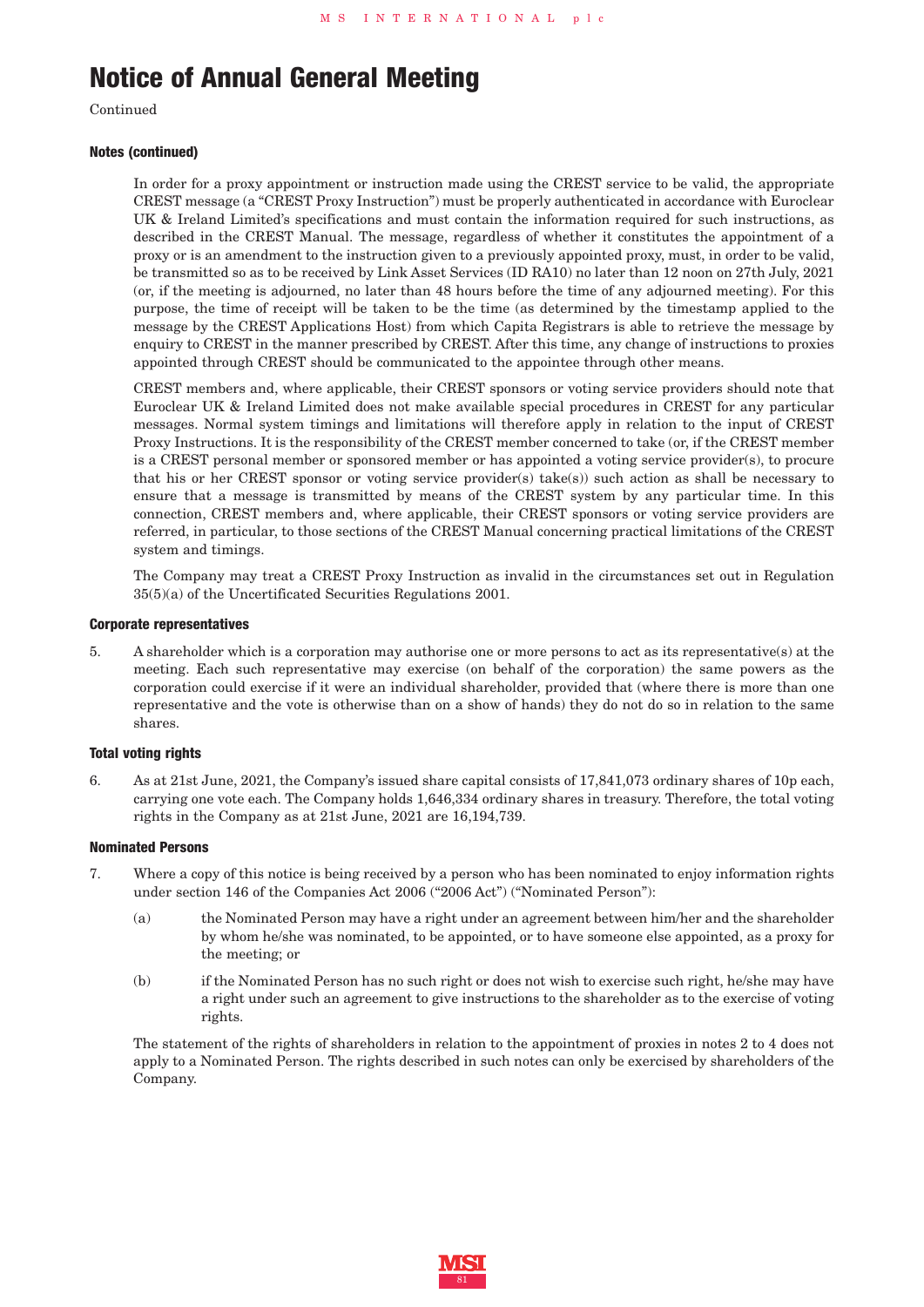# Notice of Annual General Meeting

Continued

### Notes (continued)

In order for a proxy appointment or instruction made using the CREST service to be valid, the appropriate CREST message (a "CREST Proxy Instruction") must be properly authenticated in accordance with Euroclear UK & Ireland Limited's specifications and must contain the information required for such instructions, as described in the CREST Manual. The message, regardless of whether it constitutes the appointment of a proxy or is an amendment to the instruction given to a previously appointed proxy, must, in order to be valid, be transmitted so as to be received by Link Asset Services (ID RA10) no later than 12 noon on 27th July, 2021 (or, if the meeting is adjourned, no later than 48 hours before the time of any adjourned meeting). For this purpose, the time of receipt will be taken to be the time (as determined by the timestamp applied to the message by the CREST Applications Host) from which Capita Registrars is able to retrieve the message by enquiry to CREST in the manner prescribed by CREST. After this time, any change of instructions to proxies appointed through CREST should be communicated to the appointee through other means.

CREST members and, where applicable, their CREST sponsors or voting service providers should note that Euroclear UK & Ireland Limited does not make available special procedures in CREST for any particular messages. Normal system timings and limitations will therefore apply in relation to the input of CREST Proxy Instructions. It is the responsibility of the CREST member concerned to take (or, if the CREST member is a CREST personal member or sponsored member or has appointed a voting service provider(s), to procure that his or her CREST sponsor or voting service provider(s) take(s)) such action as shall be necessary to ensure that a message is transmitted by means of the CREST system by any particular time. In this connection, CREST members and, where applicable, their CREST sponsors or voting service providers are referred, in particular, to those sections of the CREST Manual concerning practical limitations of the CREST system and timings.

The Company may treat a CREST Proxy Instruction as invalid in the circumstances set out in Regulation 35(5)(a) of the Uncertificated Securities Regulations 2001.

### Corporate representatives

5. A shareholder which is a corporation may authorise one or more persons to act as its representative(s) at the meeting. Each such representative may exercise (on behalf of the corporation) the same powers as the corporation could exercise if it were an individual shareholder, provided that (where there is more than one representative and the vote is otherwise than on a show of hands) they do not do so in relation to the same shares.

### Total voting rights

6. As at 21st June, 2021, the Company's issued share capital consists of 17,841,073 ordinary shares of 10p each, carrying one vote each. The Company holds 1,646,334 ordinary shares in treasury. Therefore, the total voting rights in the Company as at 21st June, 2021 are 16,194,739.

### Nominated Persons

7. Where a copy of this notice is being received by a person who has been nominated to enjoy information rights under section 146 of the Companies Act 2006 ("2006 Act") ("Nominated Person"):

   (a) the Nominated Person may have a right under an agreement between him/her and the shareholder by whom he/she was nominated, to be appointed, or to have someone else appointed, as a proxy for the meeting; or

   (b) if the Nominated Person has no such right or does not wish to exercise such right, he/she may have a right under such an agreement to give instructions to the shareholder as to the exercise of voting rights.

The statement of the rights of shareholders in relation to the appointment of proxies in notes 2 to 4 does not apply to a Nominated Person. The rights described in such notes can only be exercised by shareholders of the Company.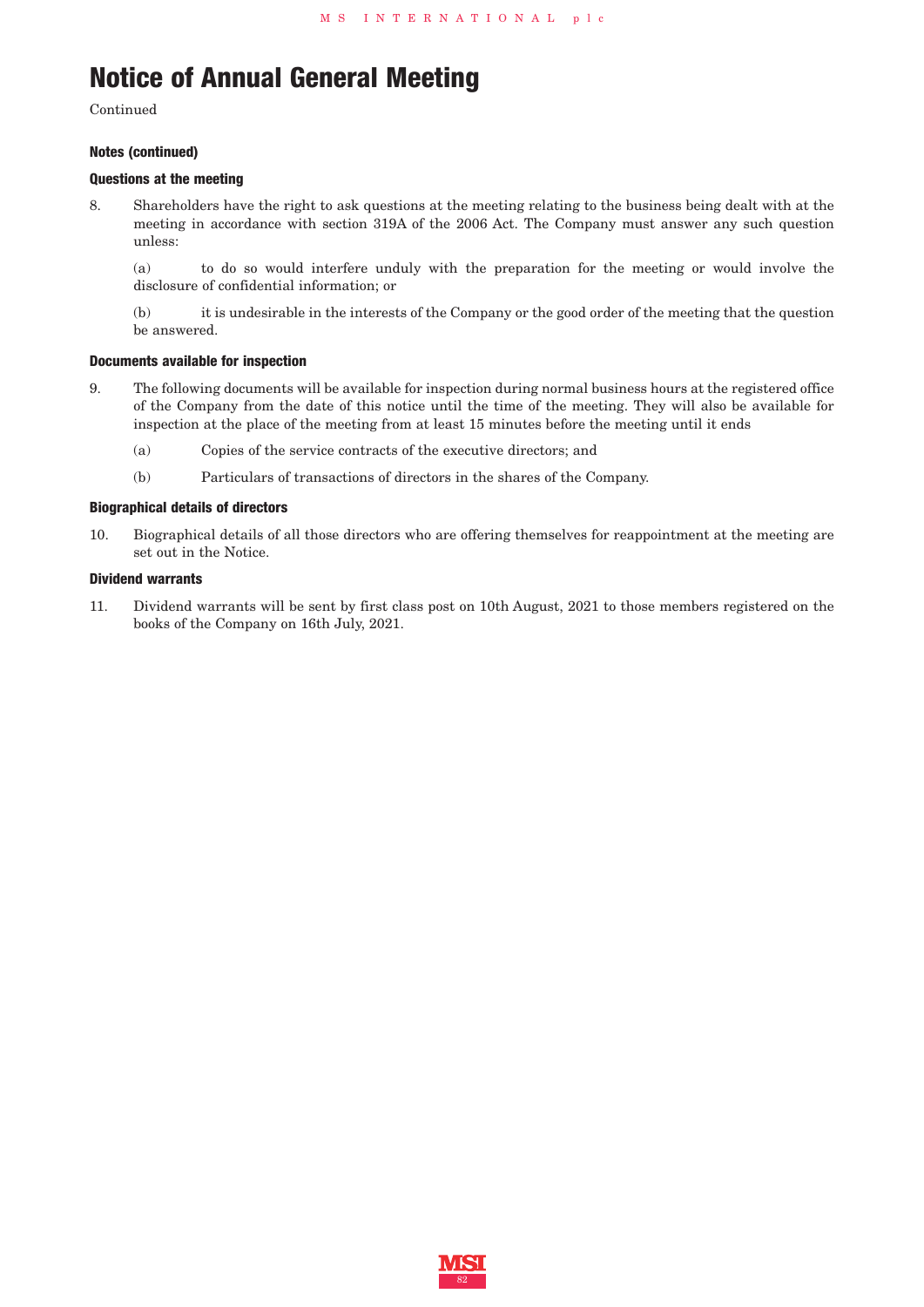# Notice of Annual General Meeting

Continued

**Notes (continued)**

### Questions at the meeting

8. Shareholders have the right to ask questions at the meeting relating to the business being dealt with at the meeting in accordance with section 319A of the 2006 Act. The Company must answer any such question unless:

   (a) to do so would interfere unduly with the preparation for the meeting or would involve the disclosure of confidential information; or

   (b) it is undesirable in the interests of the Company or the good order of the meeting that the question be answered.

### Documents available for inspection

9. The following documents will be available for inspection during normal business hours at the registered office of the Company from the date of this notice until the time of the meeting. They will also be available for inspection at the place of the meeting from at least 15 minutes before the meeting until it ends

   (a) Copies of the service contracts of the executive directors; and

   (b) Particulars of transactions of directors in the shares of the Company.

### Biographical details of directors

10. Biographical details of all those directors who are offering themselves for reappointment at the meeting are set out in the Notice.

### Dividend warrants

11. Dividend warrants will be sent by first class post on 10th August, 2021 to those members registered on the books of the Company on 16th July, 2021.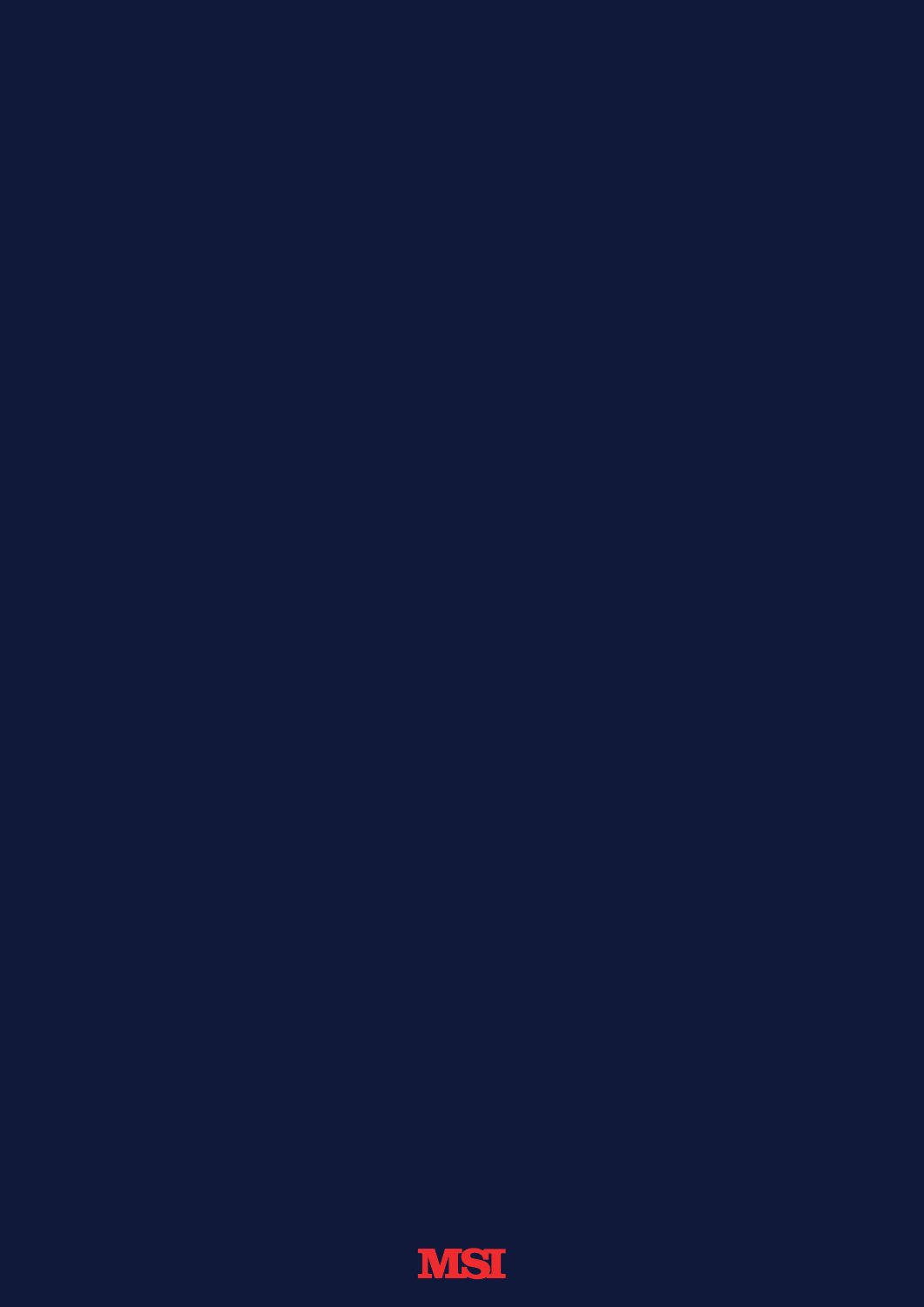MSI